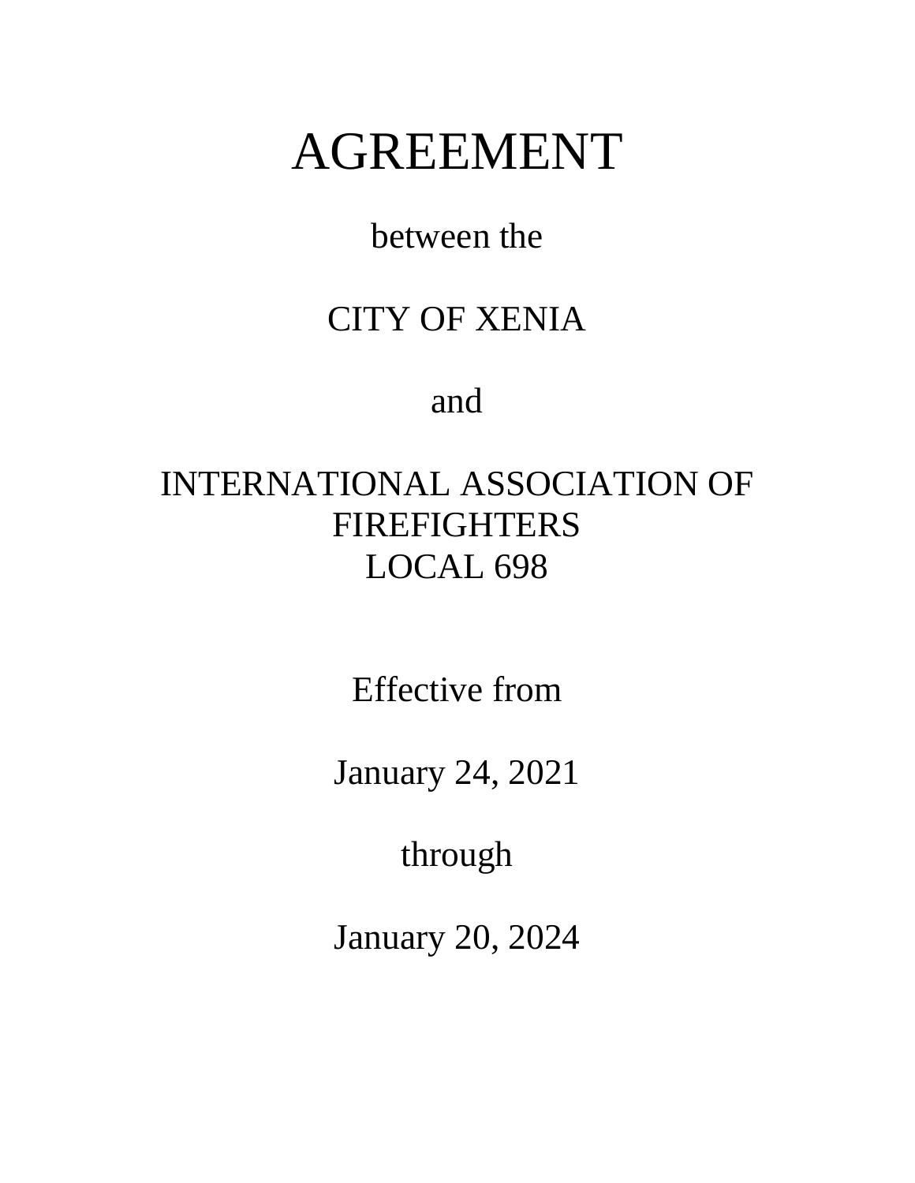# AGREEMENT

between the

CITY OF XENIA

and

INTERNATIONAL ASSOCIATION OF FIREFIGHTERS
LOCAL 698

Effective from

January 24, 2021

through

January 20, 2024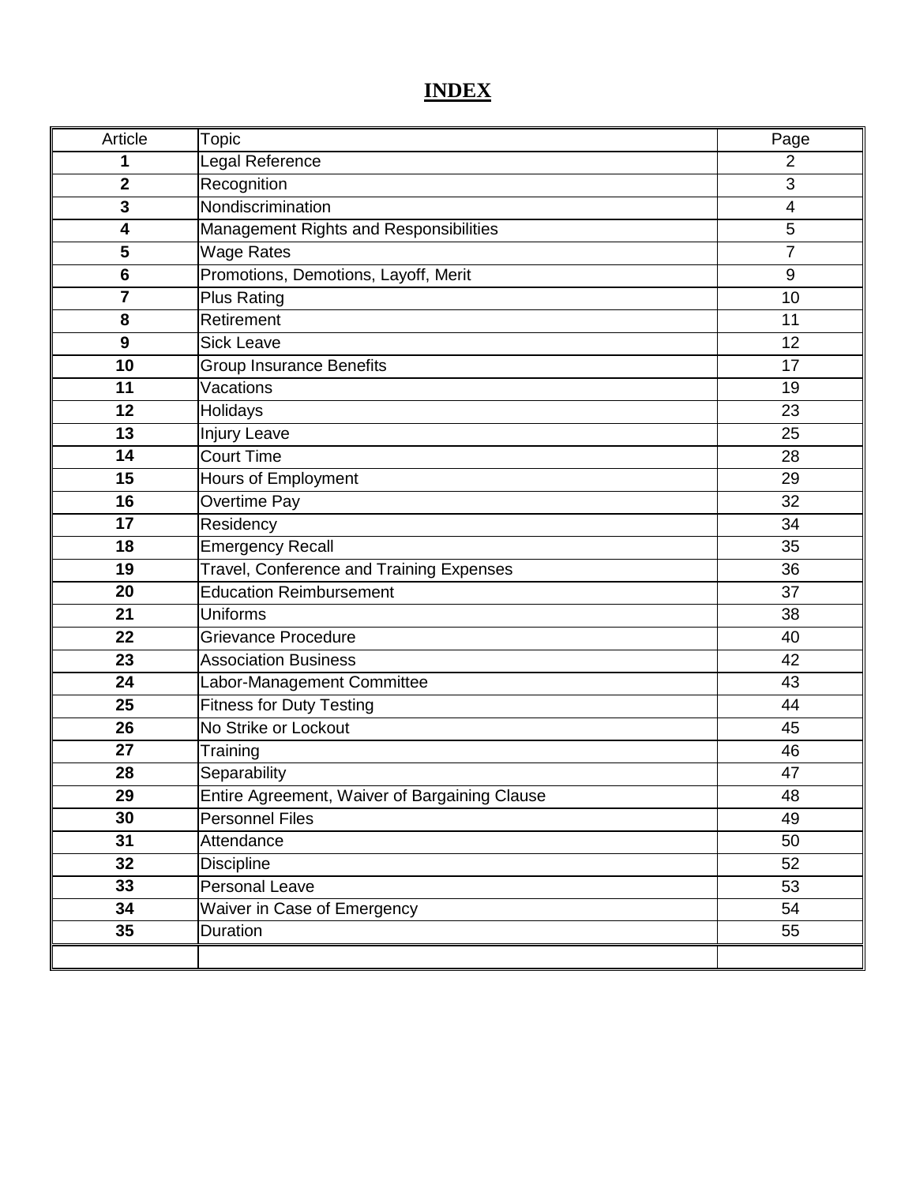# INDEX

| Article | Topic | Page |
|---|---|---|
| **1** | Legal Reference | 2 |
| **2** | Recognition | 3 |
| **3** | Nondiscrimination | 4 |
| **4** | Management Rights and Responsibilities | 5 |
| **5** | Wage Rates | 7 |
| **6** | Promotions, Demotions, Layoff, Merit | 9 |
| **7** | Plus Rating | 10 |
| **8** | Retirement | 11 |
| **9** | Sick Leave | 12 |
| **10** | Group Insurance Benefits | 17 |
| **11** | Vacations | 19 |
| **12** | Holidays | 23 |
| **13** | Injury Leave | 25 |
| **14** | Court Time | 28 |
| **15** | Hours of Employment | 29 |
| **16** | Overtime Pay | 32 |
| **17** | Residency | 34 |
| **18** | Emergency Recall | 35 |
| **19** | Travel, Conference and Training Expenses | 36 |
| **20** | Education Reimbursement | 37 |
| **21** | Uniforms | 38 |
| **22** | Grievance Procedure | 40 |
| **23** | Association Business | 42 |
| **24** | Labor-Management Committee | 43 |
| **25** | Fitness for Duty Testing | 44 |
| **26** | No Strike or Lockout | 45 |
| **27** | Training | 46 |
| **28** | Separability | 47 |
| **29** | Entire Agreement, Waiver of Bargaining Clause | 48 |
| **30** | Personnel Files | 49 |
| **31** | Attendance | 50 |
| **32** | Discipline | 52 |
| **33** | Personal Leave | 53 |
| **34** | Waiver in Case of Emergency | 54 |
| **35** | Duration | 55 |
| | | |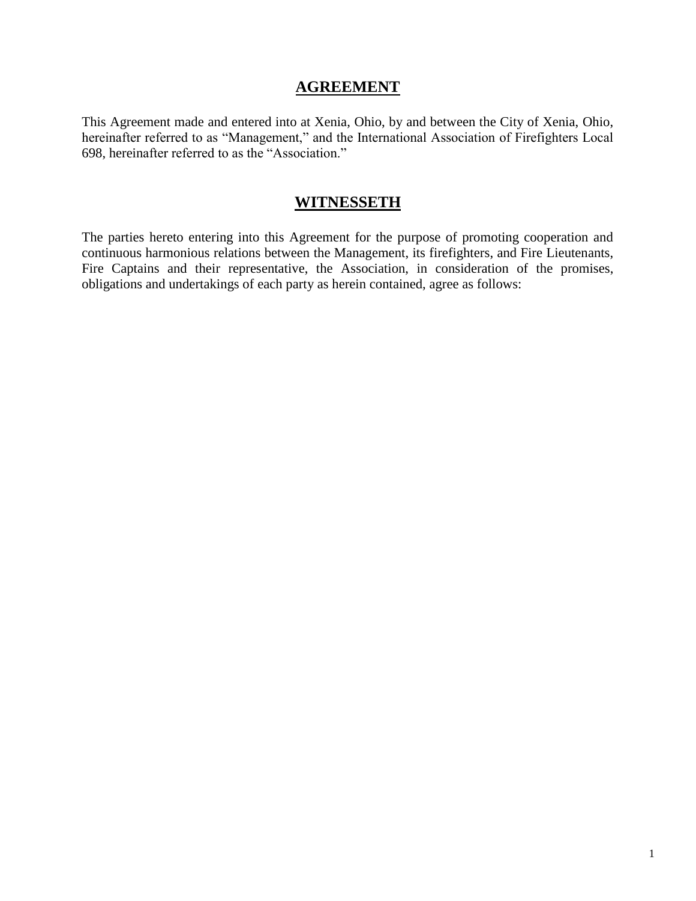# **AGREEMENT**

This Agreement made and entered into at Xenia, Ohio, by and between the City of Xenia, Ohio, hereinafter referred to as "Management," and the International Association of Firefighters Local 698, hereinafter referred to as the "Association."

# **WITNESSETH**

The parties hereto entering into this Agreement for the purpose of promoting cooperation and continuous harmonious relations between the Management, its firefighters, and Fire Lieutenants, Fire Captains and their representative, the Association, in consideration of the promises, obligations and undertakings of each party as herein contained, agree as follows: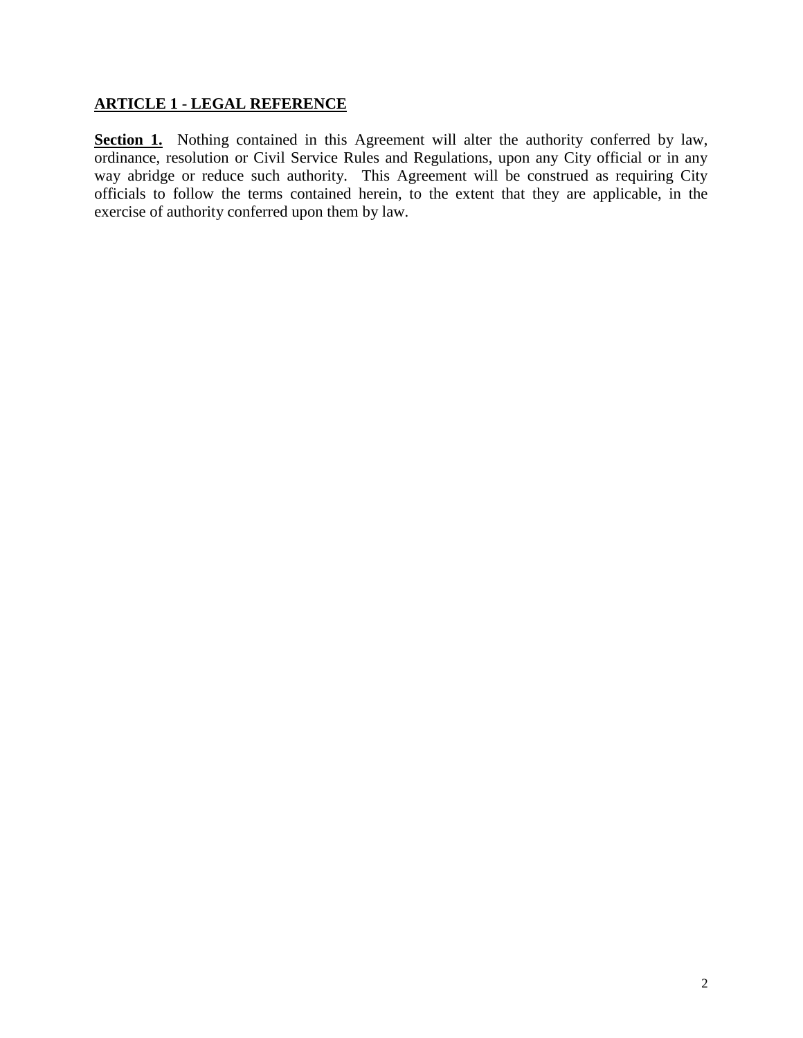## ARTICLE 1 - LEGAL REFERENCE

**Section 1.** Nothing contained in this Agreement will alter the authority conferred by law, ordinance, resolution or Civil Service Rules and Regulations, upon any City official or in any way abridge or reduce such authority. This Agreement will be construed as requiring City officials to follow the terms contained herein, to the extent that they are applicable, in the exercise of authority conferred upon them by law.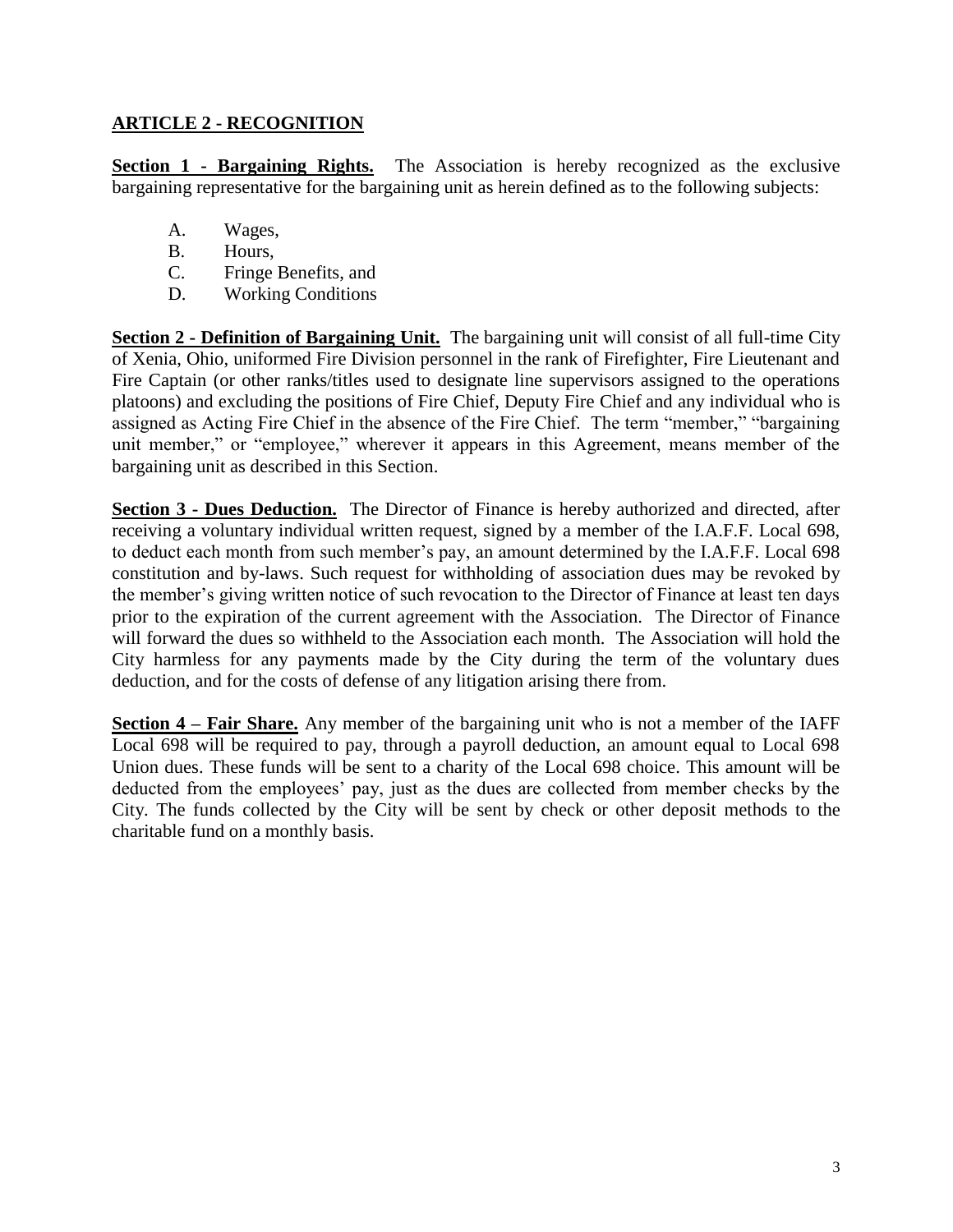## ARTICLE 2 - RECOGNITION

**Section 1 - Bargaining Rights.** The Association is hereby recognized as the exclusive bargaining representative for the bargaining unit as herein defined as to the following subjects:

A. Wages,
B. Hours,
C. Fringe Benefits, and
D. Working Conditions

**Section 2 - Definition of Bargaining Unit.** The bargaining unit will consist of all full-time City of Xenia, Ohio, uniformed Fire Division personnel in the rank of Firefighter, Fire Lieutenant and Fire Captain (or other ranks/titles used to designate line supervisors assigned to the operations platoons) and excluding the positions of Fire Chief, Deputy Fire Chief and any individual who is assigned as Acting Fire Chief in the absence of the Fire Chief. The term "member," "bargaining unit member," or "employee," wherever it appears in this Agreement, means member of the bargaining unit as described in this Section.

**Section 3 - Dues Deduction.** The Director of Finance is hereby authorized and directed, after receiving a voluntary individual written request, signed by a member of the I.A.F.F. Local 698, to deduct each month from such member's pay, an amount determined by the I.A.F.F. Local 698 constitution and by-laws. Such request for withholding of association dues may be revoked by the member's giving written notice of such revocation to the Director of Finance at least ten days prior to the expiration of the current agreement with the Association. The Director of Finance will forward the dues so withheld to the Association each month. The Association will hold the City harmless for any payments made by the City during the term of the voluntary dues deduction, and for the costs of defense of any litigation arising there from.

**Section 4 – Fair Share.** Any member of the bargaining unit who is not a member of the IAFF Local 698 will be required to pay, through a payroll deduction, an amount equal to Local 698 Union dues. These funds will be sent to a charity of the Local 698 choice. This amount will be deducted from the employees' pay, just as the dues are collected from member checks by the City. The funds collected by the City will be sent by check or other deposit methods to the charitable fund on a monthly basis.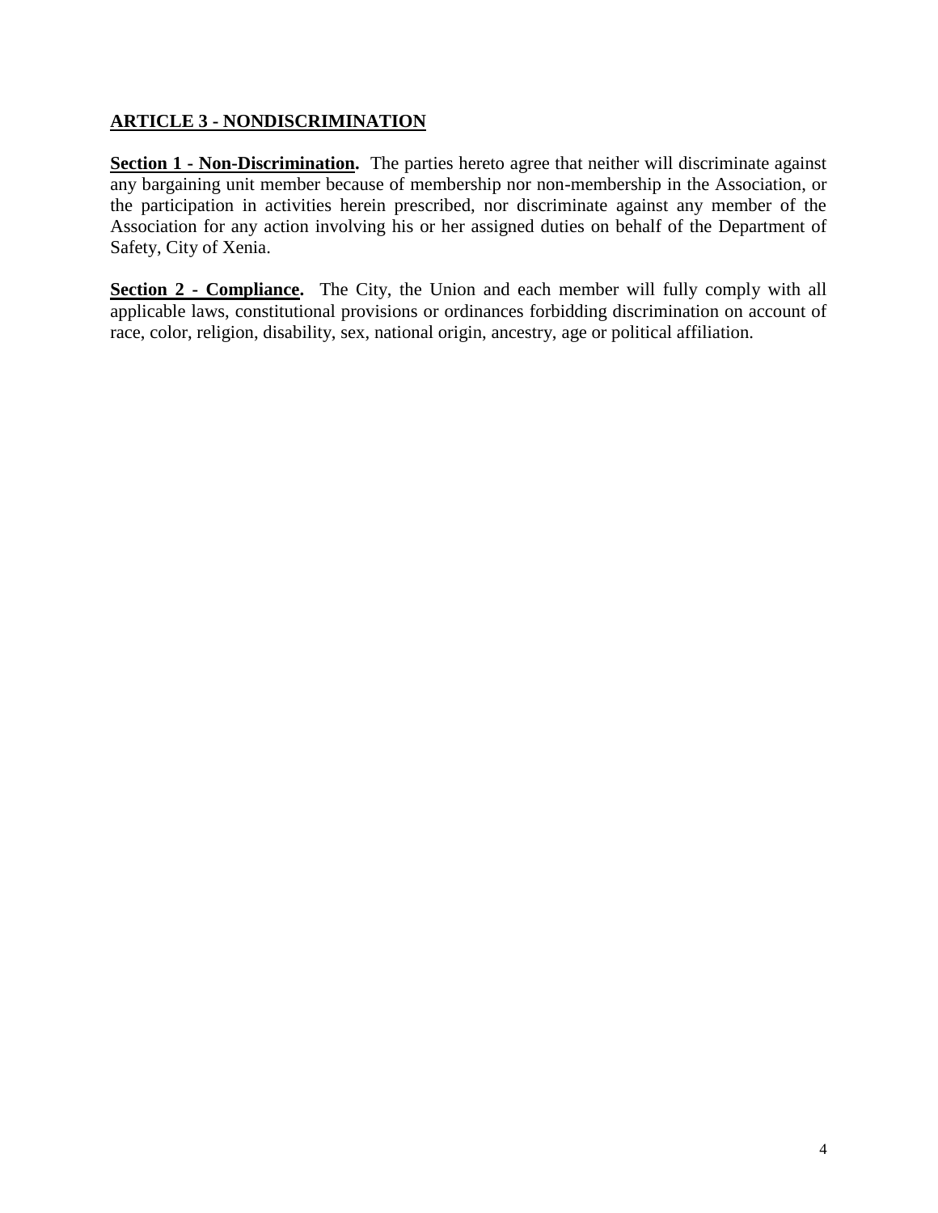## ARTICLE 3 - NONDISCRIMINATION

**Section 1 - Non-Discrimination.** The parties hereto agree that neither will discriminate against any bargaining unit member because of membership nor non-membership in the Association, or the participation in activities herein prescribed, nor discriminate against any member of the Association for any action involving his or her assigned duties on behalf of the Department of Safety, City of Xenia.

**Section 2 - Compliance.** The City, the Union and each member will fully comply with all applicable laws, constitutional provisions or ordinances forbidding discrimination on account of race, color, religion, disability, sex, national origin, ancestry, age or political affiliation.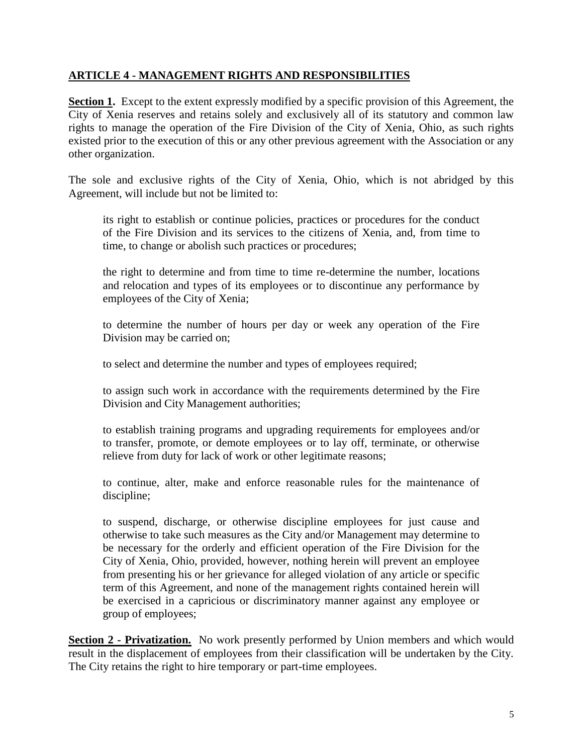## ARTICLE 4 - MANAGEMENT RIGHTS AND RESPONSIBILITIES

**Section 1.** Except to the extent expressly modified by a specific provision of this Agreement, the City of Xenia reserves and retains solely and exclusively all of its statutory and common law rights to manage the operation of the Fire Division of the City of Xenia, Ohio, as such rights existed prior to the execution of this or any other previous agreement with the Association or any other organization.

The sole and exclusive rights of the City of Xenia, Ohio, which is not abridged by this Agreement, will include but not be limited to:

> its right to establish or continue policies, practices or procedures for the conduct of the Fire Division and its services to the citizens of Xenia, and, from time to time, to change or abolish such practices or procedures;
>
> the right to determine and from time to time re-determine the number, locations and relocation and types of its employees or to discontinue any performance by employees of the City of Xenia;
>
> to determine the number of hours per day or week any operation of the Fire Division may be carried on;
>
> to select and determine the number and types of employees required;
>
> to assign such work in accordance with the requirements determined by the Fire Division and City Management authorities;
>
> to establish training programs and upgrading requirements for employees and/or to transfer, promote, or demote employees or to lay off, terminate, or otherwise relieve from duty for lack of work or other legitimate reasons;
>
> to continue, alter, make and enforce reasonable rules for the maintenance of discipline;
>
> to suspend, discharge, or otherwise discipline employees for just cause and otherwise to take such measures as the City and/or Management may determine to be necessary for the orderly and efficient operation of the Fire Division for the City of Xenia, Ohio, provided, however, nothing herein will prevent an employee from presenting his or her grievance for alleged violation of any article or specific term of this Agreement, and none of the management rights contained herein will be exercised in a capricious or discriminatory manner against any employee or group of employees;

**Section 2 - Privatization.** No work presently performed by Union members and which would result in the displacement of employees from their classification will be undertaken by the City. The City retains the right to hire temporary or part-time employees.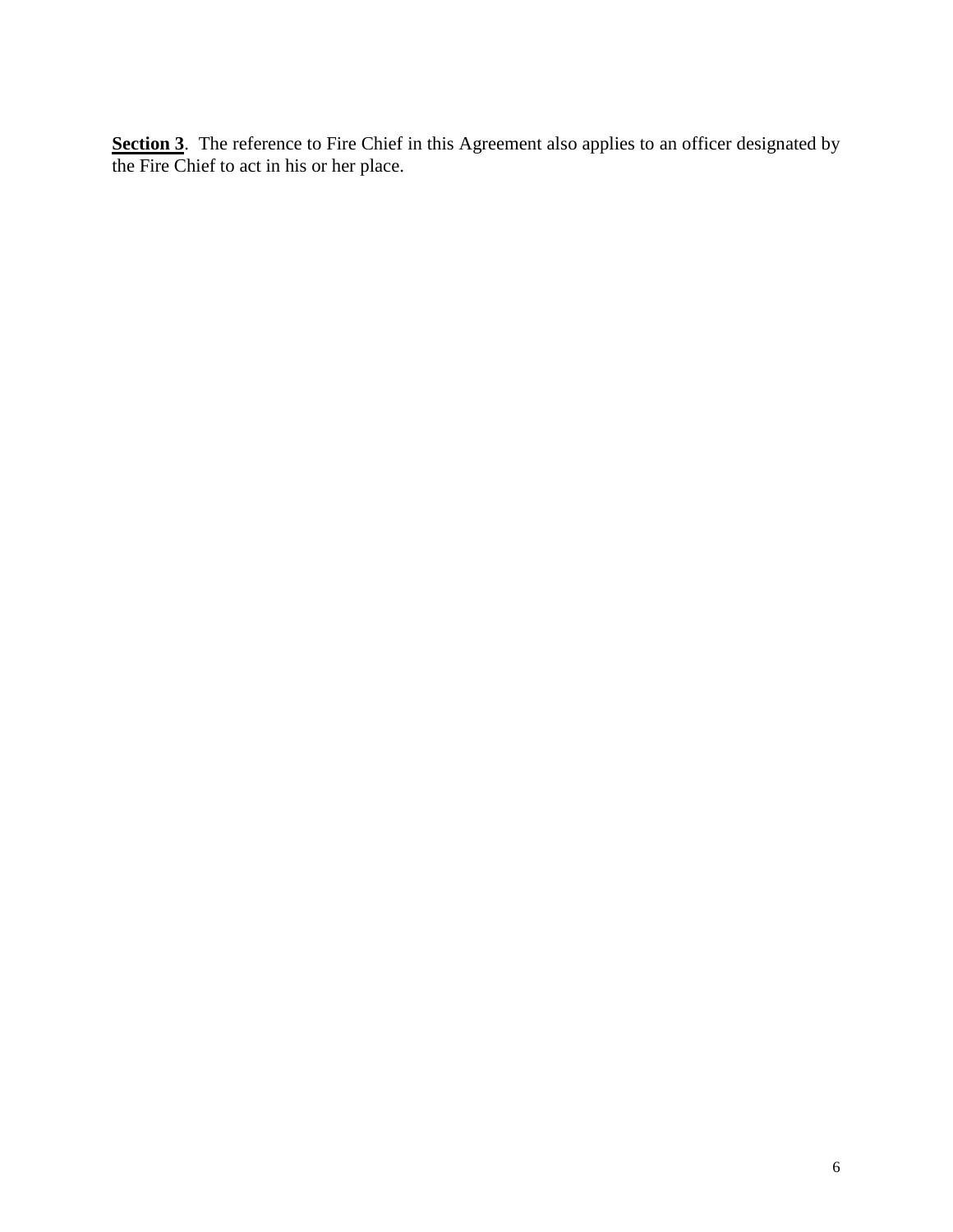**Section 3**. The reference to Fire Chief in this Agreement also applies to an officer designated by the Fire Chief to act in his or her place.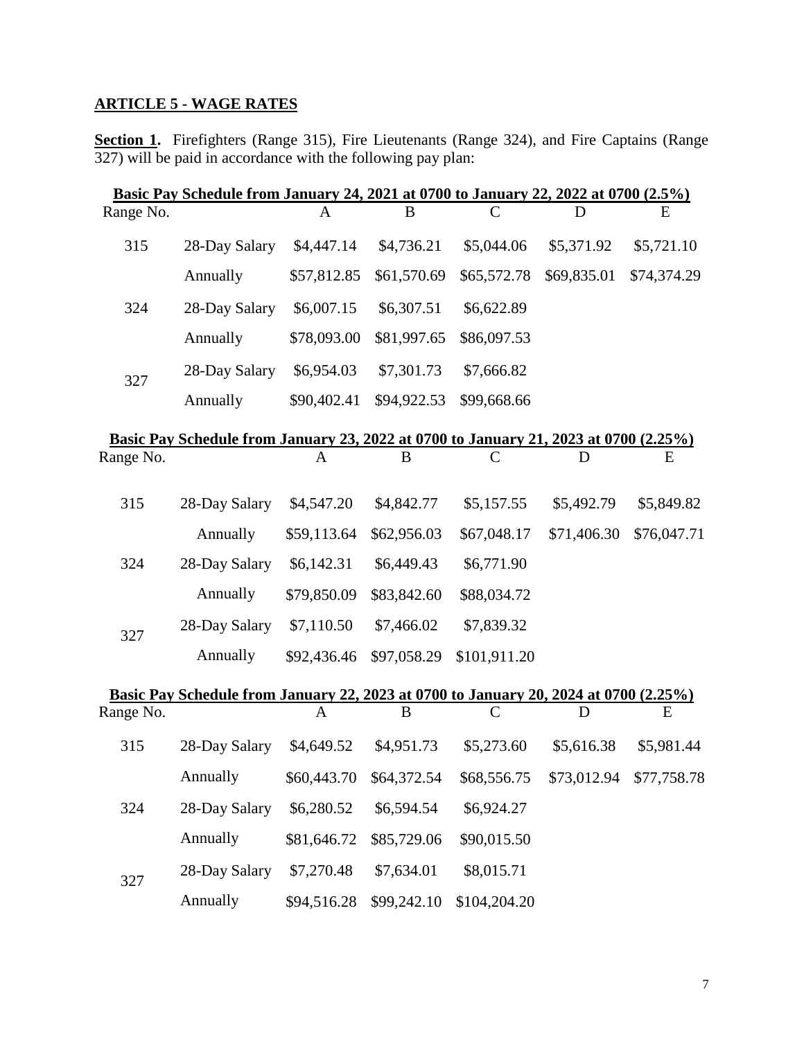## ARTICLE 5 - WAGE RATES

**Section 1.** Firefighters (Range 315), Fire Lieutenants (Range 324), and Fire Captains (Range 327) will be paid in accordance with the following pay plan:

**Basic Pay Schedule from January 24, 2021 at 0700 to January 22, 2022 at 0700 (2.5%)**

| Range No. | | A | B | C | D | E |
|---|---|---|---|---|---|---|
| 315 | 28-Day Salary | $4,447.14 | $4,736.21 | $5,044.06 | $5,371.92 | $5,721.10 |
| | Annually | $57,812.85 | $61,570.69 | $65,572.78 | $69,835.01 | $74,374.29 |
| 324 | 28-Day Salary | $6,007.15 | $6,307.51 | $6,622.89 | | |
| | Annually | $78,093.00 | $81,997.65 | $86,097.53 | | |
| 327 | 28-Day Salary | $6,954.03 | $7,301.73 | $7,666.82 | | |
| | Annually | $90,402.41 | $94,922.53 | $99,668.66 | | |

**Basic Pay Schedule from January 23, 2022 at 0700 to January 21, 2023 at 0700 (2.25%)**

| Range No. | | A | B | C | D | E |
|---|---|---|---|---|---|---|
| 315 | 28-Day Salary | $4,547.20 | $4,842.77 | $5,157.55 | $5,492.79 | $5,849.82 |
| | Annually | $59,113.64 | $62,956.03 | $67,048.17 | $71,406.30 | $76,047.71 |
| 324 | 28-Day Salary | $6,142.31 | $6,449.43 | $6,771.90 | | |
| | Annually | $79,850.09 | $83,842.60 | $88,034.72 | | |
| 327 | 28-Day Salary | $7,110.50 | $7,466.02 | $7,839.32 | | |
| | Annually | $92,436.46 | $97,058.29 | $101,911.20 | | |

**Basic Pay Schedule from January 22, 2023 at 0700 to January 20, 2024 at 0700 (2.25%)**

| Range No. | | A | B | C | D | E |
|---|---|---|---|---|---|---|
| 315 | 28-Day Salary | $4,649.52 | $4,951.73 | $5,273.60 | $5,616.38 | $5,981.44 |
| | Annually | $60,443.70 | $64,372.54 | $68,556.75 | $73,012.94 | $77,758.78 |
| 324 | 28-Day Salary | $6,280.52 | $6,594.54 | $6,924.27 | | |
| | Annually | $81,646.72 | $85,729.06 | $90,015.50 | | |
| 327 | 28-Day Salary | $7,270.48 | $7,634.01 | $8,015.71 | | |
| | Annually | $94,516.28 | $99,242.10 | $104,204.20 | | |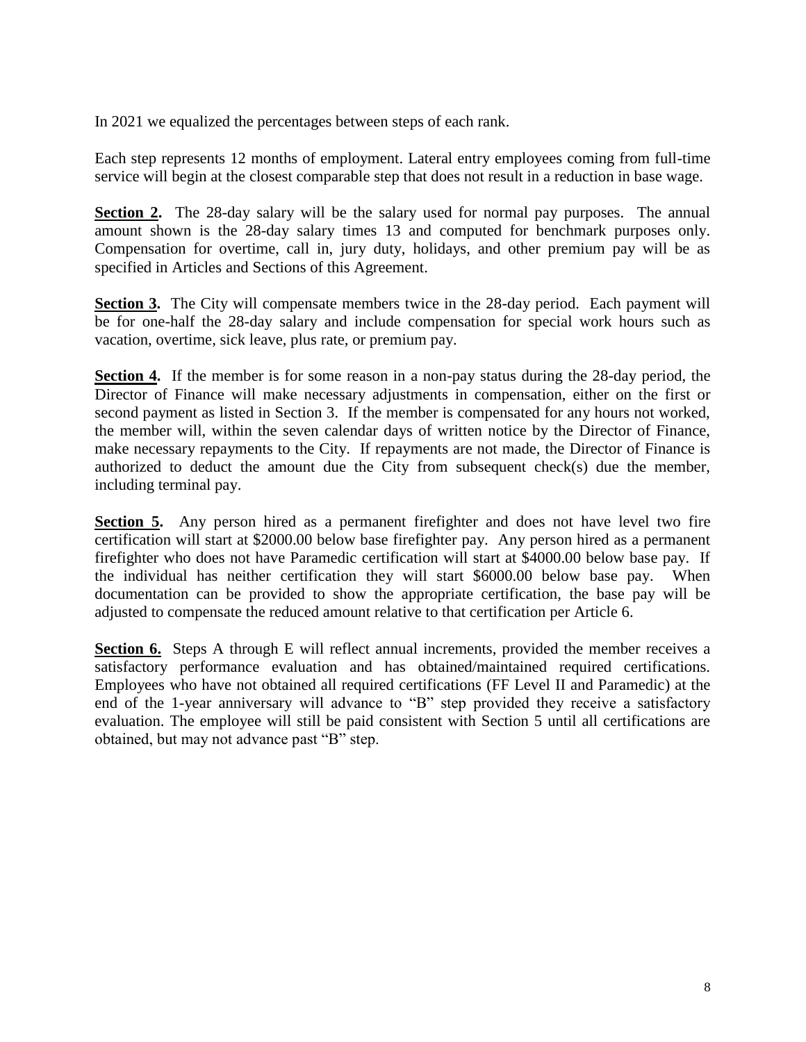In 2021 we equalized the percentages between steps of each rank.

Each step represents 12 months of employment. Lateral entry employees coming from full-time service will begin at the closest comparable step that does not result in a reduction in base wage.

**Section 2.** The 28-day salary will be the salary used for normal pay purposes. The annual amount shown is the 28-day salary times 13 and computed for benchmark purposes only. Compensation for overtime, call in, jury duty, holidays, and other premium pay will be as specified in Articles and Sections of this Agreement.

**Section 3.** The City will compensate members twice in the 28-day period. Each payment will be for one-half the 28-day salary and include compensation for special work hours such as vacation, overtime, sick leave, plus rate, or premium pay.

**Section 4.** If the member is for some reason in a non-pay status during the 28-day period, the Director of Finance will make necessary adjustments in compensation, either on the first or second payment as listed in Section 3. If the member is compensated for any hours not worked, the member will, within the seven calendar days of written notice by the Director of Finance, make necessary repayments to the City. If repayments are not made, the Director of Finance is authorized to deduct the amount due the City from subsequent check(s) due the member, including terminal pay.

**Section 5.** Any person hired as a permanent firefighter and does not have level two fire certification will start at $2000.00 below base firefighter pay. Any person hired as a permanent firefighter who does not have Paramedic certification will start at $4000.00 below base pay. If the individual has neither certification they will start $6000.00 below base pay. When documentation can be provided to show the appropriate certification, the base pay will be adjusted to compensate the reduced amount relative to that certification per Article 6.

**Section 6.** Steps A through E will reflect annual increments, provided the member receives a satisfactory performance evaluation and has obtained/maintained required certifications. Employees who have not obtained all required certifications (FF Level II and Paramedic) at the end of the 1-year anniversary will advance to "B" step provided they receive a satisfactory evaluation. The employee will still be paid consistent with Section 5 until all certifications are obtained, but may not advance past "B" step.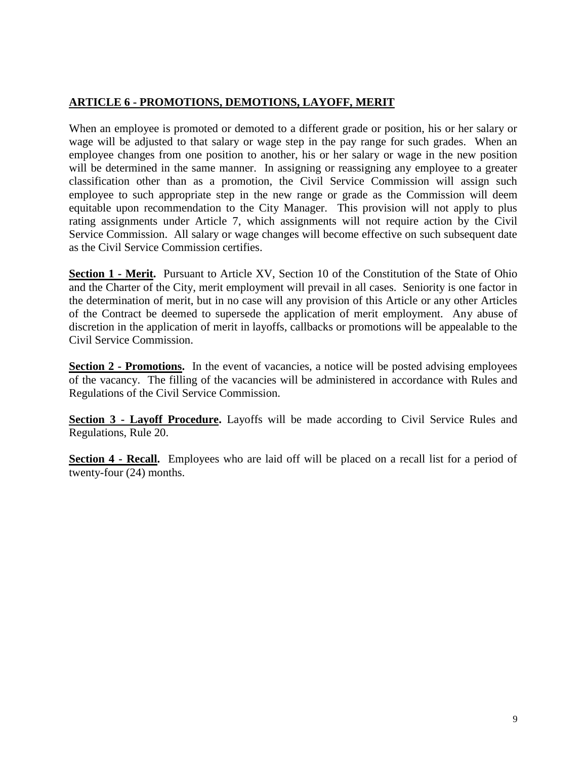## ARTICLE 6 - PROMOTIONS, DEMOTIONS, LAYOFF, MERIT

When an employee is promoted or demoted to a different grade or position, his or her salary or wage will be adjusted to that salary or wage step in the pay range for such grades. When an employee changes from one position to another, his or her salary or wage in the new position will be determined in the same manner. In assigning or reassigning any employee to a greater classification other than as a promotion, the Civil Service Commission will assign such employee to such appropriate step in the new range or grade as the Commission will deem equitable upon recommendation to the City Manager. This provision will not apply to plus rating assignments under Article 7, which assignments will not require action by the Civil Service Commission. All salary or wage changes will become effective on such subsequent date as the Civil Service Commission certifies.

**Section 1 - Merit.** Pursuant to Article XV, Section 10 of the Constitution of the State of Ohio and the Charter of the City, merit employment will prevail in all cases. Seniority is one factor in the determination of merit, but in no case will any provision of this Article or any other Articles of the Contract be deemed to supersede the application of merit employment. Any abuse of discretion in the application of merit in layoffs, callbacks or promotions will be appealable to the Civil Service Commission.

**Section 2 - Promotions.** In the event of vacancies, a notice will be posted advising employees of the vacancy. The filling of the vacancies will be administered in accordance with Rules and Regulations of the Civil Service Commission.

**Section 3 - Layoff Procedure.** Layoffs will be made according to Civil Service Rules and Regulations, Rule 20.

**Section 4 - Recall.** Employees who are laid off will be placed on a recall list for a period of twenty-four (24) months.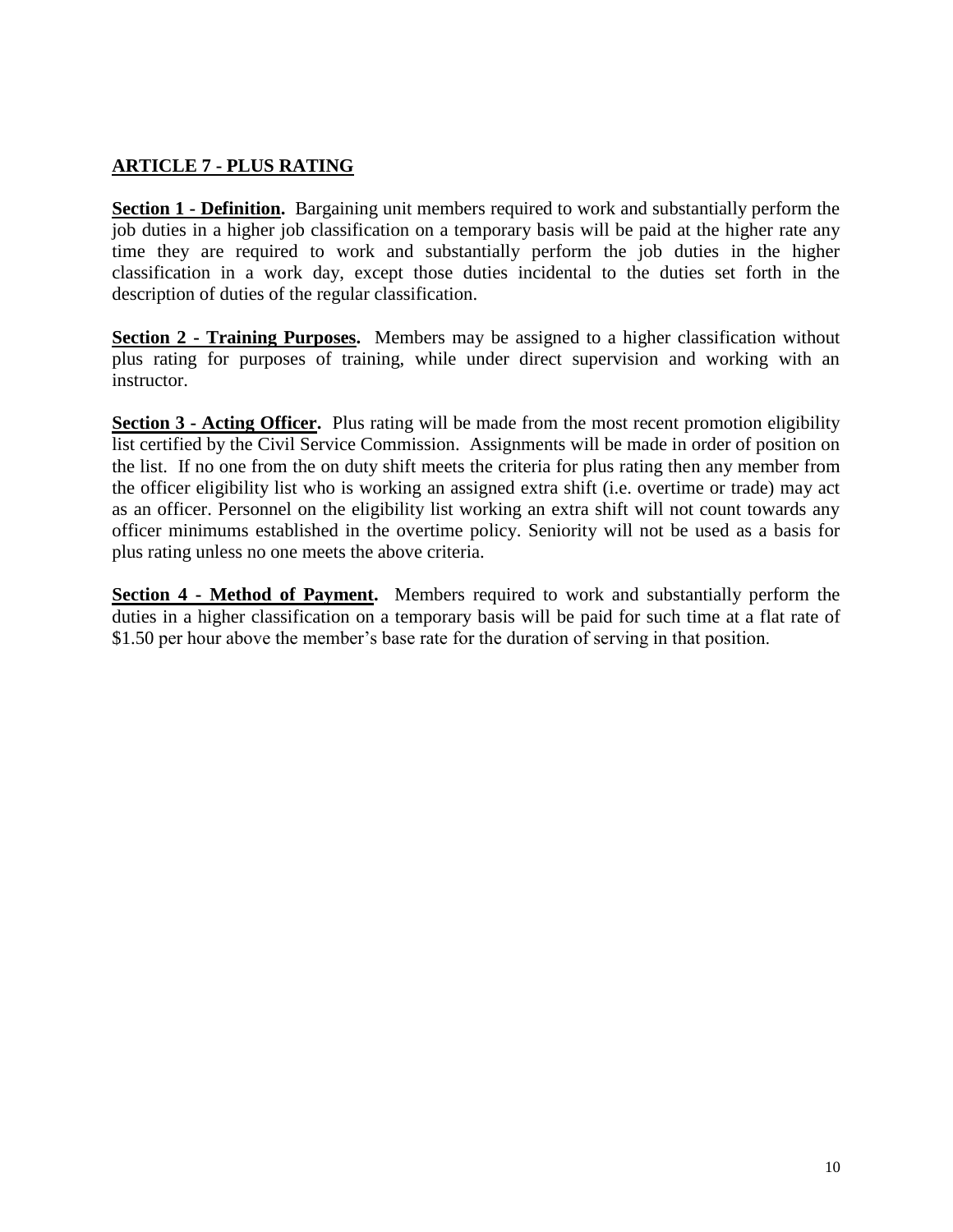## ARTICLE 7 - PLUS RATING

**Section 1 - Definition.** Bargaining unit members required to work and substantially perform the job duties in a higher job classification on a temporary basis will be paid at the higher rate any time they are required to work and substantially perform the job duties in the higher classification in a work day, except those duties incidental to the duties set forth in the description of duties of the regular classification.

**Section 2 - Training Purposes.** Members may be assigned to a higher classification without plus rating for purposes of training, while under direct supervision and working with an instructor.

**Section 3 - Acting Officer.** Plus rating will be made from the most recent promotion eligibility list certified by the Civil Service Commission. Assignments will be made in order of position on the list. If no one from the on duty shift meets the criteria for plus rating then any member from the officer eligibility list who is working an assigned extra shift (i.e. overtime or trade) may act as an officer. Personnel on the eligibility list working an extra shift will not count towards any officer minimums established in the overtime policy. Seniority will not be used as a basis for plus rating unless no one meets the above criteria.

**Section 4 - Method of Payment.** Members required to work and substantially perform the duties in a higher classification on a temporary basis will be paid for such time at a flat rate of $1.50 per hour above the member's base rate for the duration of serving in that position.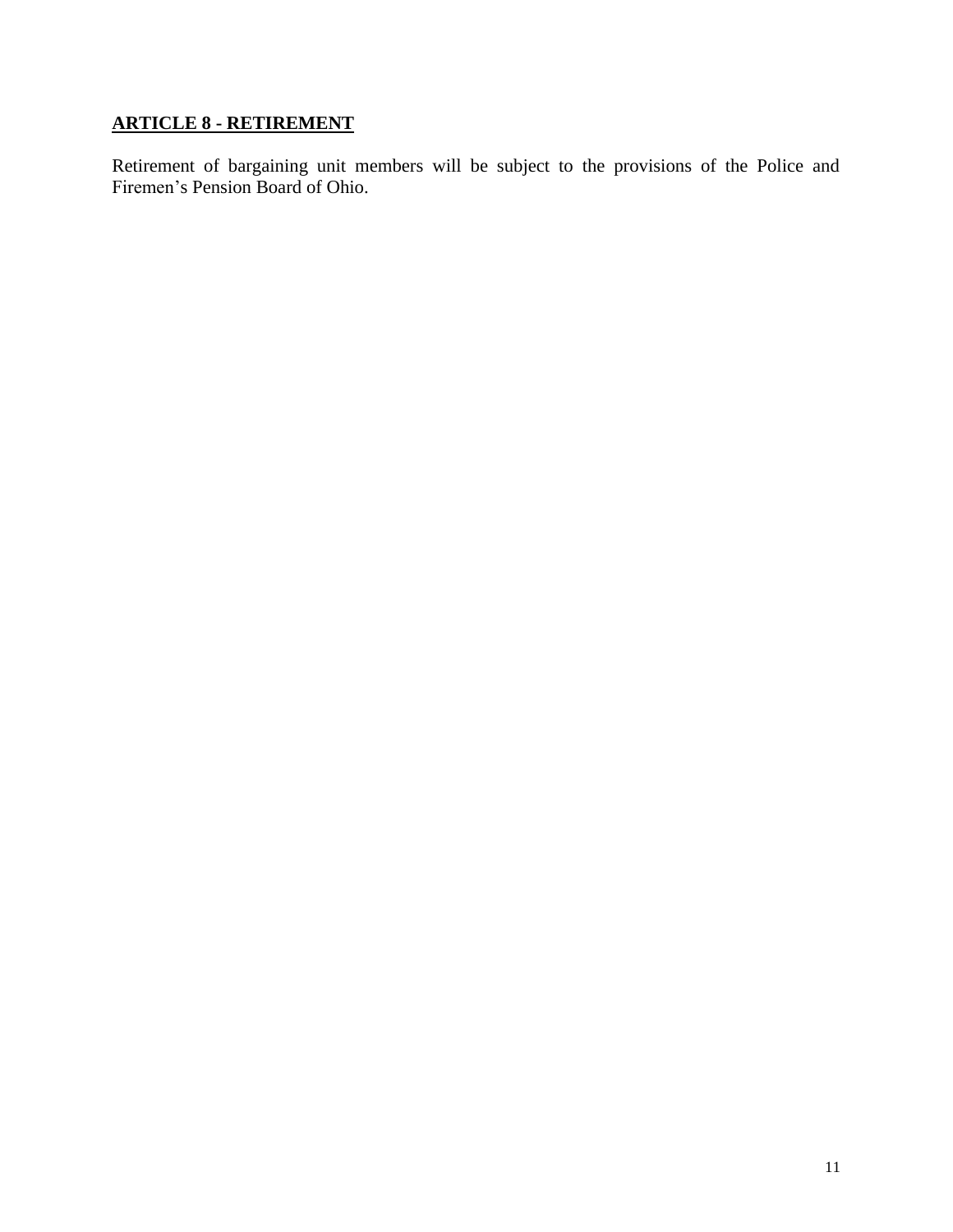## **ARTICLE 8 - RETIREMENT**

Retirement of bargaining unit members will be subject to the provisions of the Police and Firemen's Pension Board of Ohio.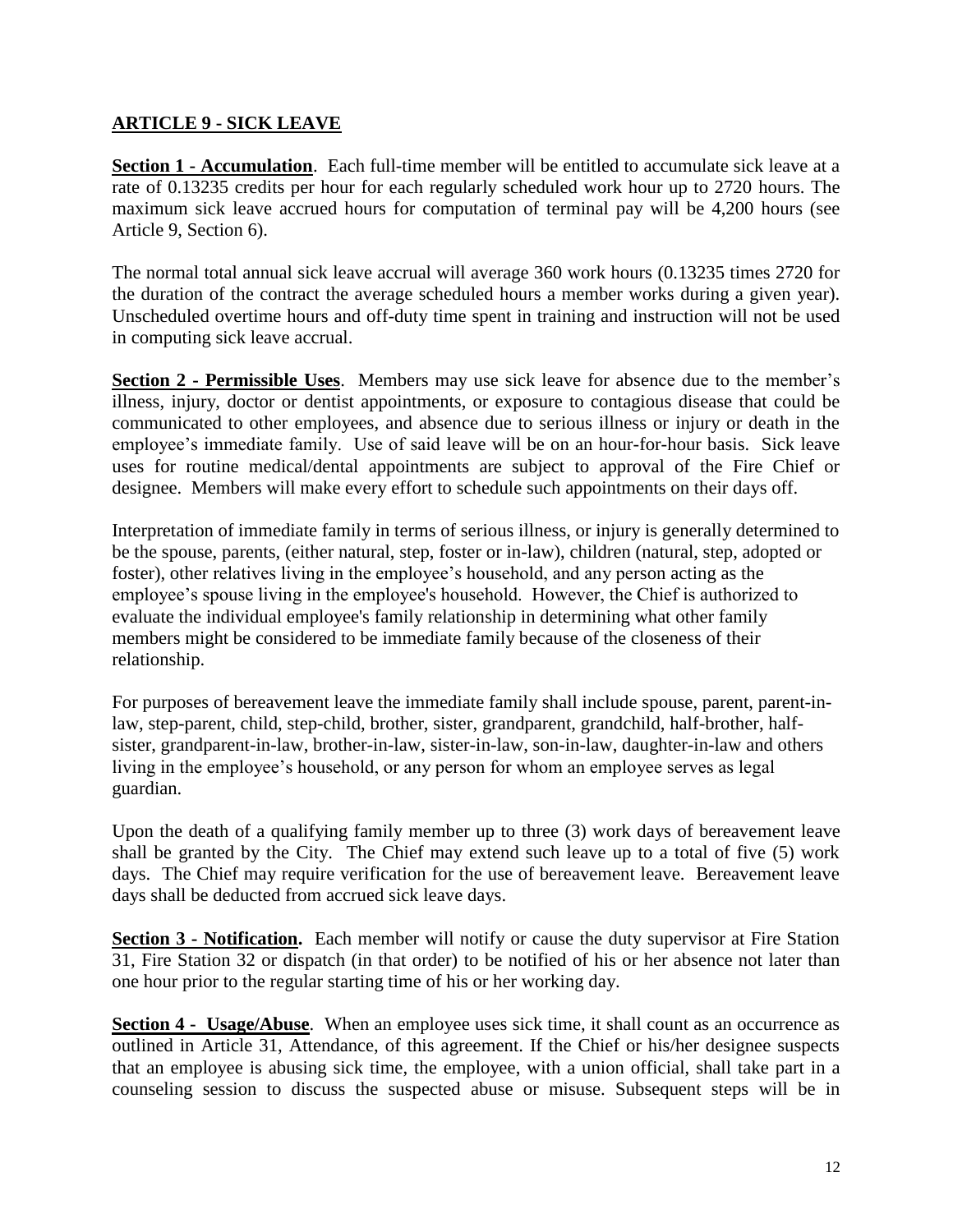## ARTICLE 9 - SICK LEAVE

**Section 1 - Accumulation**. Each full-time member will be entitled to accumulate sick leave at a rate of 0.13235 credits per hour for each regularly scheduled work hour up to 2720 hours. The maximum sick leave accrued hours for computation of terminal pay will be 4,200 hours (see Article 9, Section 6).

The normal total annual sick leave accrual will average 360 work hours (0.13235 times 2720 for the duration of the contract the average scheduled hours a member works during a given year). Unscheduled overtime hours and off-duty time spent in training and instruction will not be used in computing sick leave accrual.

**Section 2 - Permissible Uses**. Members may use sick leave for absence due to the member's illness, injury, doctor or dentist appointments, or exposure to contagious disease that could be communicated to other employees, and absence due to serious illness or injury or death in the employee's immediate family. Use of said leave will be on an hour-for-hour basis. Sick leave uses for routine medical/dental appointments are subject to approval of the Fire Chief or designee. Members will make every effort to schedule such appointments on their days off.

Interpretation of immediate family in terms of serious illness, or injury is generally determined to be the spouse, parents, (either natural, step, foster or in-law), children (natural, step, adopted or foster), other relatives living in the employee's household, and any person acting as the employee's spouse living in the employee's household. However, the Chief is authorized to evaluate the individual employee's family relationship in determining what other family members might be considered to be immediate family because of the closeness of their relationship.

For purposes of bereavement leave the immediate family shall include spouse, parent, parent-in-law, step-parent, child, step-child, brother, sister, grandparent, grandchild, half-brother, half-sister, grandparent-in-law, brother-in-law, sister-in-law, son-in-law, daughter-in-law and others living in the employee's household, or any person for whom an employee serves as legal guardian.

Upon the death of a qualifying family member up to three (3) work days of bereavement leave shall be granted by the City. The Chief may extend such leave up to a total of five (5) work days. The Chief may require verification for the use of bereavement leave. Bereavement leave days shall be deducted from accrued sick leave days.

**Section 3 - Notification.** Each member will notify or cause the duty supervisor at Fire Station 31, Fire Station 32 or dispatch (in that order) to be notified of his or her absence not later than one hour prior to the regular starting time of his or her working day.

**Section 4 - Usage/Abuse**. When an employee uses sick time, it shall count as an occurrence as outlined in Article 31, Attendance, of this agreement. If the Chief or his/her designee suspects that an employee is abusing sick time, the employee, with a union official, shall take part in a counseling session to discuss the suspected abuse or misuse. Subsequent steps will be in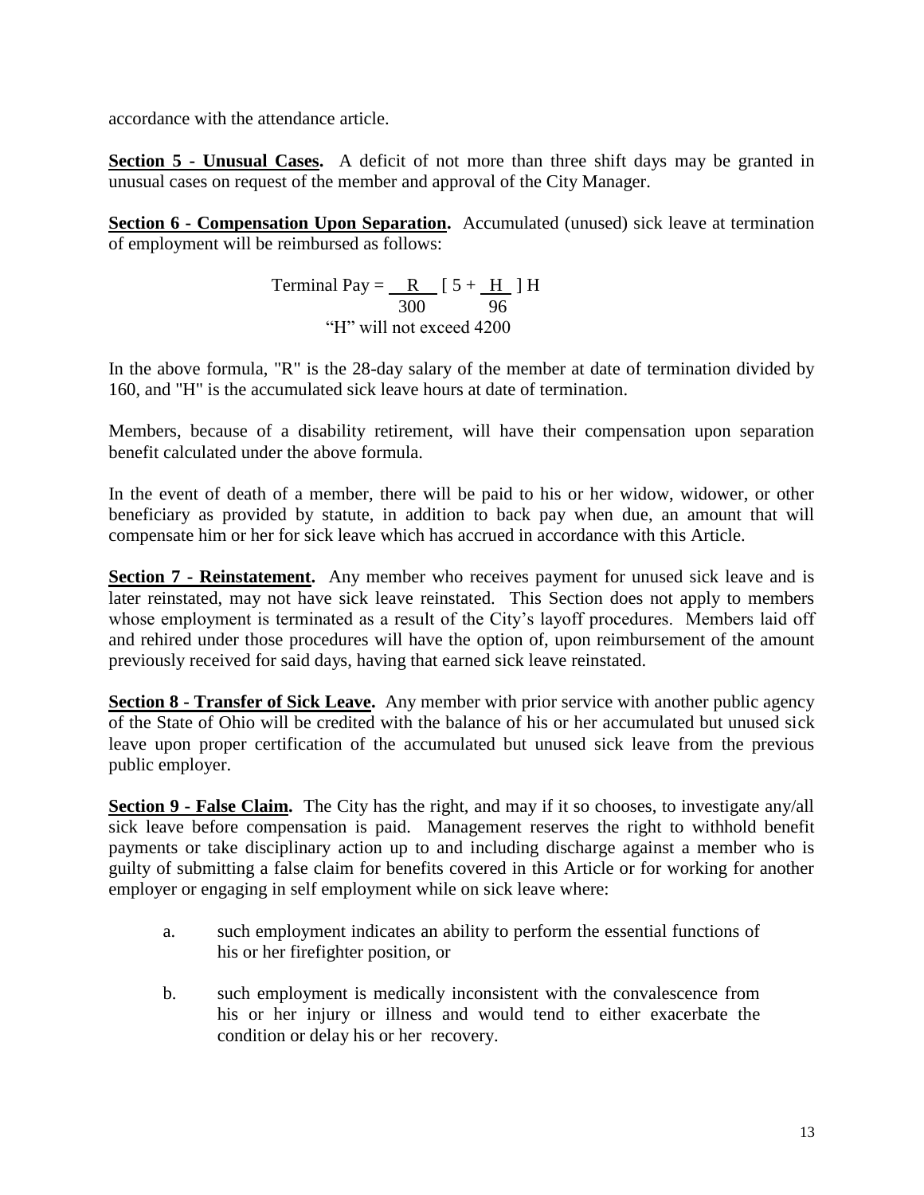accordance with the attendance article.

**Section 5 - Unusual Cases.** A deficit of not more than three shift days may be granted in unusual cases on request of the member and approval of the City Manager.

**Section 6 - Compensation Upon Separation.** Accumulated (unused) sick leave at termination of employment will be reimbursed as follows:

$$\text{Terminal Pay} = \frac{R}{300}\left[5 + \frac{H}{96}\right]H$$

"H" will not exceed 4200

In the above formula, "R" is the 28-day salary of the member at date of termination divided by 160, and "H" is the accumulated sick leave hours at date of termination.

Members, because of a disability retirement, will have their compensation upon separation benefit calculated under the above formula.

In the event of death of a member, there will be paid to his or her widow, widower, or other beneficiary as provided by statute, in addition to back pay when due, an amount that will compensate him or her for sick leave which has accrued in accordance with this Article.

**Section 7 - Reinstatement.** Any member who receives payment for unused sick leave and is later reinstated, may not have sick leave reinstated. This Section does not apply to members whose employment is terminated as a result of the City's layoff procedures. Members laid off and rehired under those procedures will have the option of, upon reimbursement of the amount previously received for said days, having that earned sick leave reinstated.

**Section 8 - Transfer of Sick Leave.** Any member with prior service with another public agency of the State of Ohio will be credited with the balance of his or her accumulated but unused sick leave upon proper certification of the accumulated but unused sick leave from the previous public employer.

**Section 9 - False Claim.** The City has the right, and may if it so chooses, to investigate any/all sick leave before compensation is paid. Management reserves the right to withhold benefit payments or take disciplinary action up to and including discharge against a member who is guilty of submitting a false claim for benefits covered in this Article or for working for another employer or engaging in self employment while on sick leave where:

a. such employment indicates an ability to perform the essential functions of his or her firefighter position, or

b. such employment is medically inconsistent with the convalescence from his or her injury or illness and would tend to either exacerbate the condition or delay his or her recovery.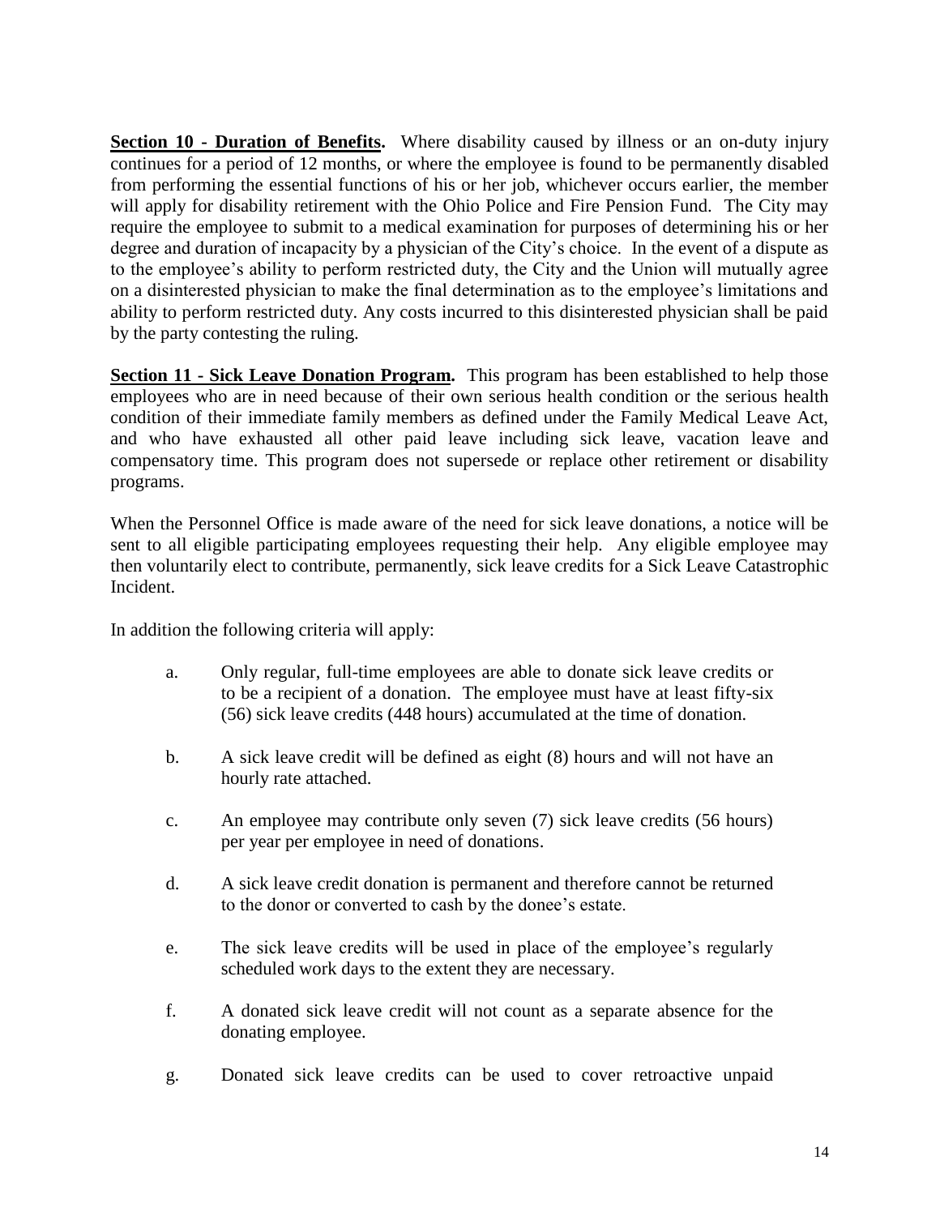**Section 10 - Duration of Benefits.** Where disability caused by illness or an on-duty injury continues for a period of 12 months, or where the employee is found to be permanently disabled from performing the essential functions of his or her job, whichever occurs earlier, the member will apply for disability retirement with the Ohio Police and Fire Pension Fund. The City may require the employee to submit to a medical examination for purposes of determining his or her degree and duration of incapacity by a physician of the City's choice. In the event of a dispute as to the employee's ability to perform restricted duty, the City and the Union will mutually agree on a disinterested physician to make the final determination as to the employee's limitations and ability to perform restricted duty. Any costs incurred to this disinterested physician shall be paid by the party contesting the ruling.

**Section 11 - Sick Leave Donation Program.** This program has been established to help those employees who are in need because of their own serious health condition or the serious health condition of their immediate family members as defined under the Family Medical Leave Act, and who have exhausted all other paid leave including sick leave, vacation leave and compensatory time. This program does not supersede or replace other retirement or disability programs.

When the Personnel Office is made aware of the need for sick leave donations, a notice will be sent to all eligible participating employees requesting their help. Any eligible employee may then voluntarily elect to contribute, permanently, sick leave credits for a Sick Leave Catastrophic Incident.

In addition the following criteria will apply:

a. Only regular, full-time employees are able to donate sick leave credits or to be a recipient of a donation. The employee must have at least fifty-six (56) sick leave credits (448 hours) accumulated at the time of donation.

b. A sick leave credit will be defined as eight (8) hours and will not have an hourly rate attached.

c. An employee may contribute only seven (7) sick leave credits (56 hours) per year per employee in need of donations.

d. A sick leave credit donation is permanent and therefore cannot be returned to the donor or converted to cash by the donee's estate.

e. The sick leave credits will be used in place of the employee's regularly scheduled work days to the extent they are necessary.

f. A donated sick leave credit will not count as a separate absence for the donating employee.

g. Donated sick leave credits can be used to cover retroactive unpaid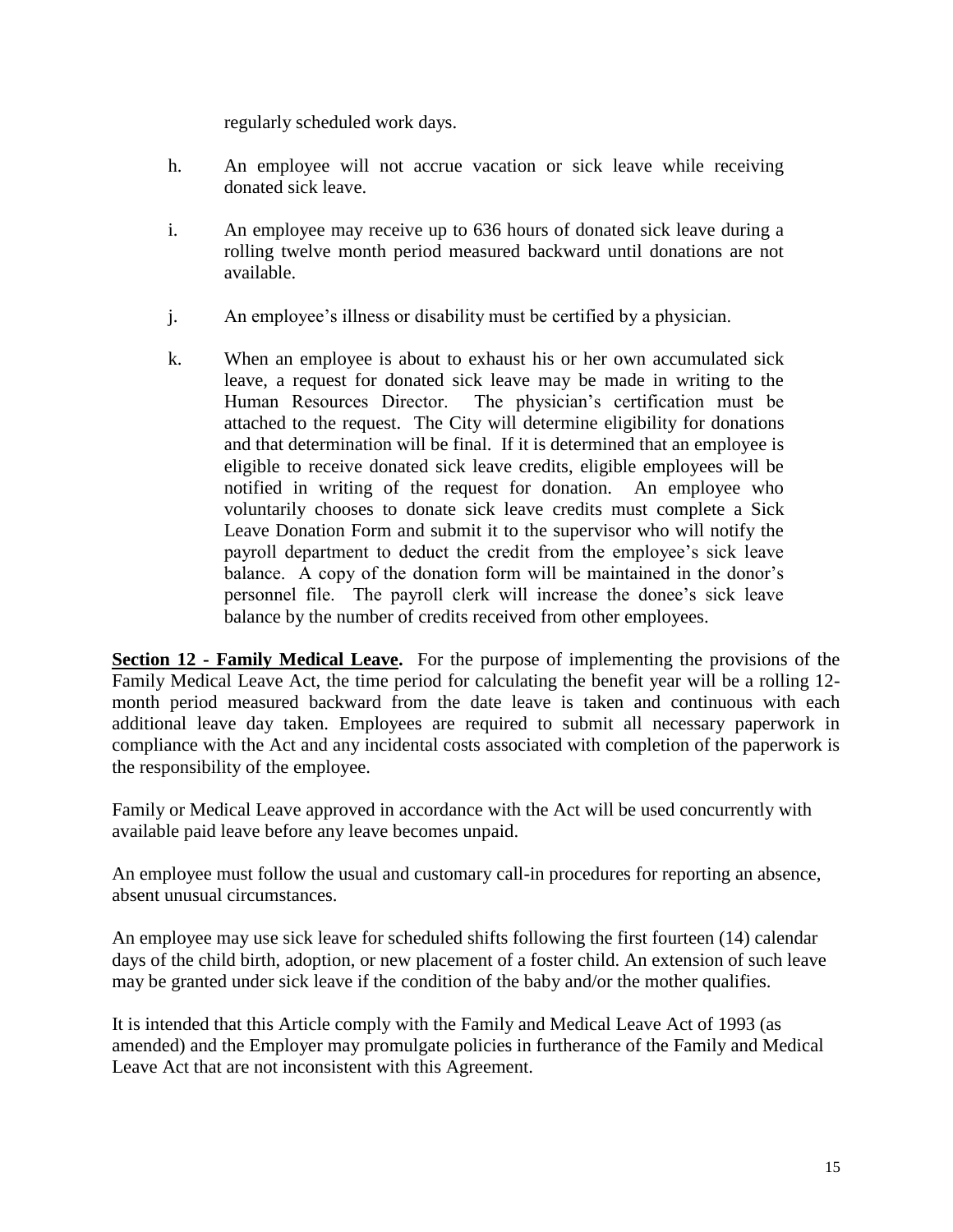regularly scheduled work days.

h. An employee will not accrue vacation or sick leave while receiving donated sick leave.

i. An employee may receive up to 636 hours of donated sick leave during a rolling twelve month period measured backward until donations are not available.

j. An employee's illness or disability must be certified by a physician.

k. When an employee is about to exhaust his or her own accumulated sick leave, a request for donated sick leave may be made in writing to the Human Resources Director. The physician's certification must be attached to the request. The City will determine eligibility for donations and that determination will be final. If it is determined that an employee is eligible to receive donated sick leave credits, eligible employees will be notified in writing of the request for donation. An employee who voluntarily chooses to donate sick leave credits must complete a Sick Leave Donation Form and submit it to the supervisor who will notify the payroll department to deduct the credit from the employee's sick leave balance. A copy of the donation form will be maintained in the donor's personnel file. The payroll clerk will increase the donee's sick leave balance by the number of credits received from other employees.

**Section 12 - Family Medical Leave.** For the purpose of implementing the provisions of the Family Medical Leave Act, the time period for calculating the benefit year will be a rolling 12-month period measured backward from the date leave is taken and continuous with each additional leave day taken. Employees are required to submit all necessary paperwork in compliance with the Act and any incidental costs associated with completion of the paperwork is the responsibility of the employee.

Family or Medical Leave approved in accordance with the Act will be used concurrently with available paid leave before any leave becomes unpaid.

An employee must follow the usual and customary call-in procedures for reporting an absence, absent unusual circumstances.

An employee may use sick leave for scheduled shifts following the first fourteen (14) calendar days of the child birth, adoption, or new placement of a foster child. An extension of such leave may be granted under sick leave if the condition of the baby and/or the mother qualifies.

It is intended that this Article comply with the Family and Medical Leave Act of 1993 (as amended) and the Employer may promulgate policies in furtherance of the Family and Medical Leave Act that are not inconsistent with this Agreement.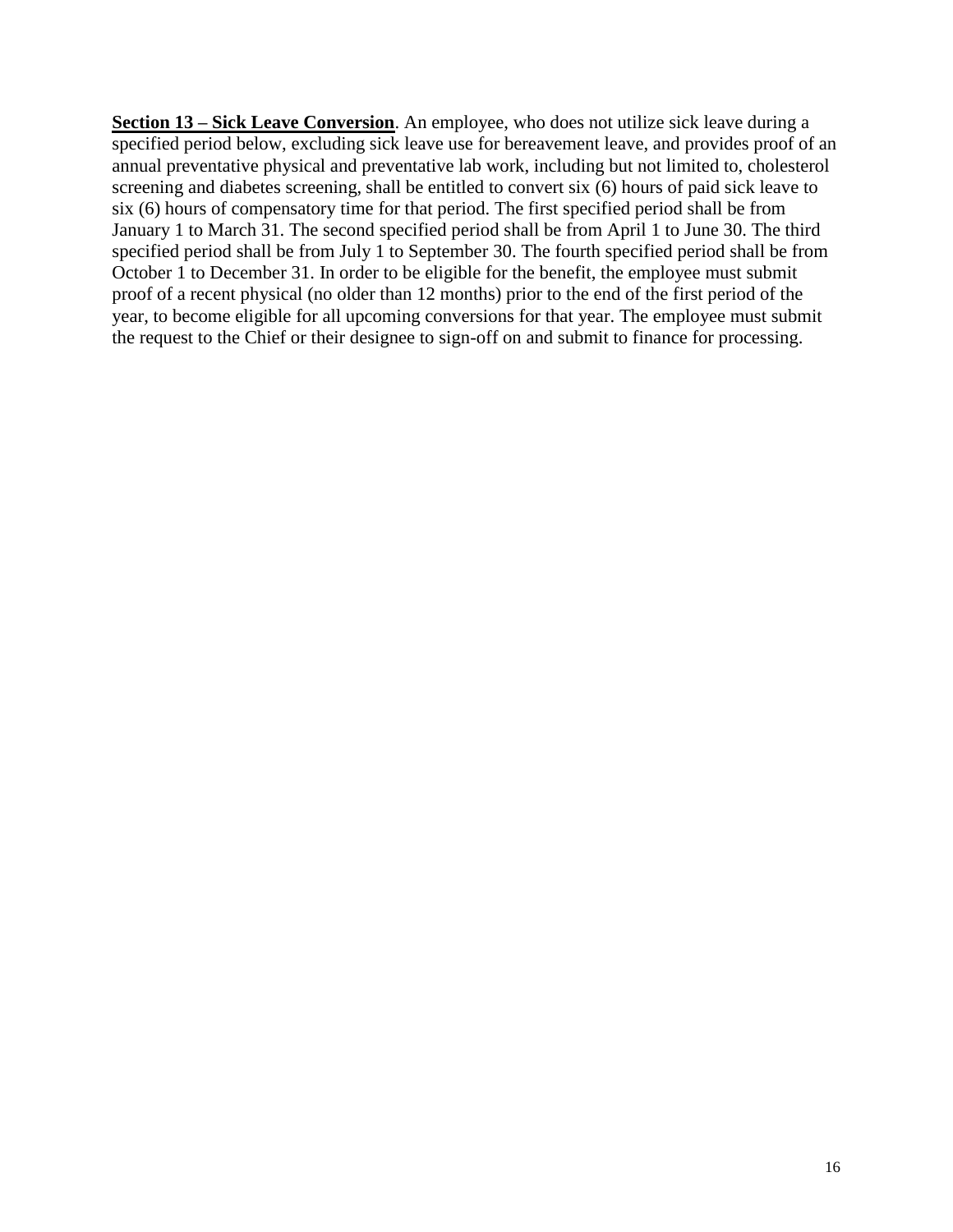**Section 13 – Sick Leave Conversion**. An employee, who does not utilize sick leave during a specified period below, excluding sick leave use for bereavement leave, and provides proof of an annual preventative physical and preventative lab work, including but not limited to, cholesterol screening and diabetes screening, shall be entitled to convert six (6) hours of paid sick leave to six (6) hours of compensatory time for that period. The first specified period shall be from January 1 to March 31. The second specified period shall be from April 1 to June 30. The third specified period shall be from July 1 to September 30. The fourth specified period shall be from October 1 to December 31. In order to be eligible for the benefit, the employee must submit proof of a recent physical (no older than 12 months) prior to the end of the first period of the year, to become eligible for all upcoming conversions for that year. The employee must submit the request to the Chief or their designee to sign-off on and submit to finance for processing.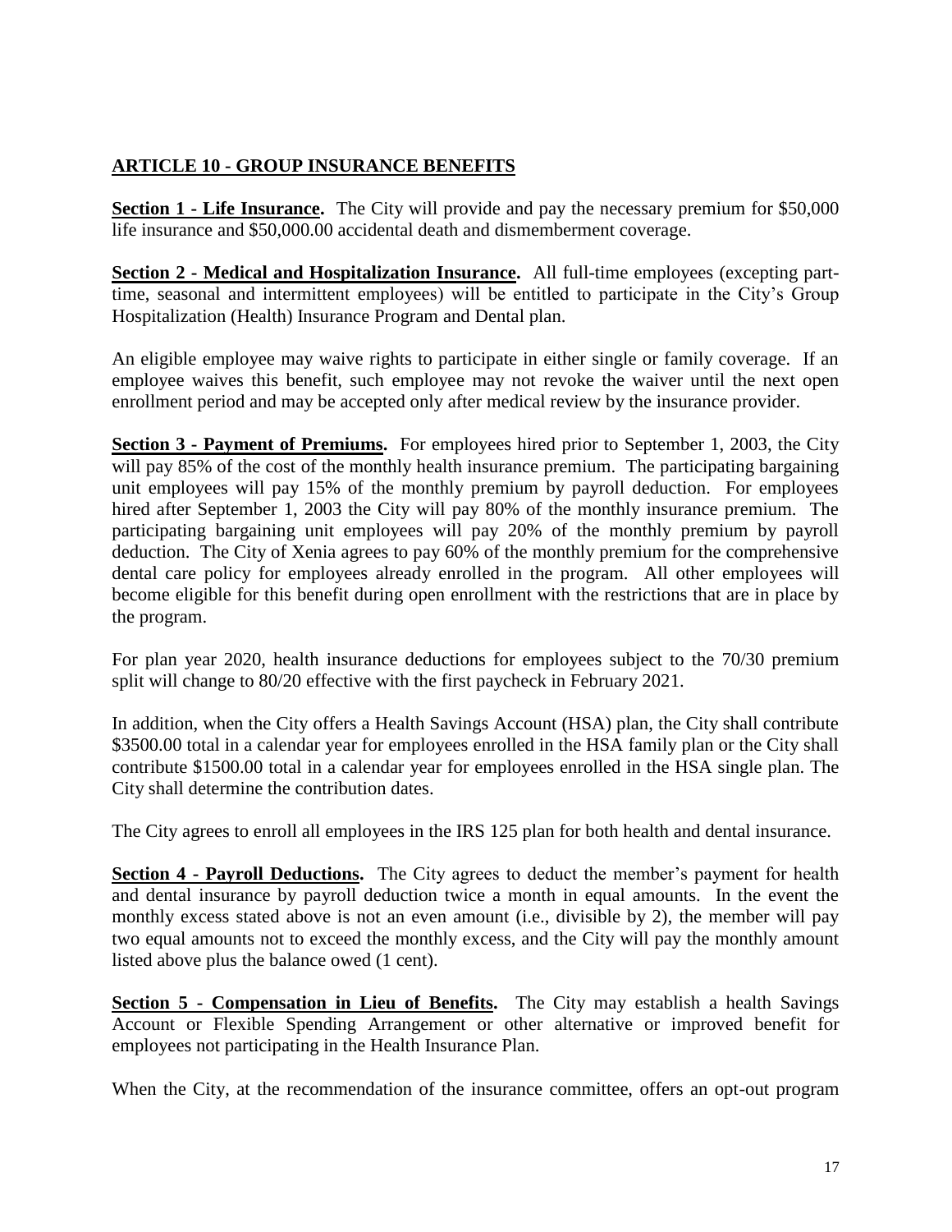## ARTICLE 10 - GROUP INSURANCE BENEFITS

**Section 1 - Life Insurance.** The City will provide and pay the necessary premium for $50,000 life insurance and $50,000.00 accidental death and dismemberment coverage.

**Section 2 - Medical and Hospitalization Insurance.** All full-time employees (excepting part-time, seasonal and intermittent employees) will be entitled to participate in the City's Group Hospitalization (Health) Insurance Program and Dental plan.

An eligible employee may waive rights to participate in either single or family coverage. If an employee waives this benefit, such employee may not revoke the waiver until the next open enrollment period and may be accepted only after medical review by the insurance provider.

**Section 3 - Payment of Premiums.** For employees hired prior to September 1, 2003, the City will pay 85% of the cost of the monthly health insurance premium. The participating bargaining unit employees will pay 15% of the monthly premium by payroll deduction. For employees hired after September 1, 2003 the City will pay 80% of the monthly insurance premium. The participating bargaining unit employees will pay 20% of the monthly premium by payroll deduction. The City of Xenia agrees to pay 60% of the monthly premium for the comprehensive dental care policy for employees already enrolled in the program. All other employees will become eligible for this benefit during open enrollment with the restrictions that are in place by the program.

For plan year 2020, health insurance deductions for employees subject to the 70/30 premium split will change to 80/20 effective with the first paycheck in February 2021.

In addition, when the City offers a Health Savings Account (HSA) plan, the City shall contribute $3500.00 total in a calendar year for employees enrolled in the HSA family plan or the City shall contribute $1500.00 total in a calendar year for employees enrolled in the HSA single plan. The City shall determine the contribution dates.

The City agrees to enroll all employees in the IRS 125 plan for both health and dental insurance.

**Section 4 - Payroll Deductions.** The City agrees to deduct the member's payment for health and dental insurance by payroll deduction twice a month in equal amounts. In the event the monthly excess stated above is not an even amount (i.e., divisible by 2), the member will pay two equal amounts not to exceed the monthly excess, and the City will pay the monthly amount listed above plus the balance owed (1 cent).

**Section 5 - Compensation in Lieu of Benefits.** The City may establish a health Savings Account or Flexible Spending Arrangement or other alternative or improved benefit for employees not participating in the Health Insurance Plan.

When the City, at the recommendation of the insurance committee, offers an opt-out program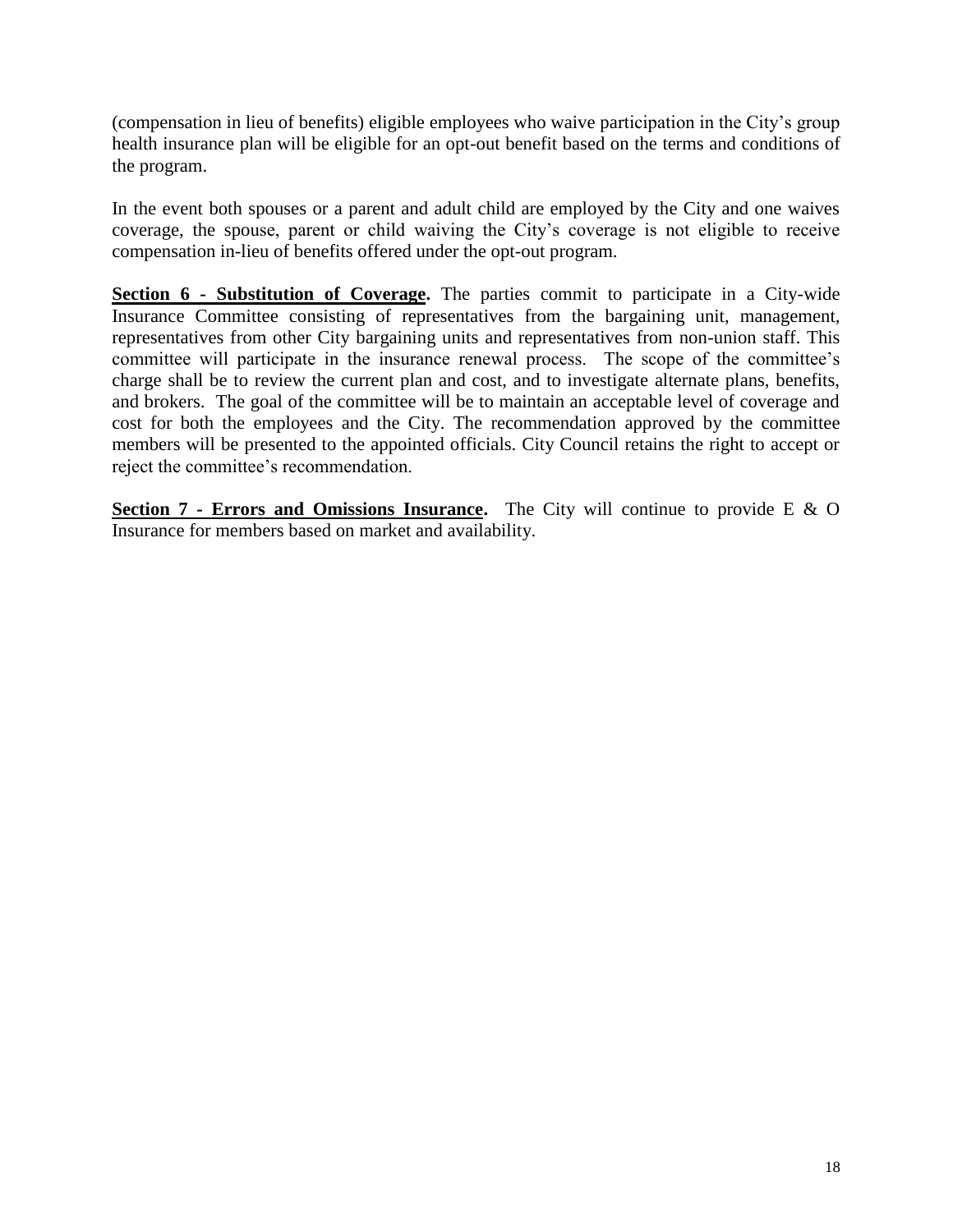(compensation in lieu of benefits) eligible employees who waive participation in the City's group health insurance plan will be eligible for an opt-out benefit based on the terms and conditions of the program.

In the event both spouses or a parent and adult child are employed by the City and one waives coverage, the spouse, parent or child waiving the City's coverage is not eligible to receive compensation in-lieu of benefits offered under the opt-out program.

**Section 6 - Substitution of Coverage.** The parties commit to participate in a City-wide Insurance Committee consisting of representatives from the bargaining unit, management, representatives from other City bargaining units and representatives from non-union staff. This committee will participate in the insurance renewal process. The scope of the committee's charge shall be to review the current plan and cost, and to investigate alternate plans, benefits, and brokers. The goal of the committee will be to maintain an acceptable level of coverage and cost for both the employees and the City. The recommendation approved by the committee members will be presented to the appointed officials. City Council retains the right to accept or reject the committee's recommendation.

**Section 7 - Errors and Omissions Insurance.** The City will continue to provide E & O Insurance for members based on market and availability.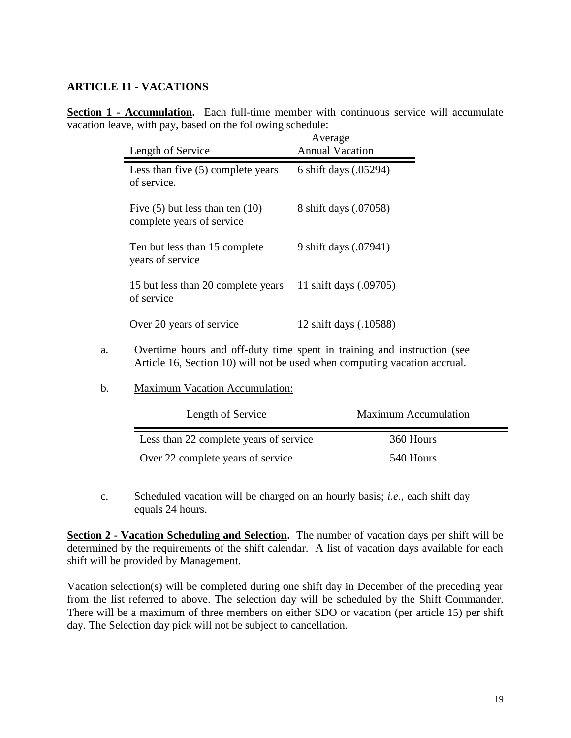## ARTICLE 11 - VACATIONS

**Section 1 - Accumulation.** Each full-time member with continuous service will accumulate vacation leave, with pay, based on the following schedule:

| Length of Service | Average Annual Vacation |
| --- | --- |
| Less than five (5) complete years of service. | 6 shift days (.05294) |
| Five (5) but less than ten (10) complete years of service | 8 shift days (.07058) |
| Ten but less than 15 complete years of service | 9 shift days (.07941) |
| 15 but less than 20 complete years of service | 11 shift days (.09705) |
| Over 20 years of service | 12 shift days (.10588) |

a. Overtime hours and off-duty time spent in training and instruction (see Article 16, Section 10) will not be used when computing vacation accrual.

b. Maximum Vacation Accumulation:

| Length of Service | Maximum Accumulation |
| --- | --- |
| Less than 22 complete years of service | 360 Hours |
| Over 22 complete years of service | 540 Hours |

c. Scheduled vacation will be charged on an hourly basis; *i.e*., each shift day equals 24 hours.

**Section 2 - Vacation Scheduling and Selection.** The number of vacation days per shift will be determined by the requirements of the shift calendar. A list of vacation days available for each shift will be provided by Management.

Vacation selection(s) will be completed during one shift day in December of the preceding year from the list referred to above. The selection day will be scheduled by the Shift Commander. There will be a maximum of three members on either SDO or vacation (per article 15) per shift day. The Selection day pick will not be subject to cancellation.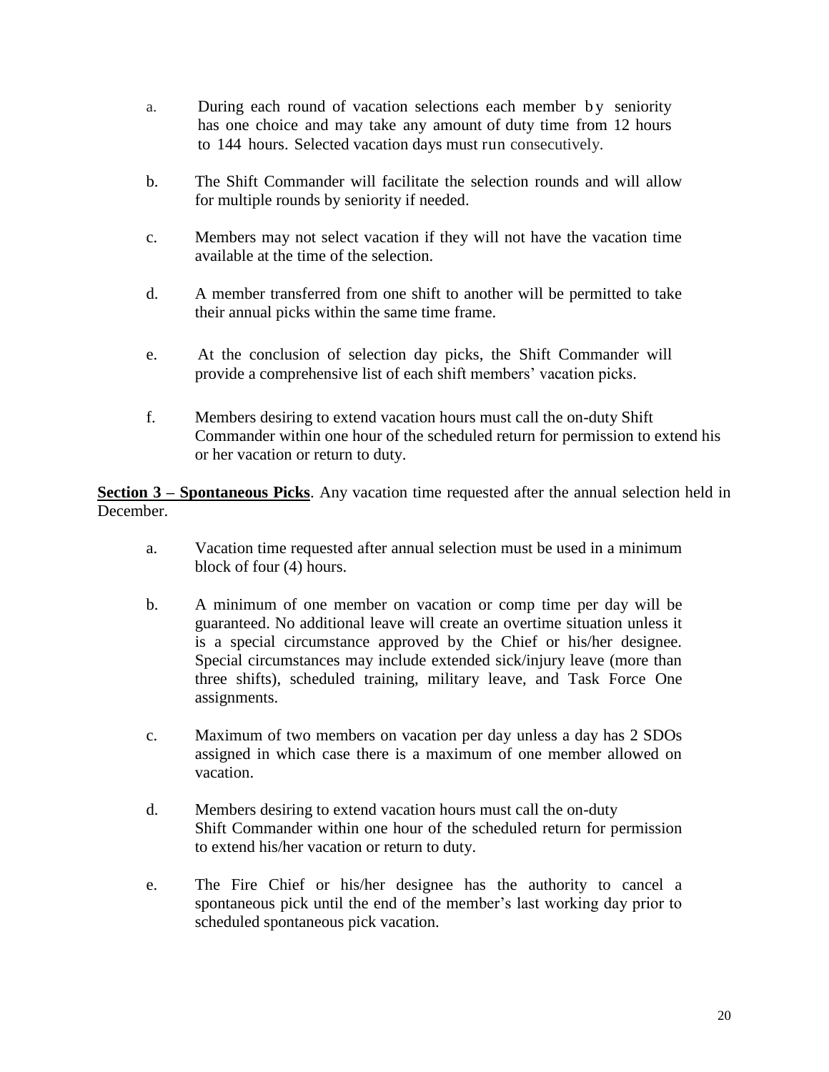a. During each round of vacation selections each member by seniority has one choice and may take any amount of duty time from 12 hours to 144 hours. Selected vacation days must run consecutively.

b. The Shift Commander will facilitate the selection rounds and will allow for multiple rounds by seniority if needed.

c. Members may not select vacation if they will not have the vacation time available at the time of the selection.

d. A member transferred from one shift to another will be permitted to take their annual picks within the same time frame.

e. At the conclusion of selection day picks, the Shift Commander will provide a comprehensive list of each shift members' vacation picks.

f. Members desiring to extend vacation hours must call the on-duty Shift Commander within one hour of the scheduled return for permission to extend his or her vacation or return to duty.

**Section 3 – Spontaneous Picks**. Any vacation time requested after the annual selection held in December.

a. Vacation time requested after annual selection must be used in a minimum block of four (4) hours.

b. A minimum of one member on vacation or comp time per day will be guaranteed. No additional leave will create an overtime situation unless it is a special circumstance approved by the Chief or his/her designee. Special circumstances may include extended sick/injury leave (more than three shifts), scheduled training, military leave, and Task Force One assignments.

c. Maximum of two members on vacation per day unless a day has 2 SDOs assigned in which case there is a maximum of one member allowed on vacation.

d. Members desiring to extend vacation hours must call the on-duty Shift Commander within one hour of the scheduled return for permission to extend his/her vacation or return to duty.

e. The Fire Chief or his/her designee has the authority to cancel a spontaneous pick until the end of the member's last working day prior to scheduled spontaneous pick vacation.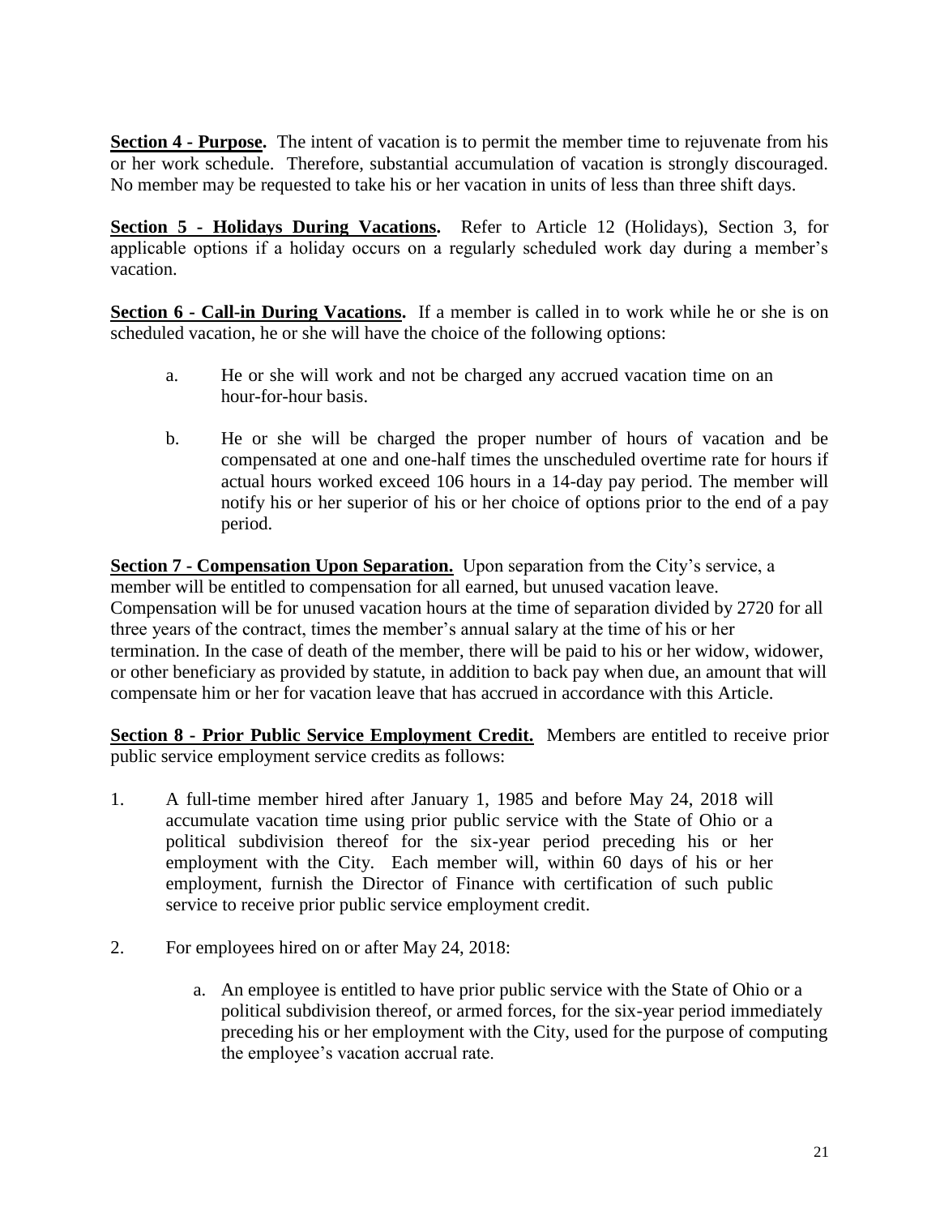**<u>Section 4 - Purpose</u>.** The intent of vacation is to permit the member time to rejuvenate from his or her work schedule. Therefore, substantial accumulation of vacation is strongly discouraged. No member may be requested to take his or her vacation in units of less than three shift days.

**<u>Section 5 - Holidays During Vacations</u>.** Refer to Article 12 (Holidays), Section 3, for applicable options if a holiday occurs on a regularly scheduled work day during a member's vacation.

**<u>Section 6 - Call-in During Vacations</u>.** If a member is called in to work while he or she is on scheduled vacation, he or she will have the choice of the following options:

a. He or she will work and not be charged any accrued vacation time on an hour-for-hour basis.

b. He or she will be charged the proper number of hours of vacation and be compensated at one and one-half times the unscheduled overtime rate for hours if actual hours worked exceed 106 hours in a 14-day pay period. The member will notify his or her superior of his or her choice of options prior to the end of a pay period.

**<u>Section 7 - Compensation Upon Separation.</u>** Upon separation from the City's service, a member will be entitled to compensation for all earned, but unused vacation leave. Compensation will be for unused vacation hours at the time of separation divided by 2720 for all three years of the contract, times the member's annual salary at the time of his or her termination. In the case of death of the member, there will be paid to his or her widow, widower, or other beneficiary as provided by statute, in addition to back pay when due, an amount that will compensate him or her for vacation leave that has accrued in accordance with this Article.

**<u>Section 8 - Prior Public Service Employment Credit.</u>** Members are entitled to receive prior public service employment service credits as follows:

1. A full-time member hired after January 1, 1985 and before May 24, 2018 will accumulate vacation time using prior public service with the State of Ohio or a political subdivision thereof for the six-year period preceding his or her employment with the City. Each member will, within 60 days of his or her employment, furnish the Director of Finance with certification of such public service to receive prior public service employment credit.

2. For employees hired on or after May 24, 2018:

   a. An employee is entitled to have prior public service with the State of Ohio or a political subdivision thereof, or armed forces, for the six-year period immediately preceding his or her employment with the City, used for the purpose of computing the employee's vacation accrual rate.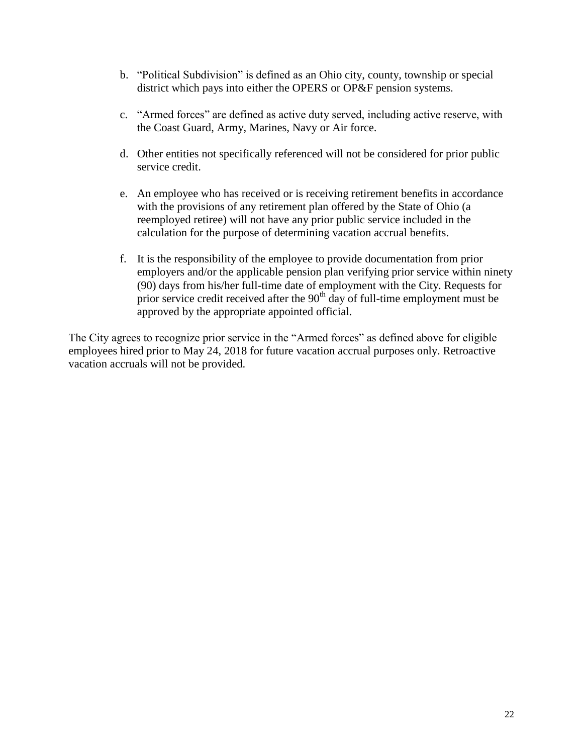b. "Political Subdivision" is defined as an Ohio city, county, township or special district which pays into either the OPERS or OP&F pension systems.

c. "Armed forces" are defined as active duty served, including active reserve, with the Coast Guard, Army, Marines, Navy or Air force.

d. Other entities not specifically referenced will not be considered for prior public service credit.

e. An employee who has received or is receiving retirement benefits in accordance with the provisions of any retirement plan offered by the State of Ohio (a reemployed retiree) will not have any prior public service included in the calculation for the purpose of determining vacation accrual benefits.

f. It is the responsibility of the employee to provide documentation from prior employers and/or the applicable pension plan verifying prior service within ninety (90) days from his/her full-time date of employment with the City. Requests for prior service credit received after the 90th day of full-time employment must be approved by the appropriate appointed official.

The City agrees to recognize prior service in the "Armed forces" as defined above for eligible employees hired prior to May 24, 2018 for future vacation accrual purposes only. Retroactive vacation accruals will not be provided.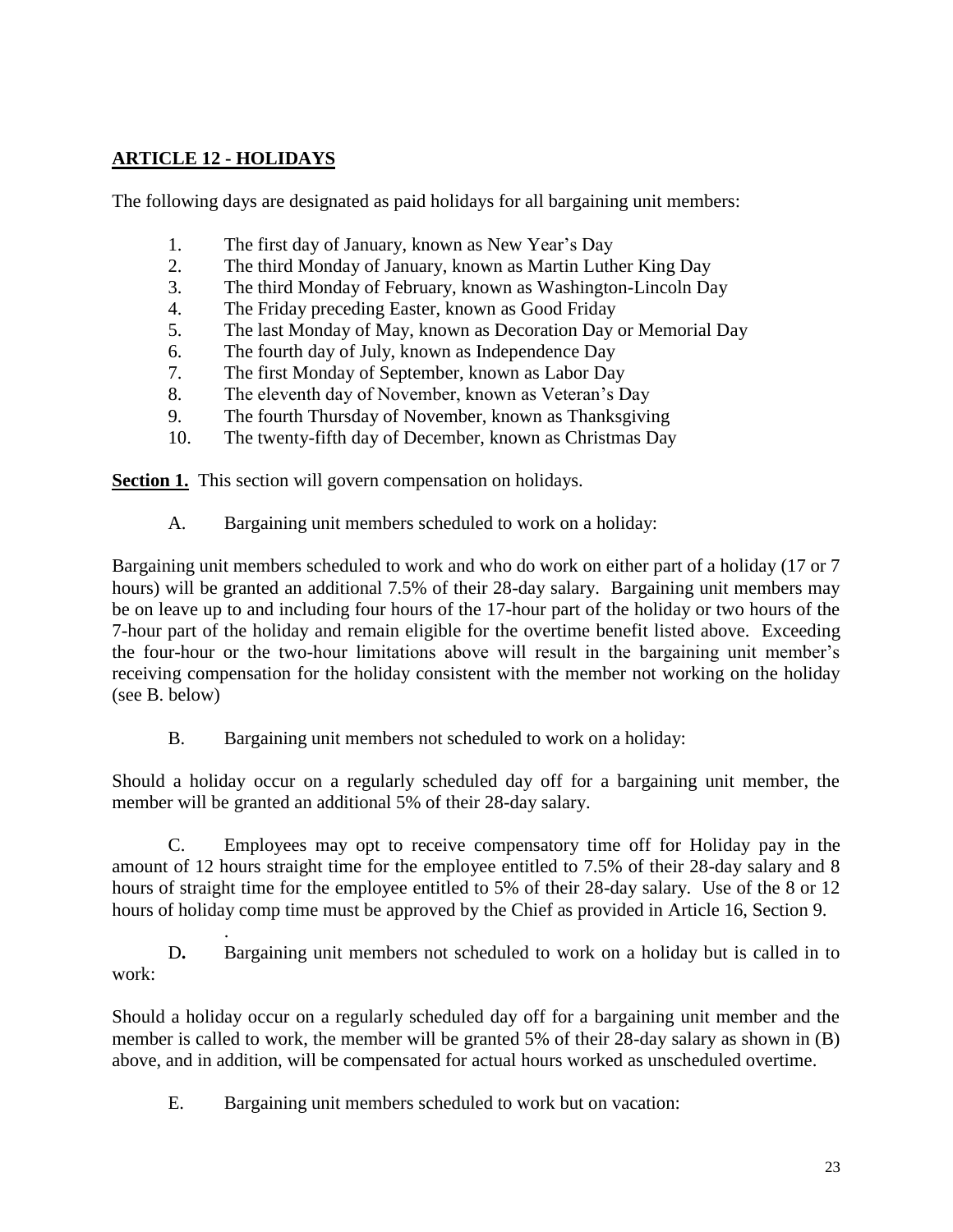## ARTICLE 12 - HOLIDAYS

The following days are designated as paid holidays for all bargaining unit members:

1. The first day of January, known as New Year's Day
2. The third Monday of January, known as Martin Luther King Day
3. The third Monday of February, known as Washington-Lincoln Day
4. The Friday preceding Easter, known as Good Friday
5. The last Monday of May, known as Decoration Day or Memorial Day
6. The fourth day of July, known as Independence Day
7. The first Monday of September, known as Labor Day
8. The eleventh day of November, known as Veteran's Day
9. The fourth Thursday of November, known as Thanksgiving
10. The twenty-fifth day of December, known as Christmas Day

**Section 1.** This section will govern compensation on holidays.

A. Bargaining unit members scheduled to work on a holiday:

Bargaining unit members scheduled to work and who do work on either part of a holiday (17 or 7 hours) will be granted an additional 7.5% of their 28-day salary. Bargaining unit members may be on leave up to and including four hours of the 17-hour part of the holiday or two hours of the 7-hour part of the holiday and remain eligible for the overtime benefit listed above. Exceeding the four-hour or the two-hour limitations above will result in the bargaining unit member's receiving compensation for the holiday consistent with the member not working on the holiday (see B. below)

B. Bargaining unit members not scheduled to work on a holiday:

Should a holiday occur on a regularly scheduled day off for a bargaining unit member, the member will be granted an additional 5% of their 28-day salary.

C. Employees may opt to receive compensatory time off for Holiday pay in the amount of 12 hours straight time for the employee entitled to 7.5% of their 28-day salary and 8 hours of straight time for the employee entitled to 5% of their 28-day salary. Use of the 8 or 12 hours of holiday comp time must be approved by the Chief as provided in Article 16, Section 9.

.

**D.** Bargaining unit members not scheduled to work on a holiday but is called in to work:

Should a holiday occur on a regularly scheduled day off for a bargaining unit member and the member is called to work, the member will be granted 5% of their 28-day salary as shown in (B) above, and in addition, will be compensated for actual hours worked as unscheduled overtime.

E. Bargaining unit members scheduled to work but on vacation: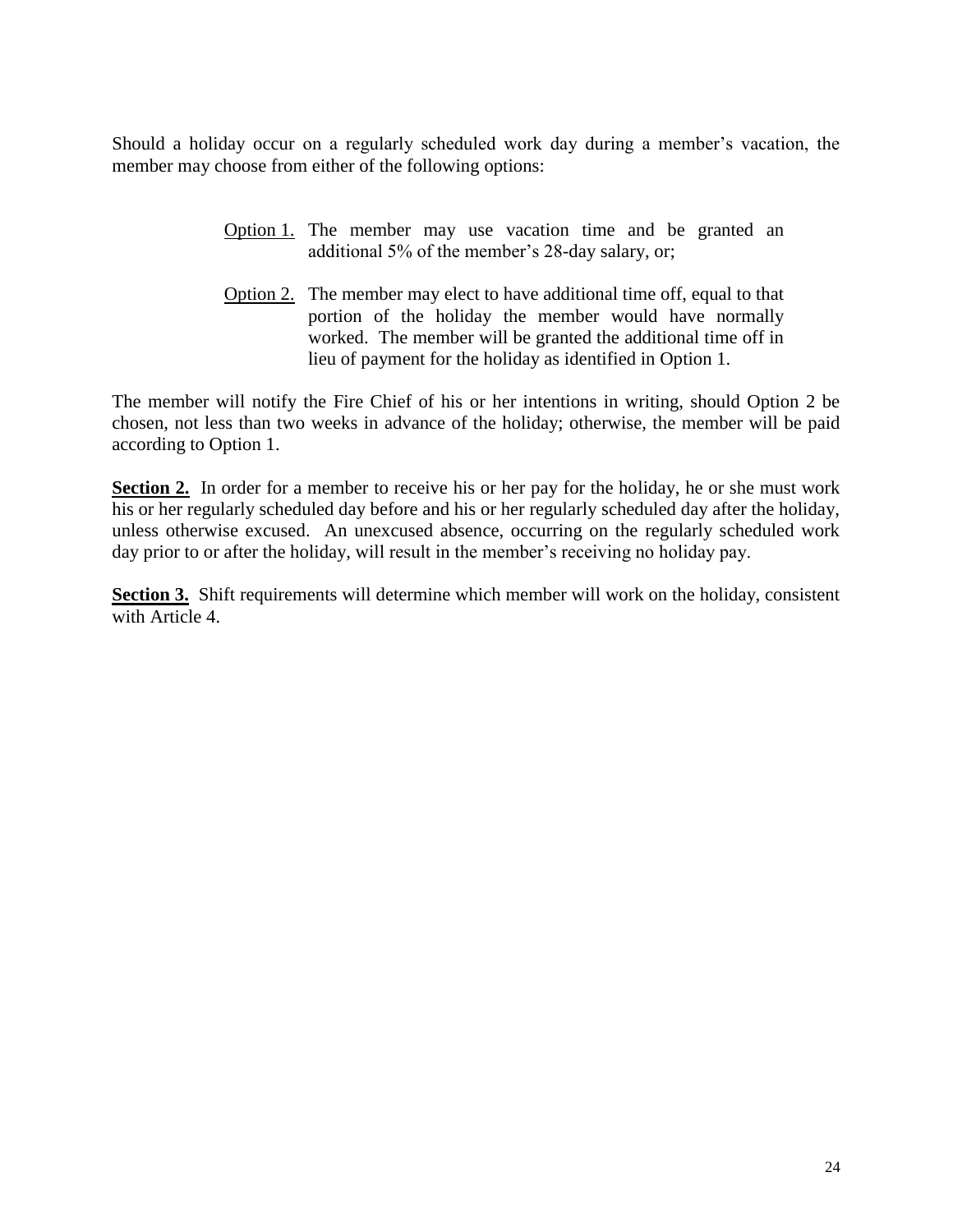Should a holiday occur on a regularly scheduled work day during a member's vacation, the member may choose from either of the following options:

> Option 1. The member may use vacation time and be granted an additional 5% of the member's 28-day salary, or;
>
> Option 2. The member may elect to have additional time off, equal to that portion of the holiday the member would have normally worked. The member will be granted the additional time off in lieu of payment for the holiday as identified in Option 1.

The member will notify the Fire Chief of his or her intentions in writing, should Option 2 be chosen, not less than two weeks in advance of the holiday; otherwise, the member will be paid according to Option 1.

**Section 2.** In order for a member to receive his or her pay for the holiday, he or she must work his or her regularly scheduled day before and his or her regularly scheduled day after the holiday, unless otherwise excused. An unexcused absence, occurring on the regularly scheduled work day prior to or after the holiday, will result in the member's receiving no holiday pay.

**Section 3.** Shift requirements will determine which member will work on the holiday, consistent with Article 4.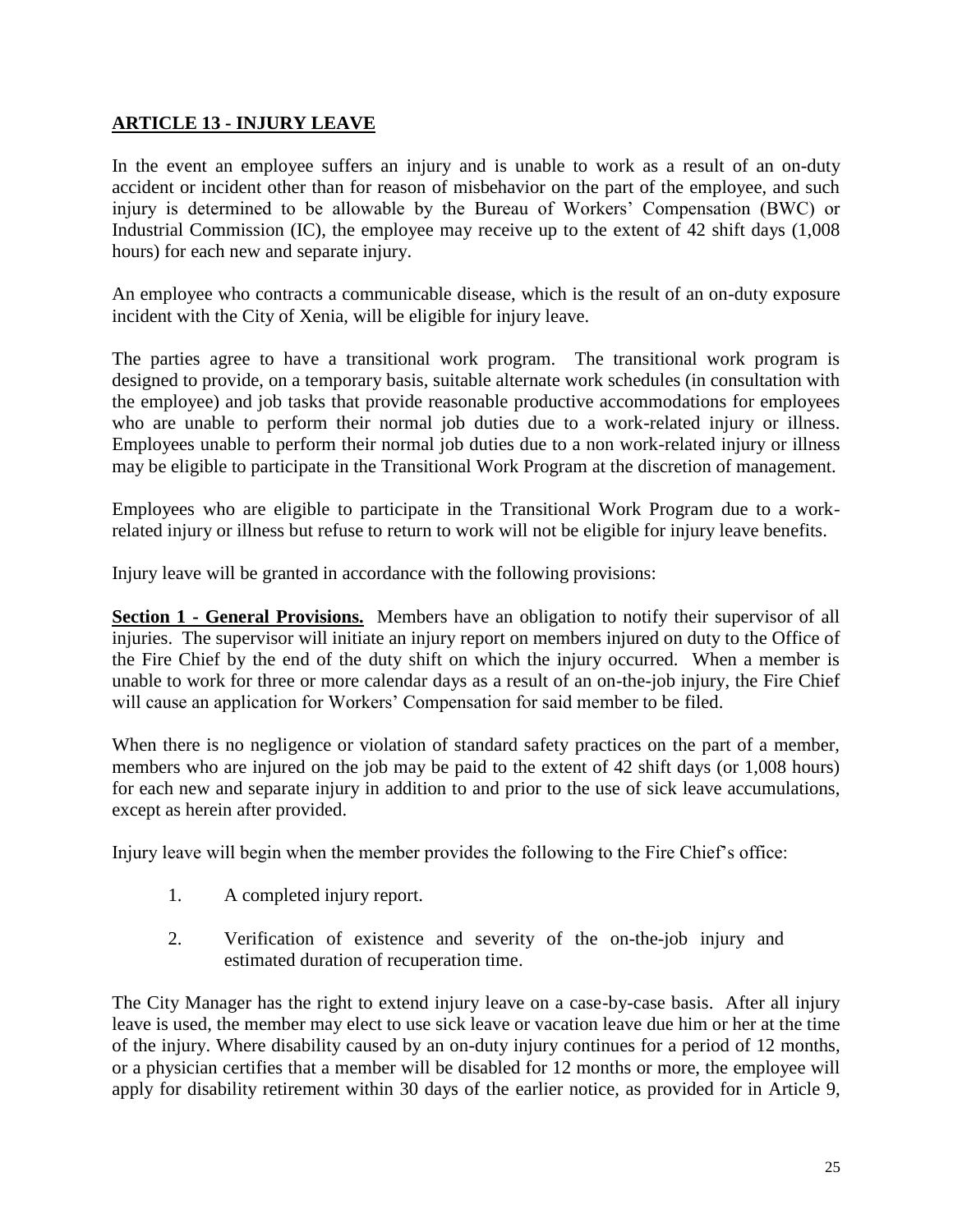## ARTICLE 13 - INJURY LEAVE

In the event an employee suffers an injury and is unable to work as a result of an on-duty accident or incident other than for reason of misbehavior on the part of the employee, and such injury is determined to be allowable by the Bureau of Workers' Compensation (BWC) or Industrial Commission (IC), the employee may receive up to the extent of 42 shift days (1,008 hours) for each new and separate injury.

An employee who contracts a communicable disease, which is the result of an on-duty exposure incident with the City of Xenia, will be eligible for injury leave.

The parties agree to have a transitional work program. The transitional work program is designed to provide, on a temporary basis, suitable alternate work schedules (in consultation with the employee) and job tasks that provide reasonable productive accommodations for employees who are unable to perform their normal job duties due to a work-related injury or illness. Employees unable to perform their normal job duties due to a non work-related injury or illness may be eligible to participate in the Transitional Work Program at the discretion of management.

Employees who are eligible to participate in the Transitional Work Program due to a work-related injury or illness but refuse to return to work will not be eligible for injury leave benefits.

Injury leave will be granted in accordance with the following provisions:

**Section 1 - General Provisions.** Members have an obligation to notify their supervisor of all injuries. The supervisor will initiate an injury report on members injured on duty to the Office of the Fire Chief by the end of the duty shift on which the injury occurred. When a member is unable to work for three or more calendar days as a result of an on-the-job injury, the Fire Chief will cause an application for Workers' Compensation for said member to be filed.

When there is no negligence or violation of standard safety practices on the part of a member, members who are injured on the job may be paid to the extent of 42 shift days (or 1,008 hours) for each new and separate injury in addition to and prior to the use of sick leave accumulations, except as herein after provided.

Injury leave will begin when the member provides the following to the Fire Chief's office:

1. A completed injury report.
2. Verification of existence and severity of the on-the-job injury and estimated duration of recuperation time.

The City Manager has the right to extend injury leave on a case-by-case basis. After all injury leave is used, the member may elect to use sick leave or vacation leave due him or her at the time of the injury. Where disability caused by an on-duty injury continues for a period of 12 months, or a physician certifies that a member will be disabled for 12 months or more, the employee will apply for disability retirement within 30 days of the earlier notice, as provided for in Article 9,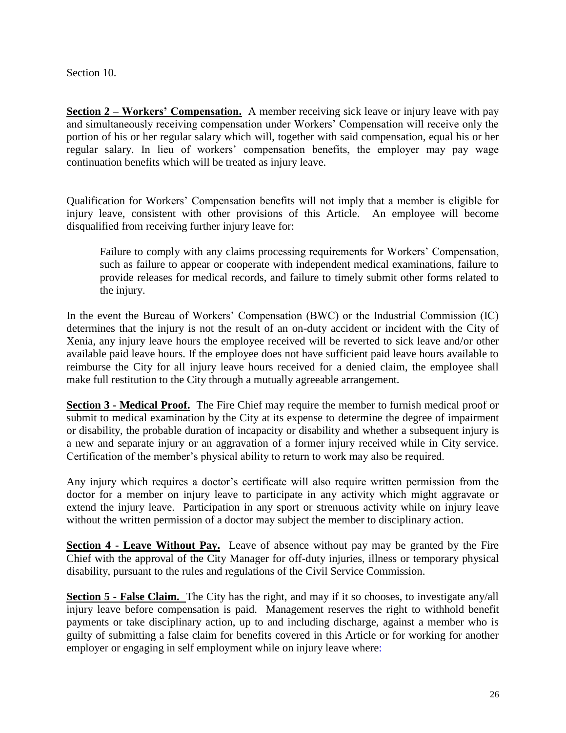Section 10.

**Section 2 – Workers' Compensation.** A member receiving sick leave or injury leave with pay and simultaneously receiving compensation under Workers' Compensation will receive only the portion of his or her regular salary which will, together with said compensation, equal his or her regular salary. In lieu of workers' compensation benefits, the employer may pay wage continuation benefits which will be treated as injury leave.

Qualification for Workers' Compensation benefits will not imply that a member is eligible for injury leave, consistent with other provisions of this Article. An employee will become disqualified from receiving further injury leave for:

> Failure to comply with any claims processing requirements for Workers' Compensation, such as failure to appear or cooperate with independent medical examinations, failure to provide releases for medical records, and failure to timely submit other forms related to the injury.

In the event the Bureau of Workers' Compensation (BWC) or the Industrial Commission (IC) determines that the injury is not the result of an on-duty accident or incident with the City of Xenia, any injury leave hours the employee received will be reverted to sick leave and/or other available paid leave hours. If the employee does not have sufficient paid leave hours available to reimburse the City for all injury leave hours received for a denied claim, the employee shall make full restitution to the City through a mutually agreeable arrangement.

**Section 3 - Medical Proof.** The Fire Chief may require the member to furnish medical proof or submit to medical examination by the City at its expense to determine the degree of impairment or disability, the probable duration of incapacity or disability and whether a subsequent injury is a new and separate injury or an aggravation of a former injury received while in City service. Certification of the member's physical ability to return to work may also be required.

Any injury which requires a doctor's certificate will also require written permission from the doctor for a member on injury leave to participate in any activity which might aggravate or extend the injury leave. Participation in any sport or strenuous activity while on injury leave without the written permission of a doctor may subject the member to disciplinary action.

**Section 4 - Leave Without Pay.** Leave of absence without pay may be granted by the Fire Chief with the approval of the City Manager for off-duty injuries, illness or temporary physical disability, pursuant to the rules and regulations of the Civil Service Commission.

**Section 5 - False Claim.** The City has the right, and may if it so chooses, to investigate any/all injury leave before compensation is paid. Management reserves the right to withhold benefit payments or take disciplinary action, up to and including discharge, against a member who is guilty of submitting a false claim for benefits covered in this Article or for working for another employer or engaging in self employment while on injury leave where: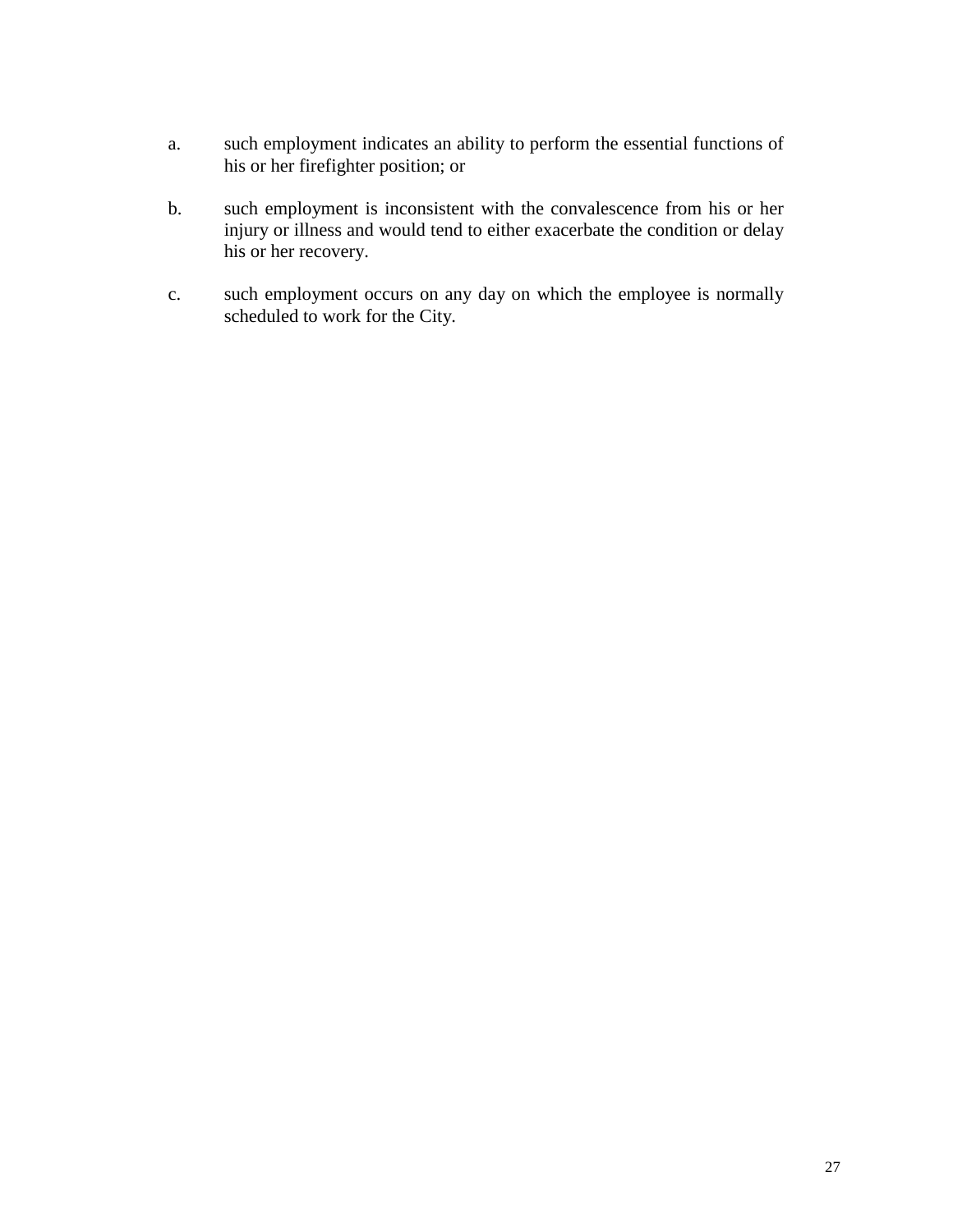a. such employment indicates an ability to perform the essential functions of his or her firefighter position; or

b. such employment is inconsistent with the convalescence from his or her injury or illness and would tend to either exacerbate the condition or delay his or her recovery.

c. such employment occurs on any day on which the employee is normally scheduled to work for the City.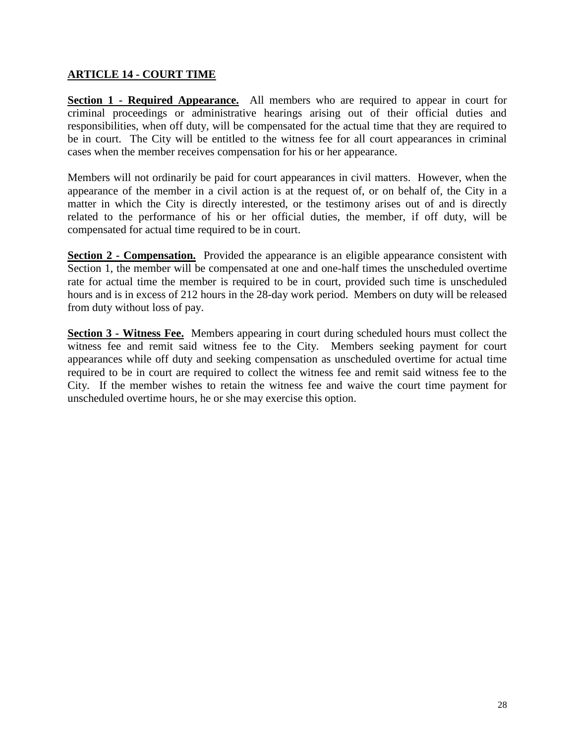## ARTICLE 14 - COURT TIME

**Section 1 - Required Appearance.** All members who are required to appear in court for criminal proceedings or administrative hearings arising out of their official duties and responsibilities, when off duty, will be compensated for the actual time that they are required to be in court. The City will be entitled to the witness fee for all court appearances in criminal cases when the member receives compensation for his or her appearance.

Members will not ordinarily be paid for court appearances in civil matters. However, when the appearance of the member in a civil action is at the request of, or on behalf of, the City in a matter in which the City is directly interested, or the testimony arises out of and is directly related to the performance of his or her official duties, the member, if off duty, will be compensated for actual time required to be in court.

**Section 2 - Compensation.** Provided the appearance is an eligible appearance consistent with Section 1, the member will be compensated at one and one-half times the unscheduled overtime rate for actual time the member is required to be in court, provided such time is unscheduled hours and is in excess of 212 hours in the 28-day work period. Members on duty will be released from duty without loss of pay.

**Section 3 - Witness Fee.** Members appearing in court during scheduled hours must collect the witness fee and remit said witness fee to the City. Members seeking payment for court appearances while off duty and seeking compensation as unscheduled overtime for actual time required to be in court are required to collect the witness fee and remit said witness fee to the City. If the member wishes to retain the witness fee and waive the court time payment for unscheduled overtime hours, he or she may exercise this option.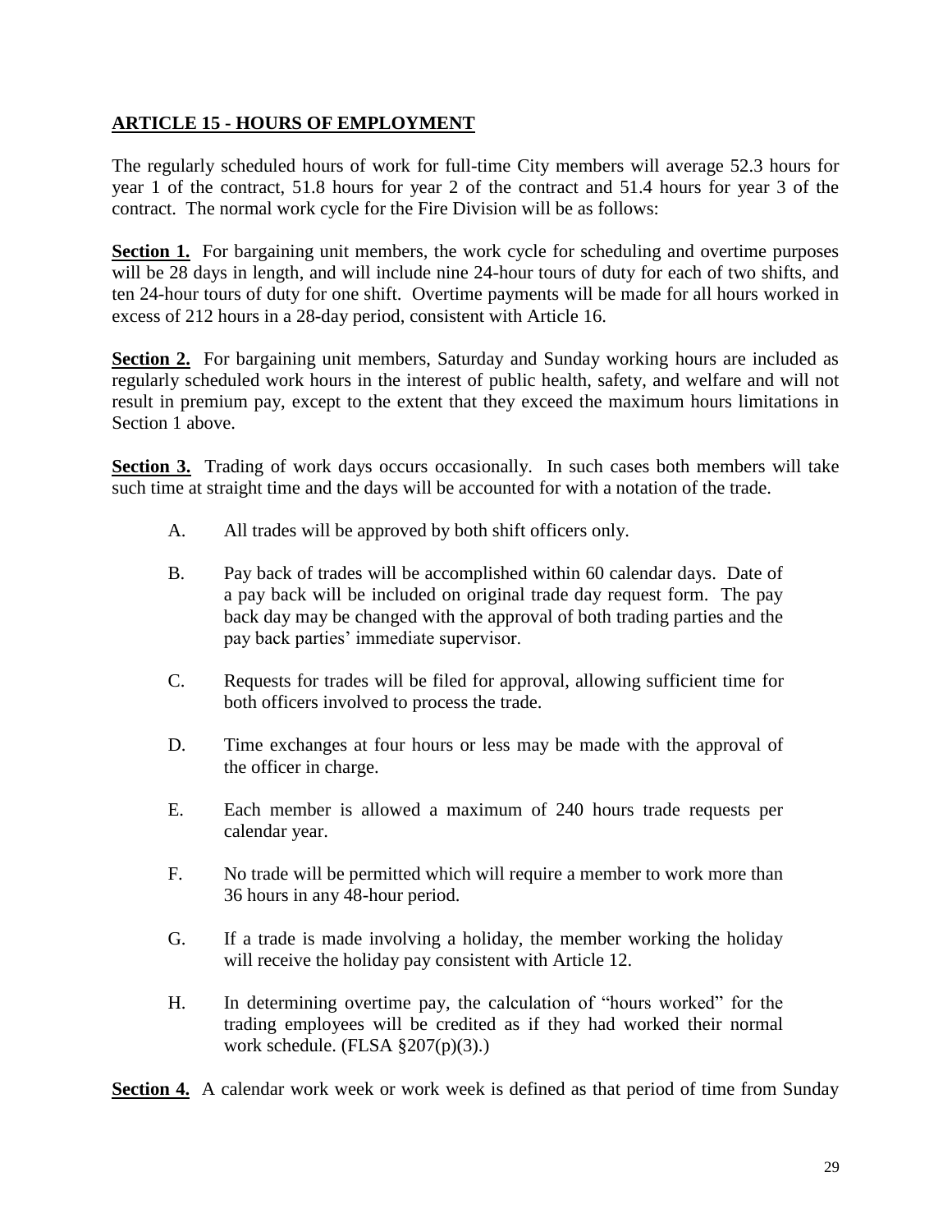## ARTICLE 15 - HOURS OF EMPLOYMENT

The regularly scheduled hours of work for full-time City members will average 52.3 hours for year 1 of the contract, 51.8 hours for year 2 of the contract and 51.4 hours for year 3 of the contract. The normal work cycle for the Fire Division will be as follows:

**Section 1.** For bargaining unit members, the work cycle for scheduling and overtime purposes will be 28 days in length, and will include nine 24-hour tours of duty for each of two shifts, and ten 24-hour tours of duty for one shift. Overtime payments will be made for all hours worked in excess of 212 hours in a 28-day period, consistent with Article 16.

**Section 2.** For bargaining unit members, Saturday and Sunday working hours are included as regularly scheduled work hours in the interest of public health, safety, and welfare and will not result in premium pay, except to the extent that they exceed the maximum hours limitations in Section 1 above.

**Section 3.** Trading of work days occurs occasionally. In such cases both members will take such time at straight time and the days will be accounted for with a notation of the trade.

A. All trades will be approved by both shift officers only.

B. Pay back of trades will be accomplished within 60 calendar days. Date of a pay back will be included on original trade day request form. The pay back day may be changed with the approval of both trading parties and the pay back parties' immediate supervisor.

C. Requests for trades will be filed for approval, allowing sufficient time for both officers involved to process the trade.

D. Time exchanges at four hours or less may be made with the approval of the officer in charge.

E. Each member is allowed a maximum of 240 hours trade requests per calendar year.

F. No trade will be permitted which will require a member to work more than 36 hours in any 48-hour period.

G. If a trade is made involving a holiday, the member working the holiday will receive the holiday pay consistent with Article 12.

H. In determining overtime pay, the calculation of "hours worked" for the trading employees will be credited as if they had worked their normal work schedule. (FLSA §207(p)(3).)

**Section 4.** A calendar work week or work week is defined as that period of time from Sunday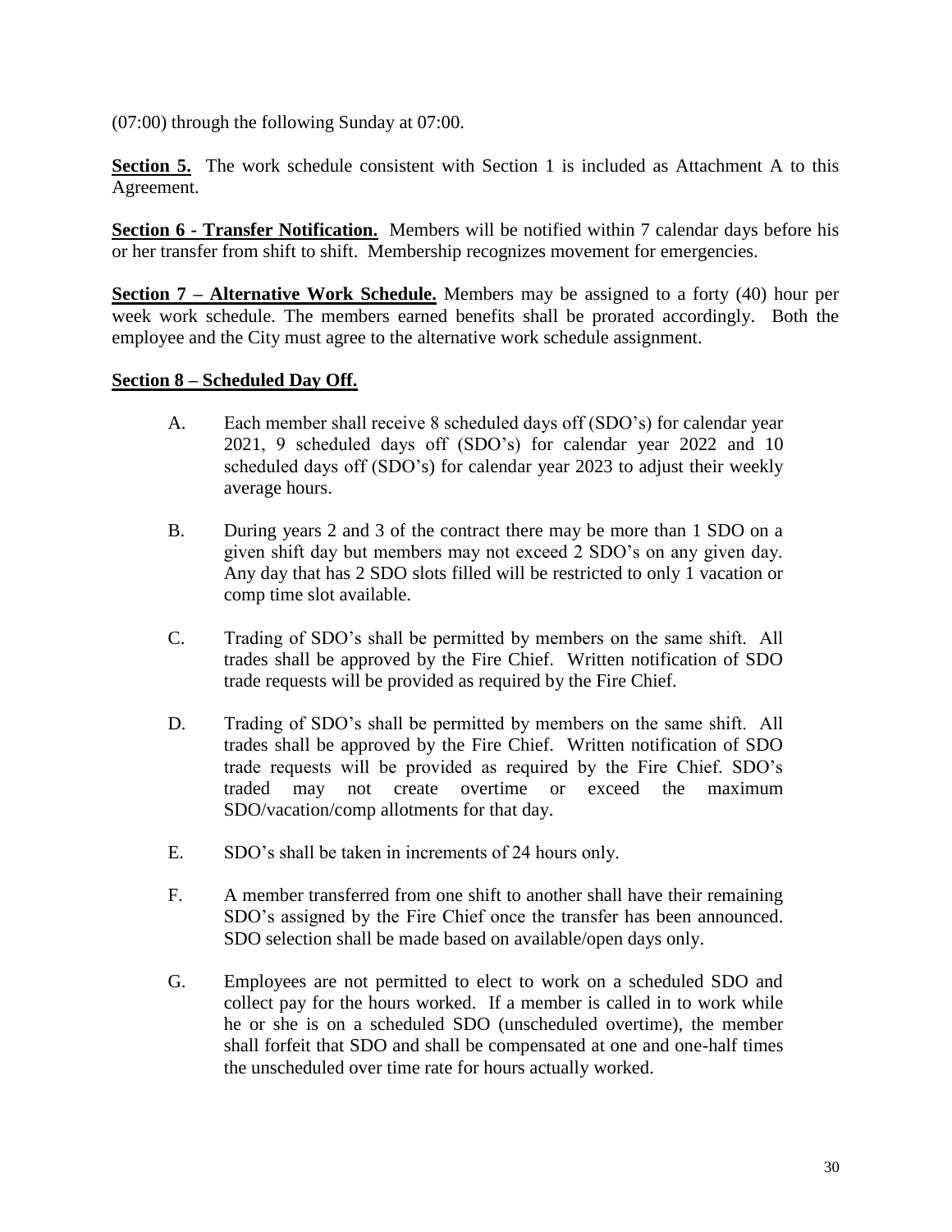(07:00) through the following Sunday at 07:00.

**Section 5.** The work schedule consistent with Section 1 is included as Attachment A to this Agreement.

**Section 6 - Transfer Notification.** Members will be notified within 7 calendar days before his or her transfer from shift to shift. Membership recognizes movement for emergencies.

**Section 7 – Alternative Work Schedule.** Members may be assigned to a forty (40) hour per week work schedule. The members earned benefits shall be prorated accordingly. Both the employee and the City must agree to the alternative work schedule assignment.

**Section 8 – Scheduled Day Off.**

A. Each member shall receive 8 scheduled days off (SDO's) for calendar year 2021, 9 scheduled days off (SDO's) for calendar year 2022 and 10 scheduled days off (SDO's) for calendar year 2023 to adjust their weekly average hours.

B. During years 2 and 3 of the contract there may be more than 1 SDO on a given shift day but members may not exceed 2 SDO's on any given day. Any day that has 2 SDO slots filled will be restricted to only 1 vacation or comp time slot available.

C. Trading of SDO's shall be permitted by members on the same shift. All trades shall be approved by the Fire Chief. Written notification of SDO trade requests will be provided as required by the Fire Chief.

D. Trading of SDO's shall be permitted by members on the same shift. All trades shall be approved by the Fire Chief. Written notification of SDO trade requests will be provided as required by the Fire Chief. SDO's traded may not create overtime or exceed the maximum SDO/vacation/comp allotments for that day.

E. SDO's shall be taken in increments of 24 hours only.

F. A member transferred from one shift to another shall have their remaining SDO's assigned by the Fire Chief once the transfer has been announced. SDO selection shall be made based on available/open days only.

G. Employees are not permitted to elect to work on a scheduled SDO and collect pay for the hours worked. If a member is called in to work while he or she is on a scheduled SDO (unscheduled overtime), the member shall forfeit that SDO and shall be compensated at one and one-half times the unscheduled over time rate for hours actually worked.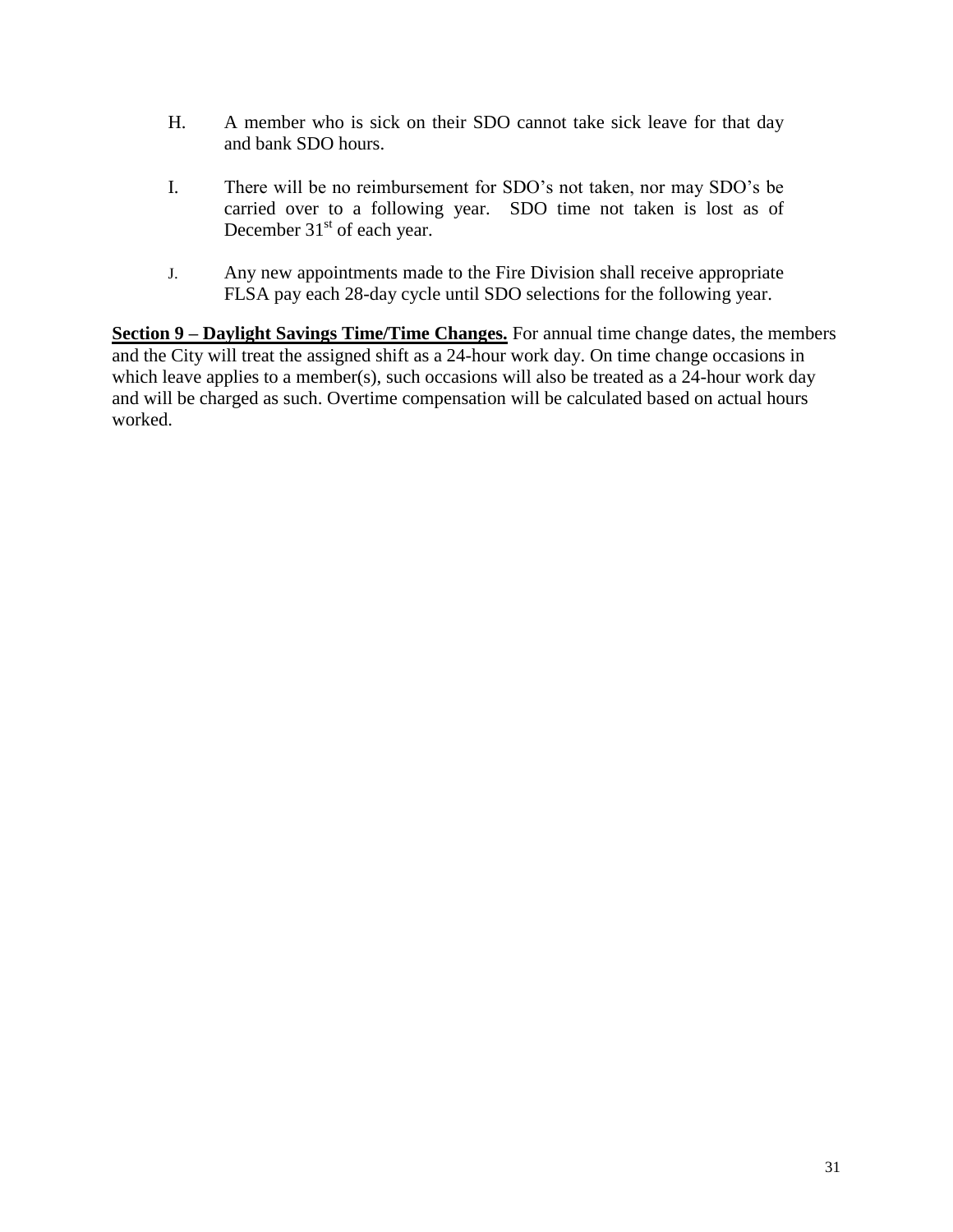H. A member who is sick on their SDO cannot take sick leave for that day and bank SDO hours.

I. There will be no reimbursement for SDO's not taken, nor may SDO's be carried over to a following year. SDO time not taken is lost as of December 31st of each year.

J. Any new appointments made to the Fire Division shall receive appropriate FLSA pay each 28-day cycle until SDO selections for the following year.

**Section 9 – Daylight Savings Time/Time Changes.** For annual time change dates, the members and the City will treat the assigned shift as a 24-hour work day. On time change occasions in which leave applies to a member(s), such occasions will also be treated as a 24-hour work day and will be charged as such. Overtime compensation will be calculated based on actual hours worked.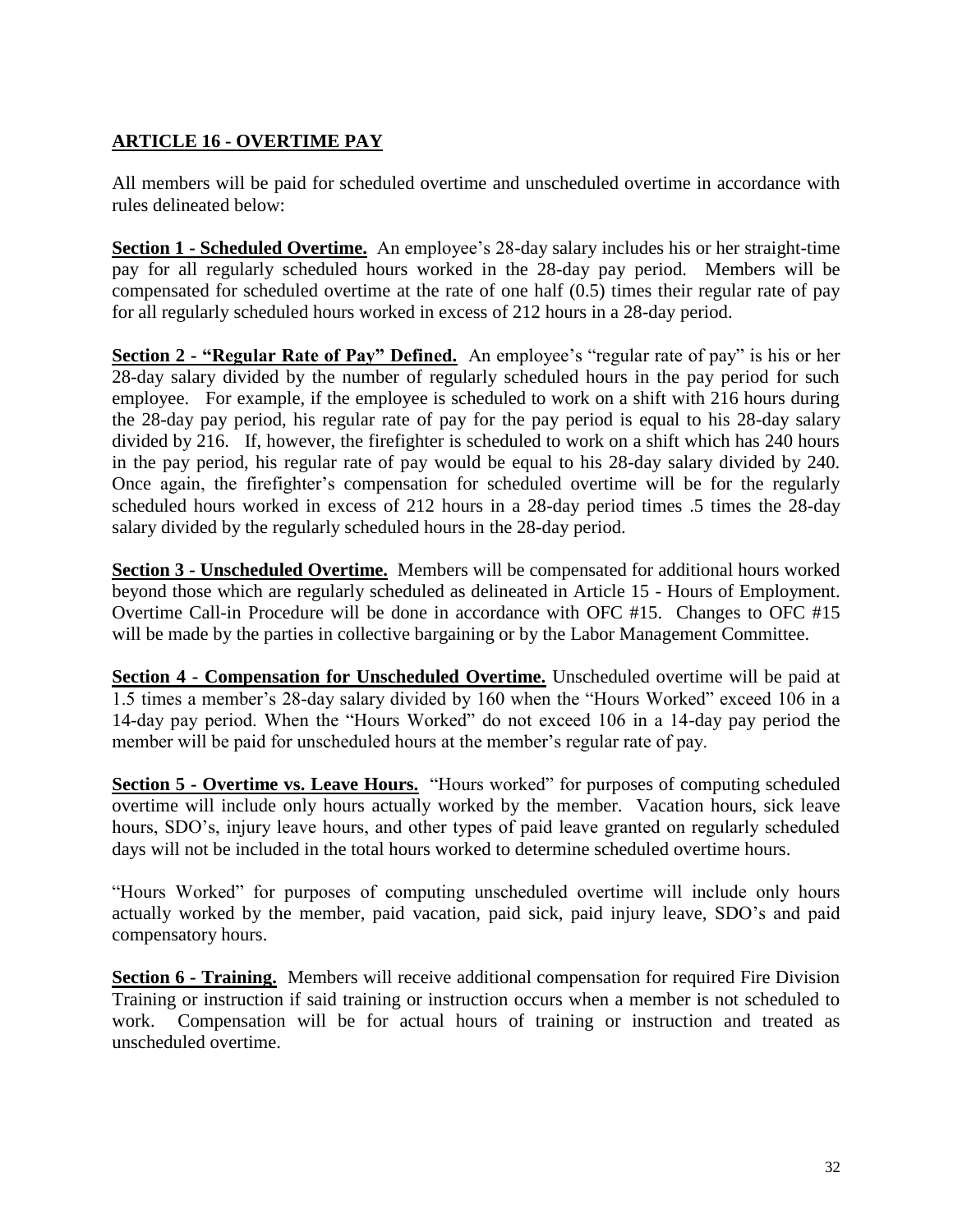## ARTICLE 16 - OVERTIME PAY

All members will be paid for scheduled overtime and unscheduled overtime in accordance with rules delineated below:

**Section 1 - Scheduled Overtime.** An employee's 28-day salary includes his or her straight-time pay for all regularly scheduled hours worked in the 28-day pay period. Members will be compensated for scheduled overtime at the rate of one half (0.5) times their regular rate of pay for all regularly scheduled hours worked in excess of 212 hours in a 28-day period.

**Section 2 - "Regular Rate of Pay" Defined.** An employee's "regular rate of pay" is his or her 28-day salary divided by the number of regularly scheduled hours in the pay period for such employee. For example, if the employee is scheduled to work on a shift with 216 hours during the 28-day pay period, his regular rate of pay for the pay period is equal to his 28-day salary divided by 216. If, however, the firefighter is scheduled to work on a shift which has 240 hours in the pay period, his regular rate of pay would be equal to his 28-day salary divided by 240. Once again, the firefighter's compensation for scheduled overtime will be for the regularly scheduled hours worked in excess of 212 hours in a 28-day period times .5 times the 28-day salary divided by the regularly scheduled hours in the 28-day period.

**Section 3 - Unscheduled Overtime.** Members will be compensated for additional hours worked beyond those which are regularly scheduled as delineated in Article 15 - Hours of Employment. Overtime Call-in Procedure will be done in accordance with OFC #15. Changes to OFC #15 will be made by the parties in collective bargaining or by the Labor Management Committee.

**Section 4 - Compensation for Unscheduled Overtime.** Unscheduled overtime will be paid at 1.5 times a member's 28-day salary divided by 160 when the "Hours Worked" exceed 106 in a 14-day pay period. When the "Hours Worked" do not exceed 106 in a 14-day pay period the member will be paid for unscheduled hours at the member's regular rate of pay.

**Section 5 - Overtime vs. Leave Hours.** "Hours worked" for purposes of computing scheduled overtime will include only hours actually worked by the member. Vacation hours, sick leave hours, SDO's, injury leave hours, and other types of paid leave granted on regularly scheduled days will not be included in the total hours worked to determine scheduled overtime hours.

"Hours Worked" for purposes of computing unscheduled overtime will include only hours actually worked by the member, paid vacation, paid sick, paid injury leave, SDO's and paid compensatory hours.

**Section 6 - Training.** Members will receive additional compensation for required Fire Division Training or instruction if said training or instruction occurs when a member is not scheduled to work. Compensation will be for actual hours of training or instruction and treated as unscheduled overtime.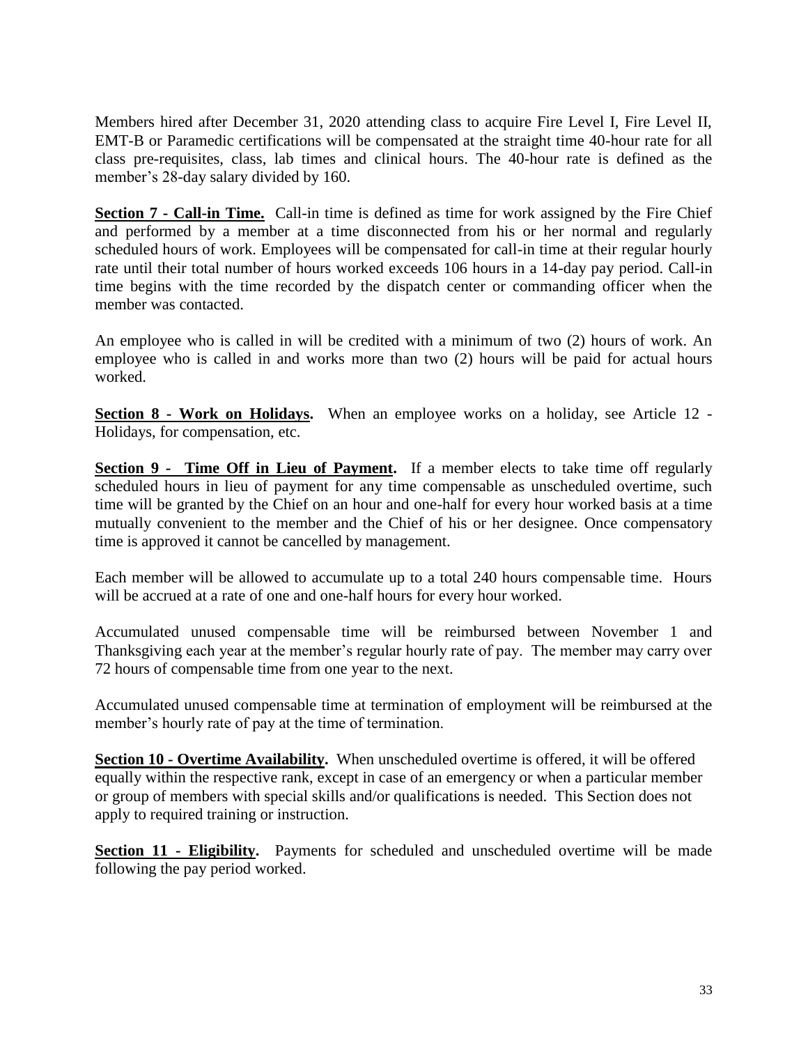Members hired after December 31, 2020 attending class to acquire Fire Level I, Fire Level II, EMT-B or Paramedic certifications will be compensated at the straight time 40-hour rate for all class pre-requisites, class, lab times and clinical hours. The 40-hour rate is defined as the member's 28-day salary divided by 160.

**Section 7 - Call-in Time.** Call-in time is defined as time for work assigned by the Fire Chief and performed by a member at a time disconnected from his or her normal and regularly scheduled hours of work. Employees will be compensated for call-in time at their regular hourly rate until their total number of hours worked exceeds 106 hours in a 14-day pay period. Call-in time begins with the time recorded by the dispatch center or commanding officer when the member was contacted.

An employee who is called in will be credited with a minimum of two (2) hours of work. An employee who is called in and works more than two (2) hours will be paid for actual hours worked.

**Section 8 - Work on Holidays.** When an employee works on a holiday, see Article 12 - Holidays, for compensation, etc.

**Section 9 - Time Off in Lieu of Payment.** If a member elects to take time off regularly scheduled hours in lieu of payment for any time compensable as unscheduled overtime, such time will be granted by the Chief on an hour and one-half for every hour worked basis at a time mutually convenient to the member and the Chief of his or her designee. Once compensatory time is approved it cannot be cancelled by management.

Each member will be allowed to accumulate up to a total 240 hours compensable time. Hours will be accrued at a rate of one and one-half hours for every hour worked.

Accumulated unused compensable time will be reimbursed between November 1 and Thanksgiving each year at the member's regular hourly rate of pay. The member may carry over 72 hours of compensable time from one year to the next.

Accumulated unused compensable time at termination of employment will be reimbursed at the member's hourly rate of pay at the time of termination.

**Section 10 - Overtime Availability.** When unscheduled overtime is offered, it will be offered equally within the respective rank, except in case of an emergency or when a particular member or group of members with special skills and/or qualifications is needed. This Section does not apply to required training or instruction.

**Section 11 - Eligibility.** Payments for scheduled and unscheduled overtime will be made following the pay period worked.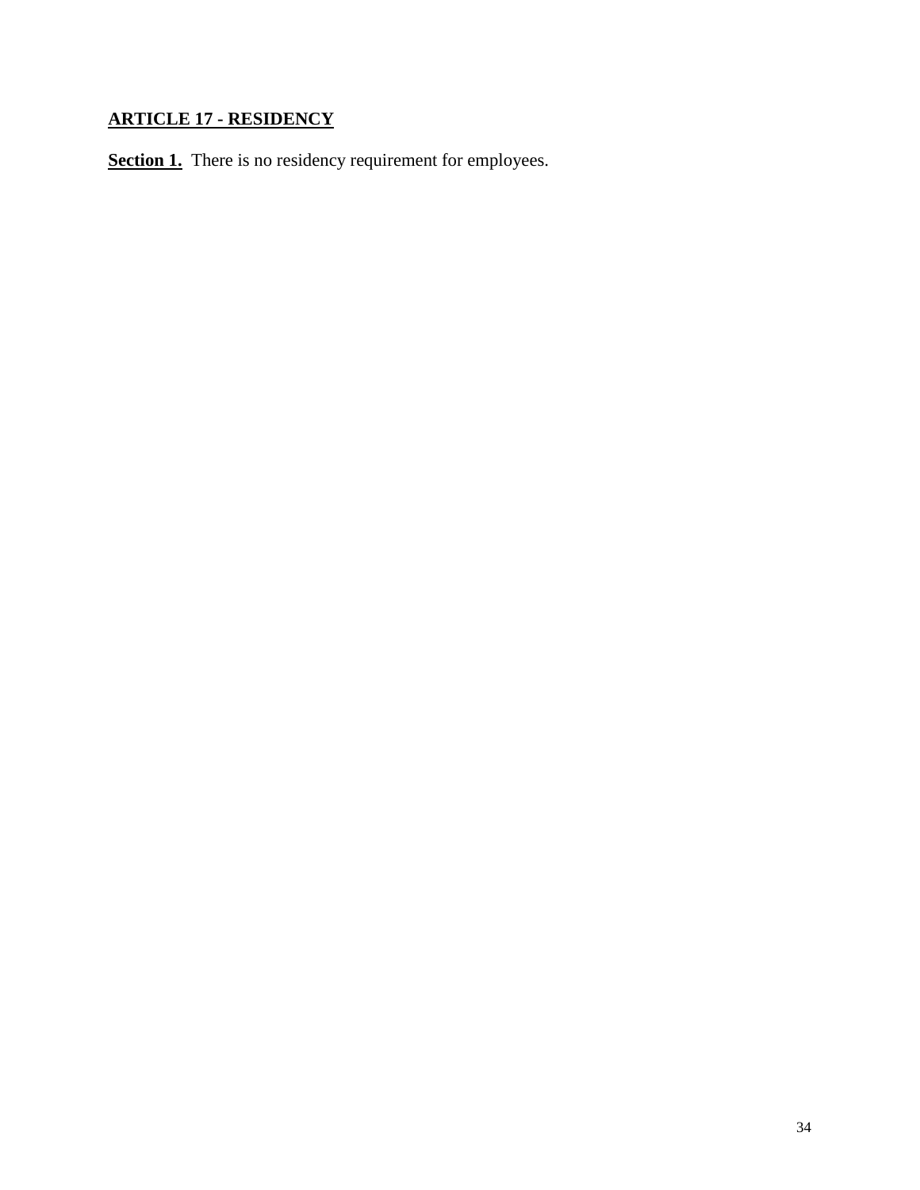## ARTICLE 17 - RESIDENCY

**Section 1.** There is no residency requirement for employees.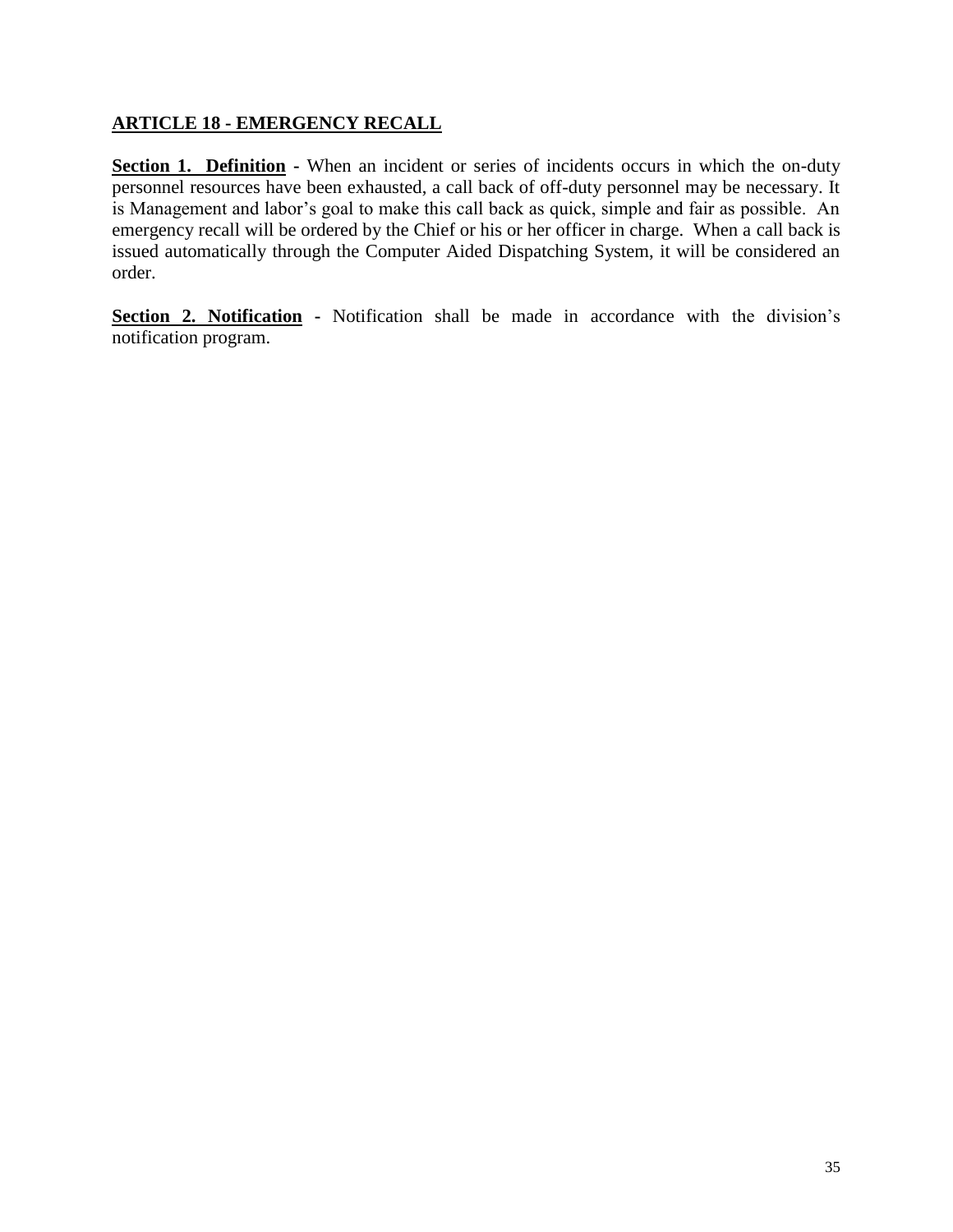## ARTICLE 18 - EMERGENCY RECALL

**Section 1. Definition** - When an incident or series of incidents occurs in which the on-duty personnel resources have been exhausted, a call back of off-duty personnel may be necessary. It is Management and labor's goal to make this call back as quick, simple and fair as possible. An emergency recall will be ordered by the Chief or his or her officer in charge. When a call back is issued automatically through the Computer Aided Dispatching System, it will be considered an order.

**Section 2. Notification** - Notification shall be made in accordance with the division's notification program.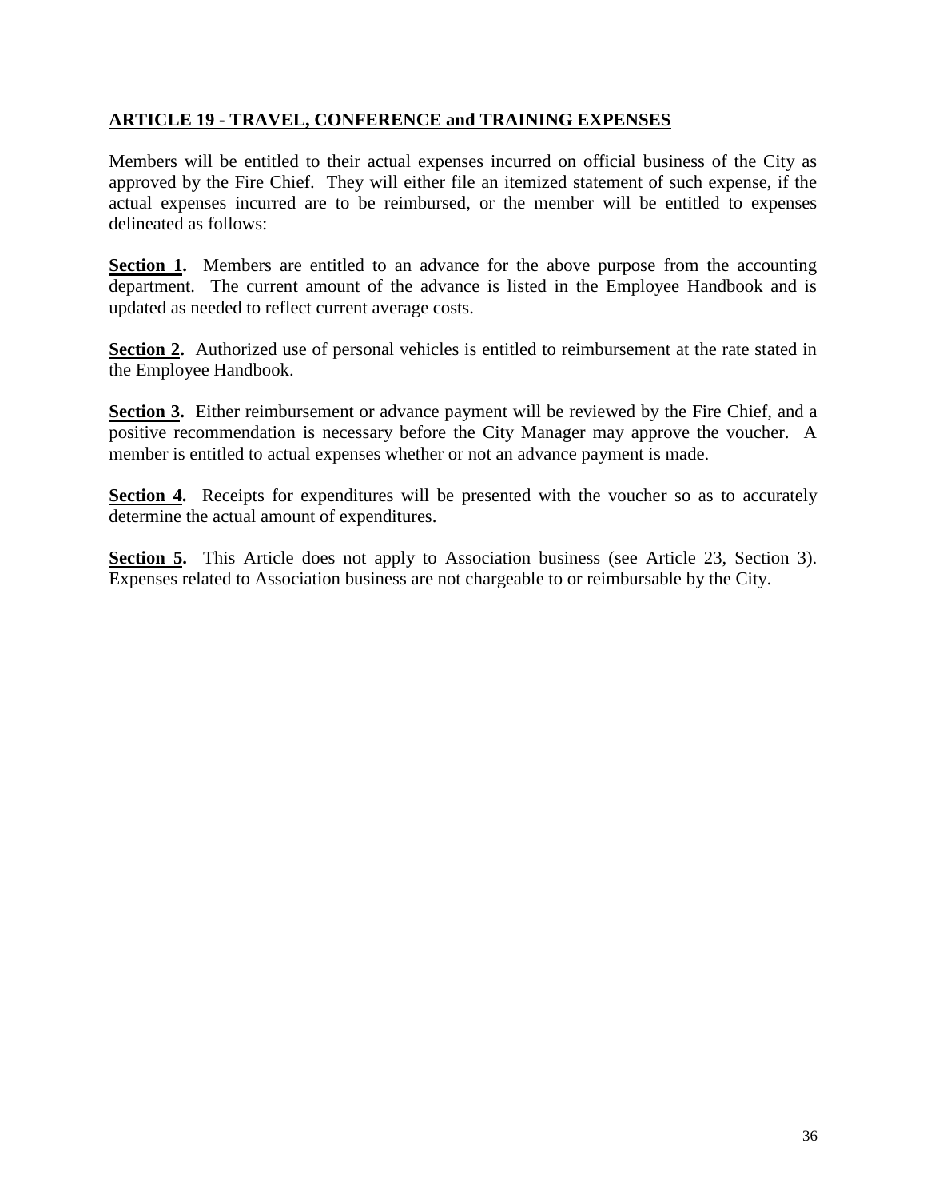## ARTICLE 19 - TRAVEL, CONFERENCE and TRAINING EXPENSES

Members will be entitled to their actual expenses incurred on official business of the City as approved by the Fire Chief. They will either file an itemized statement of such expense, if the actual expenses incurred are to be reimbursed, or the member will be entitled to expenses delineated as follows:

**Section 1.** Members are entitled to an advance for the above purpose from the accounting department. The current amount of the advance is listed in the Employee Handbook and is updated as needed to reflect current average costs.

**Section 2.** Authorized use of personal vehicles is entitled to reimbursement at the rate stated in the Employee Handbook.

**Section 3.** Either reimbursement or advance payment will be reviewed by the Fire Chief, and a positive recommendation is necessary before the City Manager may approve the voucher. A member is entitled to actual expenses whether or not an advance payment is made.

**Section 4.** Receipts for expenditures will be presented with the voucher so as to accurately determine the actual amount of expenditures.

**Section 5.** This Article does not apply to Association business (see Article 23, Section 3). Expenses related to Association business are not chargeable to or reimbursable by the City.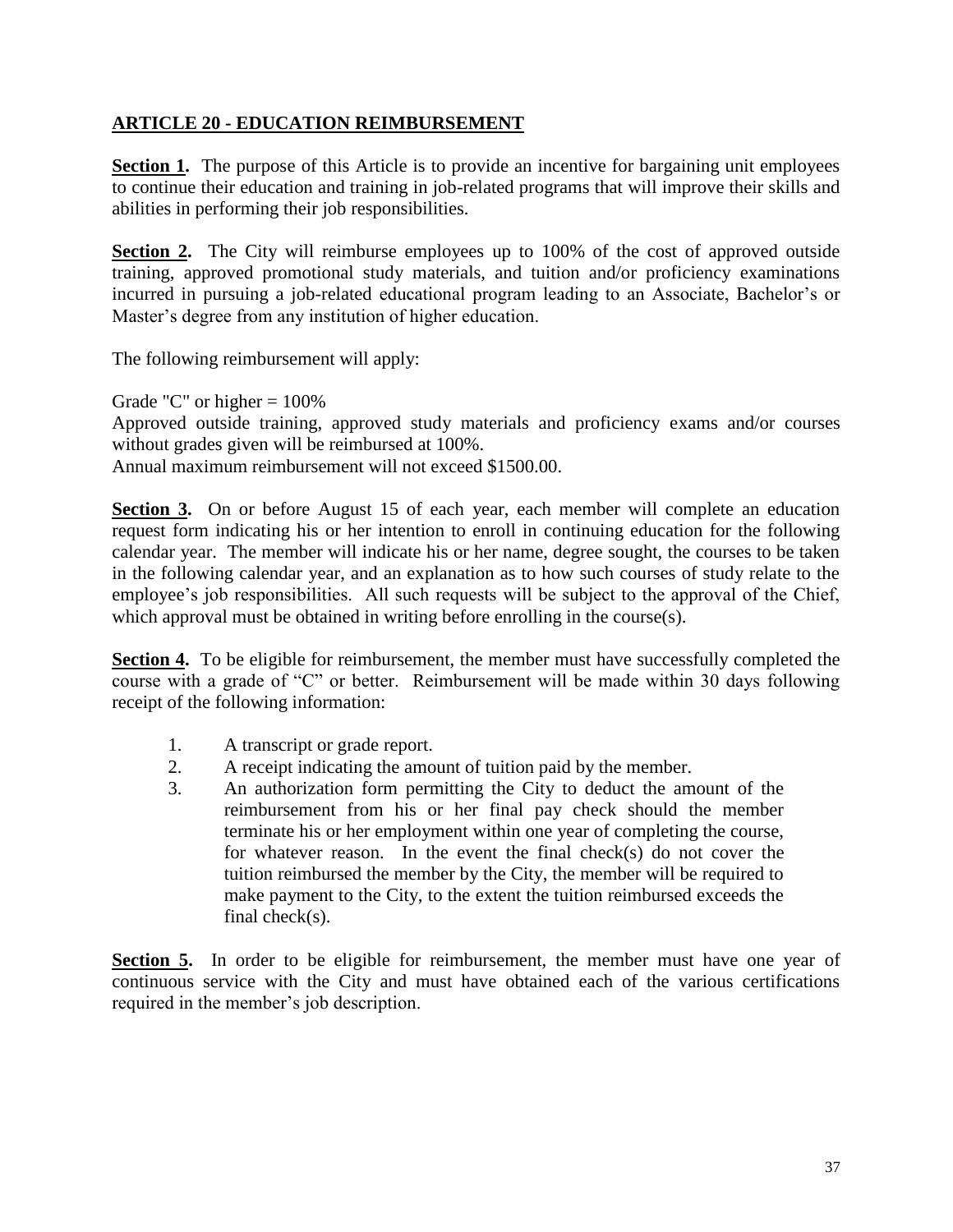## ARTICLE 20 - EDUCATION REIMBURSEMENT

**Section 1.** The purpose of this Article is to provide an incentive for bargaining unit employees to continue their education and training in job-related programs that will improve their skills and abilities in performing their job responsibilities.

**Section 2.** The City will reimburse employees up to 100% of the cost of approved outside training, approved promotional study materials, and tuition and/or proficiency examinations incurred in pursuing a job-related educational program leading to an Associate, Bachelor's or Master's degree from any institution of higher education.

The following reimbursement will apply:

Grade "C" or higher = 100%
Approved outside training, approved study materials and proficiency exams and/or courses without grades given will be reimbursed at 100%.
Annual maximum reimbursement will not exceed $1500.00.

**Section 3.** On or before August 15 of each year, each member will complete an education request form indicating his or her intention to enroll in continuing education for the following calendar year. The member will indicate his or her name, degree sought, the courses to be taken in the following calendar year, and an explanation as to how such courses of study relate to the employee's job responsibilities. All such requests will be subject to the approval of the Chief, which approval must be obtained in writing before enrolling in the course(s).

**Section 4.** To be eligible for reimbursement, the member must have successfully completed the course with a grade of "C" or better. Reimbursement will be made within 30 days following receipt of the following information:

1. A transcript or grade report.
2. A receipt indicating the amount of tuition paid by the member.
3. An authorization form permitting the City to deduct the amount of the reimbursement from his or her final pay check should the member terminate his or her employment within one year of completing the course, for whatever reason. In the event the final check(s) do not cover the tuition reimbursed the member by the City, the member will be required to make payment to the City, to the extent the tuition reimbursed exceeds the final check(s).

**Section 5.** In order to be eligible for reimbursement, the member must have one year of continuous service with the City and must have obtained each of the various certifications required in the member's job description.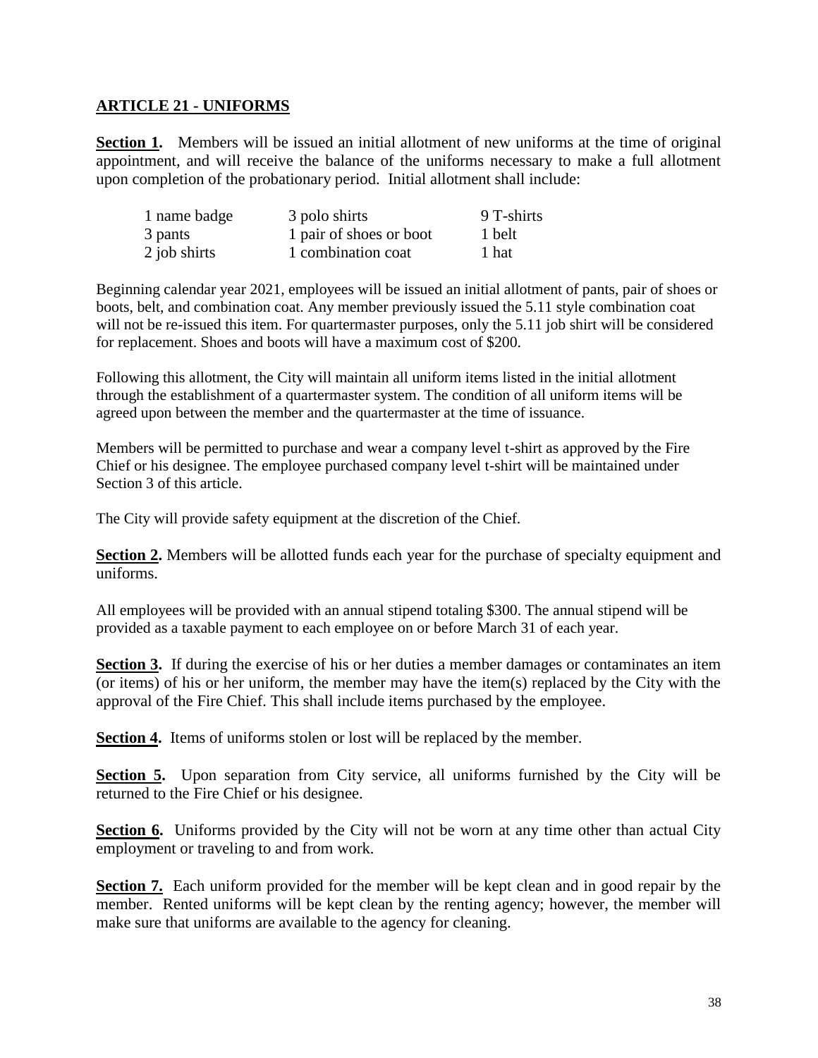## ARTICLE 21 - UNIFORMS

**Section 1.** Members will be issued an initial allotment of new uniforms at the time of original appointment, and will receive the balance of the uniforms necessary to make a full allotment upon completion of the probationary period. Initial allotment shall include:

| | | |
|---|---|---|
| 1 name badge | 3 polo shirts | 9 T-shirts |
| 3 pants | 1 pair of shoes or boot | 1 belt |
| 2 job shirts | 1 combination coat | 1 hat |

Beginning calendar year 2021, employees will be issued an initial allotment of pants, pair of shoes or boots, belt, and combination coat. Any member previously issued the 5.11 style combination coat will not be re-issued this item. For quartermaster purposes, only the 5.11 job shirt will be considered for replacement. Shoes and boots will have a maximum cost of $200.

Following this allotment, the City will maintain all uniform items listed in the initial allotment through the establishment of a quartermaster system. The condition of all uniform items will be agreed upon between the member and the quartermaster at the time of issuance.

Members will be permitted to purchase and wear a company level t-shirt as approved by the Fire Chief or his designee. The employee purchased company level t-shirt will be maintained under Section 3 of this article.

The City will provide safety equipment at the discretion of the Chief.

**Section 2.** Members will be allotted funds each year for the purchase of specialty equipment and uniforms.

All employees will be provided with an annual stipend totaling $300. The annual stipend will be provided as a taxable payment to each employee on or before March 31 of each year.

**Section 3.** If during the exercise of his or her duties a member damages or contaminates an item (or items) of his or her uniform, the member may have the item(s) replaced by the City with the approval of the Fire Chief. This shall include items purchased by the employee.

**Section 4.** Items of uniforms stolen or lost will be replaced by the member.

**Section 5.** Upon separation from City service, all uniforms furnished by the City will be returned to the Fire Chief or his designee.

**Section 6.** Uniforms provided by the City will not be worn at any time other than actual City employment or traveling to and from work.

**Section 7.** Each uniform provided for the member will be kept clean and in good repair by the member. Rented uniforms will be kept clean by the renting agency; however, the member will make sure that uniforms are available to the agency for cleaning.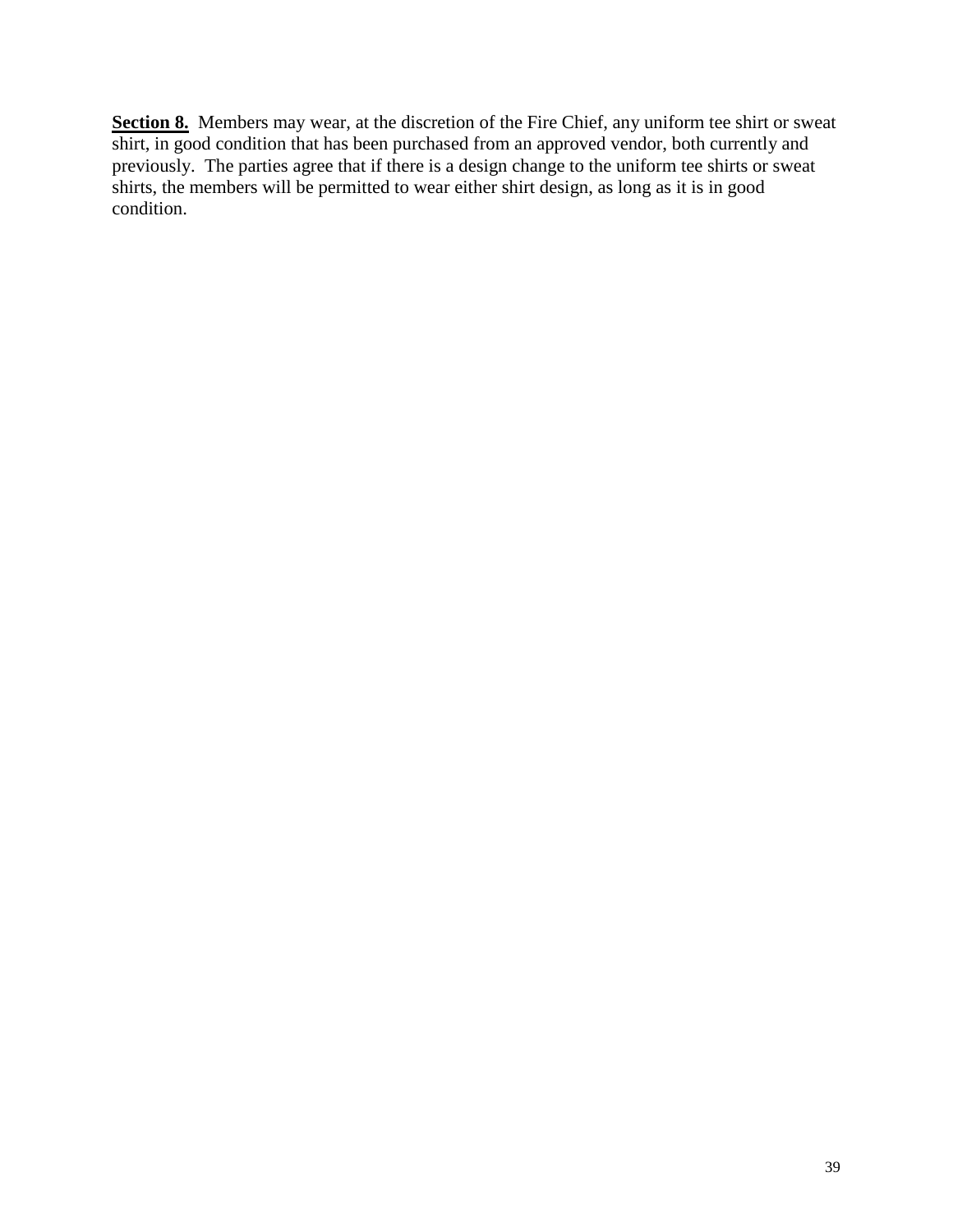**Section 8.** Members may wear, at the discretion of the Fire Chief, any uniform tee shirt or sweat shirt, in good condition that has been purchased from an approved vendor, both currently and previously. The parties agree that if there is a design change to the uniform tee shirts or sweat shirts, the members will be permitted to wear either shirt design, as long as it is in good condition.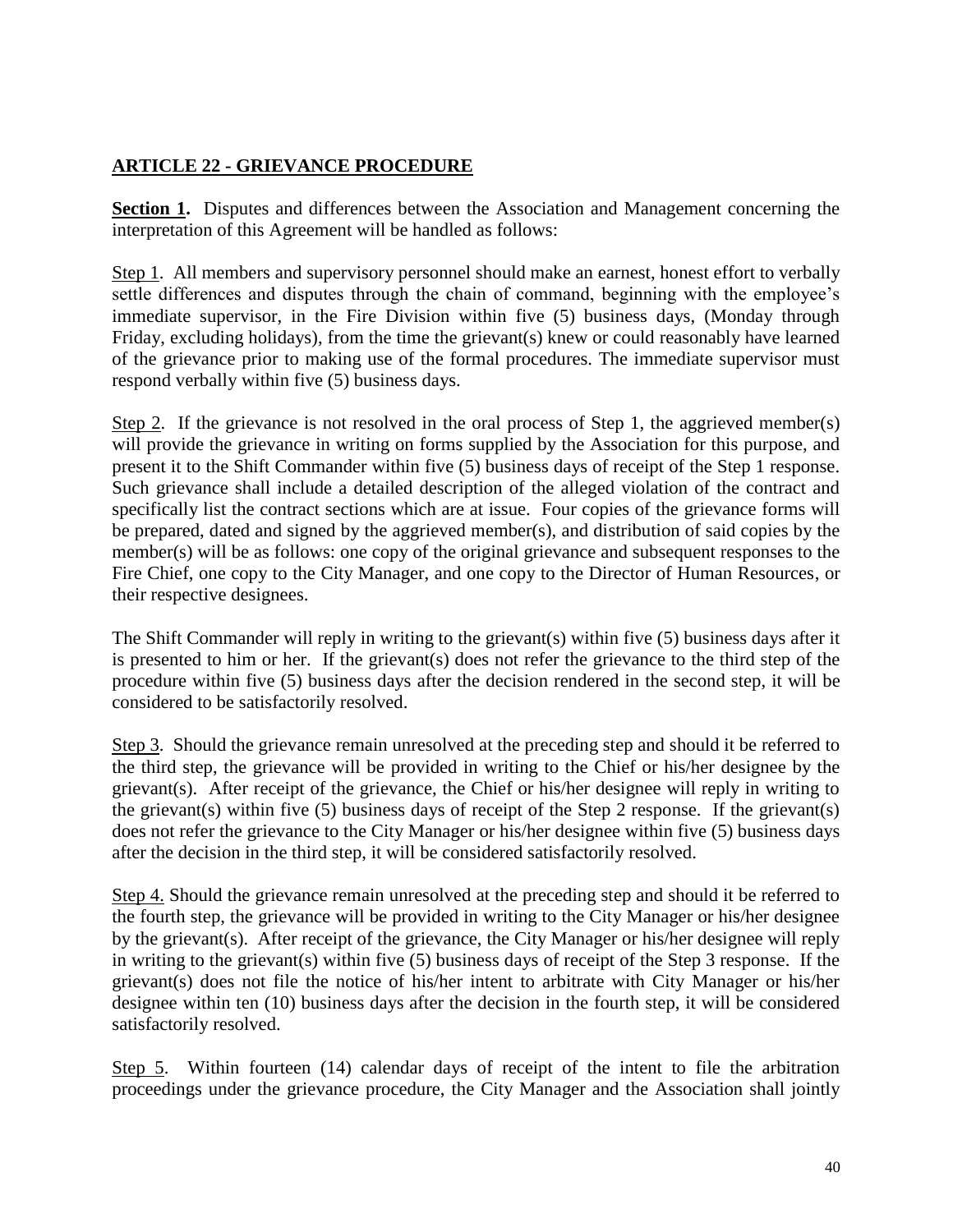## ARTICLE 22 - GRIEVANCE PROCEDURE

**Section 1.** Disputes and differences between the Association and Management concerning the interpretation of this Agreement will be handled as follows:

Step 1. All members and supervisory personnel should make an earnest, honest effort to verbally settle differences and disputes through the chain of command, beginning with the employee's immediate supervisor, in the Fire Division within five (5) business days, (Monday through Friday, excluding holidays), from the time the grievant(s) knew or could reasonably have learned of the grievance prior to making use of the formal procedures. The immediate supervisor must respond verbally within five (5) business days.

Step 2. If the grievance is not resolved in the oral process of Step 1, the aggrieved member(s) will provide the grievance in writing on forms supplied by the Association for this purpose, and present it to the Shift Commander within five (5) business days of receipt of the Step 1 response. Such grievance shall include a detailed description of the alleged violation of the contract and specifically list the contract sections which are at issue. Four copies of the grievance forms will be prepared, dated and signed by the aggrieved member(s), and distribution of said copies by the member(s) will be as follows: one copy of the original grievance and subsequent responses to the Fire Chief, one copy to the City Manager, and one copy to the Director of Human Resources, or their respective designees.

The Shift Commander will reply in writing to the grievant(s) within five (5) business days after it is presented to him or her. If the grievant(s) does not refer the grievance to the third step of the procedure within five (5) business days after the decision rendered in the second step, it will be considered to be satisfactorily resolved.

Step 3. Should the grievance remain unresolved at the preceding step and should it be referred to the third step, the grievance will be provided in writing to the Chief or his/her designee by the grievant(s). After receipt of the grievance, the Chief or his/her designee will reply in writing to the grievant(s) within five (5) business days of receipt of the Step 2 response. If the grievant(s) does not refer the grievance to the City Manager or his/her designee within five (5) business days after the decision in the third step, it will be considered satisfactorily resolved.

Step 4. Should the grievance remain unresolved at the preceding step and should it be referred to the fourth step, the grievance will be provided in writing to the City Manager or his/her designee by the grievant(s). After receipt of the grievance, the City Manager or his/her designee will reply in writing to the grievant(s) within five (5) business days of receipt of the Step 3 response. If the grievant(s) does not file the notice of his/her intent to arbitrate with City Manager or his/her designee within ten (10) business days after the decision in the fourth step, it will be considered satisfactorily resolved.

Step 5. Within fourteen (14) calendar days of receipt of the intent to file the arbitration proceedings under the grievance procedure, the City Manager and the Association shall jointly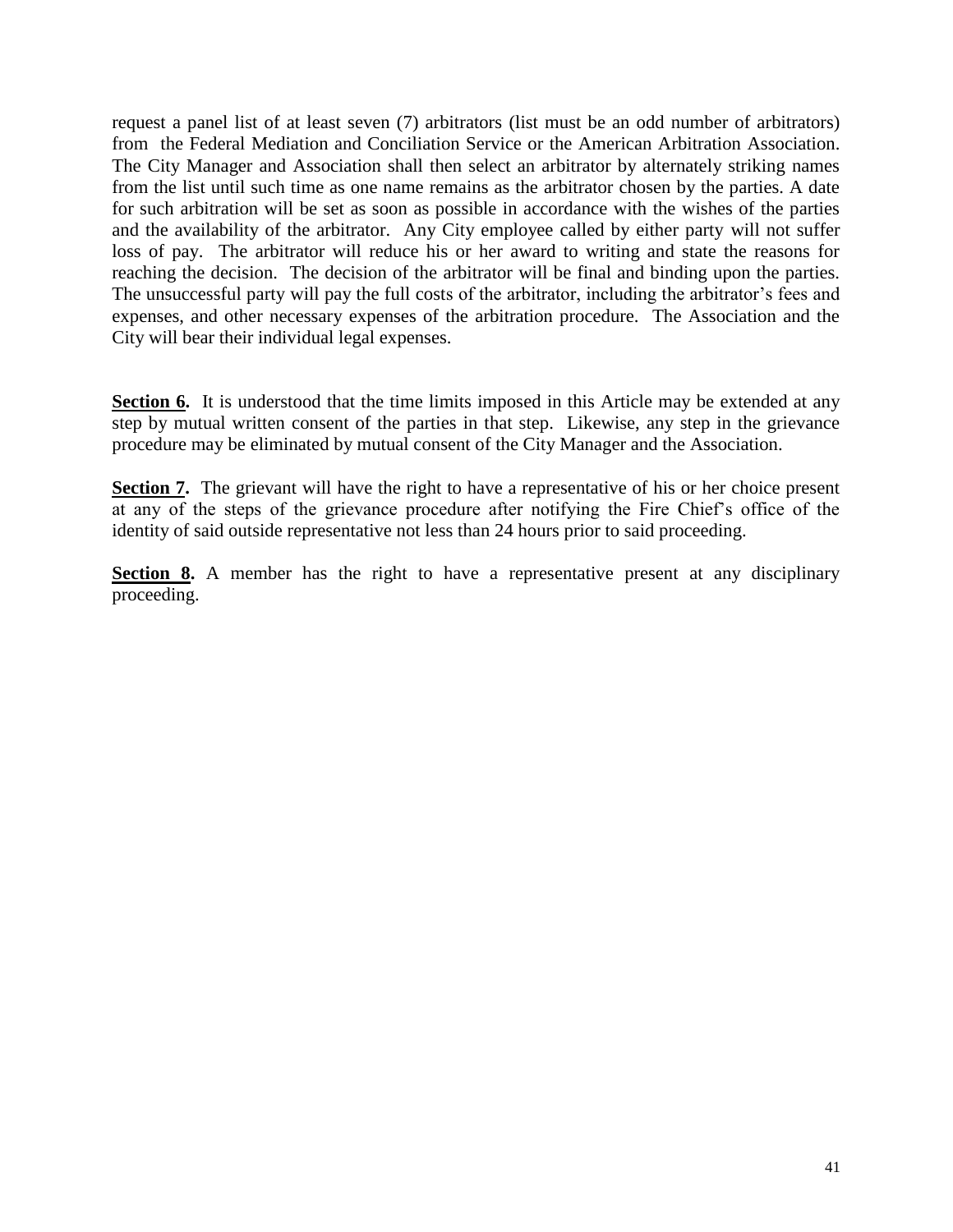request a panel list of at least seven (7) arbitrators (list must be an odd number of arbitrators) from the Federal Mediation and Conciliation Service or the American Arbitration Association. The City Manager and Association shall then select an arbitrator by alternately striking names from the list until such time as one name remains as the arbitrator chosen by the parties. A date for such arbitration will be set as soon as possible in accordance with the wishes of the parties and the availability of the arbitrator. Any City employee called by either party will not suffer loss of pay. The arbitrator will reduce his or her award to writing and state the reasons for reaching the decision. The decision of the arbitrator will be final and binding upon the parties. The unsuccessful party will pay the full costs of the arbitrator, including the arbitrator's fees and expenses, and other necessary expenses of the arbitration procedure. The Association and the City will bear their individual legal expenses.

**Section 6.** It is understood that the time limits imposed in this Article may be extended at any step by mutual written consent of the parties in that step. Likewise, any step in the grievance procedure may be eliminated by mutual consent of the City Manager and the Association.

**Section 7.** The grievant will have the right to have a representative of his or her choice present at any of the steps of the grievance procedure after notifying the Fire Chief's office of the identity of said outside representative not less than 24 hours prior to said proceeding.

**Section 8.** A member has the right to have a representative present at any disciplinary proceeding.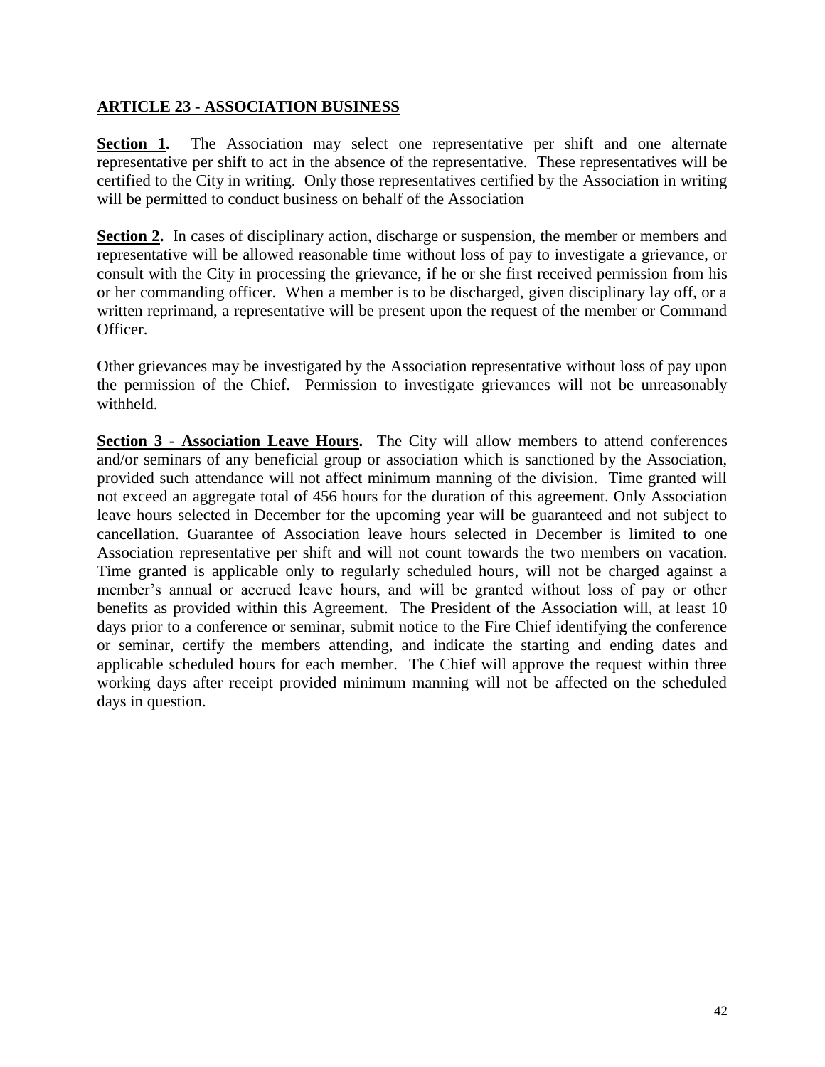## ARTICLE 23 - ASSOCIATION BUSINESS

**Section 1.** The Association may select one representative per shift and one alternate representative per shift to act in the absence of the representative. These representatives will be certified to the City in writing. Only those representatives certified by the Association in writing will be permitted to conduct business on behalf of the Association

**Section 2.** In cases of disciplinary action, discharge or suspension, the member or members and representative will be allowed reasonable time without loss of pay to investigate a grievance, or consult with the City in processing the grievance, if he or she first received permission from his or her commanding officer. When a member is to be discharged, given disciplinary lay off, or a written reprimand, a representative will be present upon the request of the member or Command Officer.

Other grievances may be investigated by the Association representative without loss of pay upon the permission of the Chief. Permission to investigate grievances will not be unreasonably withheld.

**Section 3 - Association Leave Hours.** The City will allow members to attend conferences and/or seminars of any beneficial group or association which is sanctioned by the Association, provided such attendance will not affect minimum manning of the division. Time granted will not exceed an aggregate total of 456 hours for the duration of this agreement. Only Association leave hours selected in December for the upcoming year will be guaranteed and not subject to cancellation. Guarantee of Association leave hours selected in December is limited to one Association representative per shift and will not count towards the two members on vacation. Time granted is applicable only to regularly scheduled hours, will not be charged against a member's annual or accrued leave hours, and will be granted without loss of pay or other benefits as provided within this Agreement. The President of the Association will, at least 10 days prior to a conference or seminar, submit notice to the Fire Chief identifying the conference or seminar, certify the members attending, and indicate the starting and ending dates and applicable scheduled hours for each member. The Chief will approve the request within three working days after receipt provided minimum manning will not be affected on the scheduled days in question.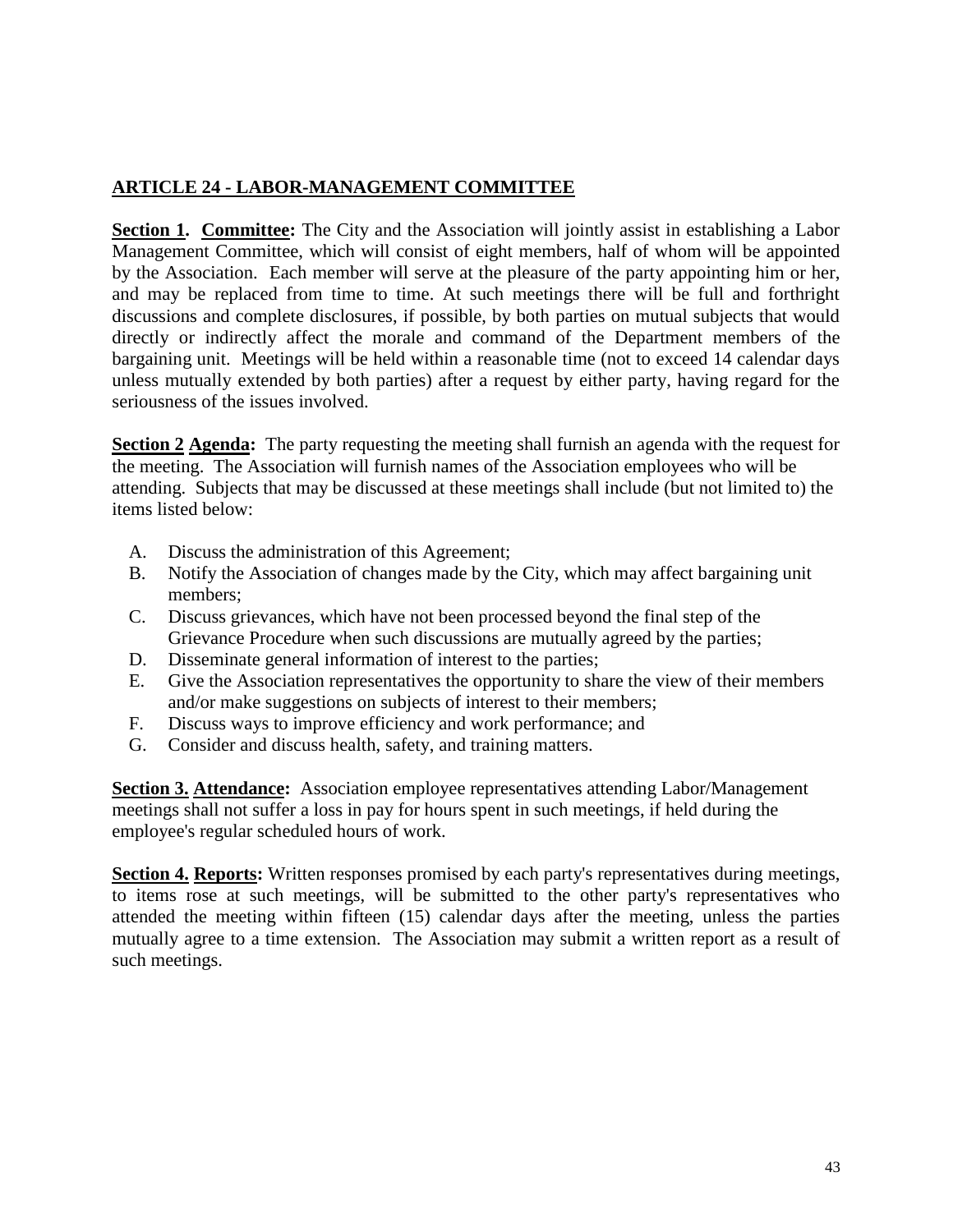## ARTICLE 24 - LABOR-MANAGEMENT COMMITTEE

**Section 1. Committee:** The City and the Association will jointly assist in establishing a Labor Management Committee, which will consist of eight members, half of whom will be appointed by the Association. Each member will serve at the pleasure of the party appointing him or her, and may be replaced from time to time. At such meetings there will be full and forthright discussions and complete disclosures, if possible, by both parties on mutual subjects that would directly or indirectly affect the morale and command of the Department members of the bargaining unit. Meetings will be held within a reasonable time (not to exceed 14 calendar days unless mutually extended by both parties) after a request by either party, having regard for the seriousness of the issues involved.

**Section 2 Agenda:** The party requesting the meeting shall furnish an agenda with the request for the meeting. The Association will furnish names of the Association employees who will be attending. Subjects that may be discussed at these meetings shall include (but not limited to) the items listed below:

A. Discuss the administration of this Agreement;
B. Notify the Association of changes made by the City, which may affect bargaining unit members;
C. Discuss grievances, which have not been processed beyond the final step of the Grievance Procedure when such discussions are mutually agreed by the parties;
D. Disseminate general information of interest to the parties;
E. Give the Association representatives the opportunity to share the view of their members and/or make suggestions on subjects of interest to their members;
F. Discuss ways to improve efficiency and work performance; and
G. Consider and discuss health, safety, and training matters.

**Section 3. Attendance:** Association employee representatives attending Labor/Management meetings shall not suffer a loss in pay for hours spent in such meetings, if held during the employee's regular scheduled hours of work.

**Section 4. Reports:** Written responses promised by each party's representatives during meetings, to items rose at such meetings, will be submitted to the other party's representatives who attended the meeting within fifteen (15) calendar days after the meeting, unless the parties mutually agree to a time extension. The Association may submit a written report as a result of such meetings.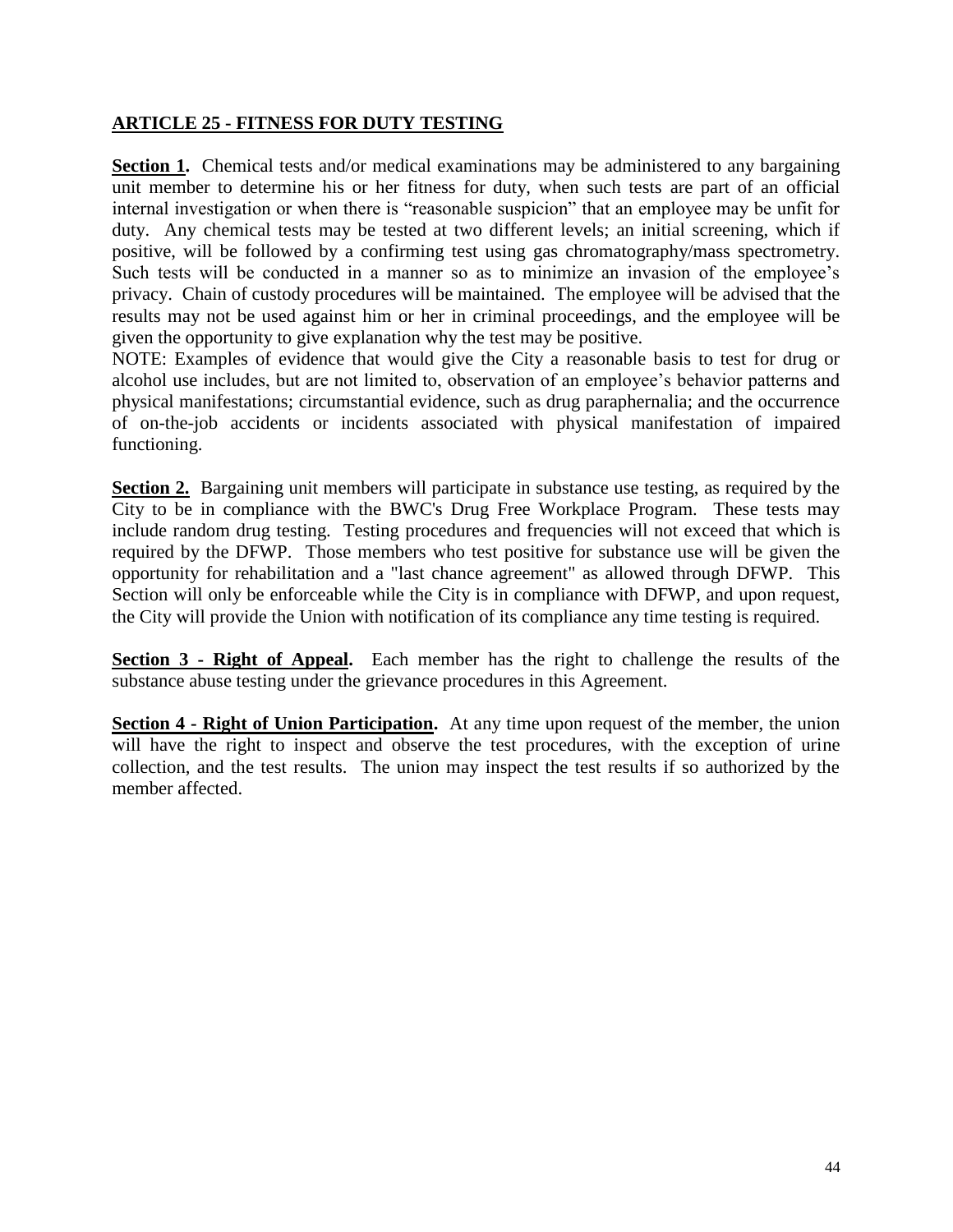## ARTICLE 25 - FITNESS FOR DUTY TESTING

**Section 1.** Chemical tests and/or medical examinations may be administered to any bargaining unit member to determine his or her fitness for duty, when such tests are part of an official internal investigation or when there is "reasonable suspicion" that an employee may be unfit for duty. Any chemical tests may be tested at two different levels; an initial screening, which if positive, will be followed by a confirming test using gas chromatography/mass spectrometry. Such tests will be conducted in a manner so as to minimize an invasion of the employee's privacy. Chain of custody procedures will be maintained. The employee will be advised that the results may not be used against him or her in criminal proceedings, and the employee will be given the opportunity to give explanation why the test may be positive.

NOTE: Examples of evidence that would give the City a reasonable basis to test for drug or alcohol use includes, but are not limited to, observation of an employee's behavior patterns and physical manifestations; circumstantial evidence, such as drug paraphernalia; and the occurrence of on-the-job accidents or incidents associated with physical manifestation of impaired functioning.

**Section 2.** Bargaining unit members will participate in substance use testing, as required by the City to be in compliance with the BWC's Drug Free Workplace Program. These tests may include random drug testing. Testing procedures and frequencies will not exceed that which is required by the DFWP. Those members who test positive for substance use will be given the opportunity for rehabilitation and a "last chance agreement" as allowed through DFWP. This Section will only be enforceable while the City is in compliance with DFWP, and upon request, the City will provide the Union with notification of its compliance any time testing is required.

**Section 3 - Right of Appeal.** Each member has the right to challenge the results of the substance abuse testing under the grievance procedures in this Agreement.

**Section 4 - Right of Union Participation.** At any time upon request of the member, the union will have the right to inspect and observe the test procedures, with the exception of urine collection, and the test results. The union may inspect the test results if so authorized by the member affected.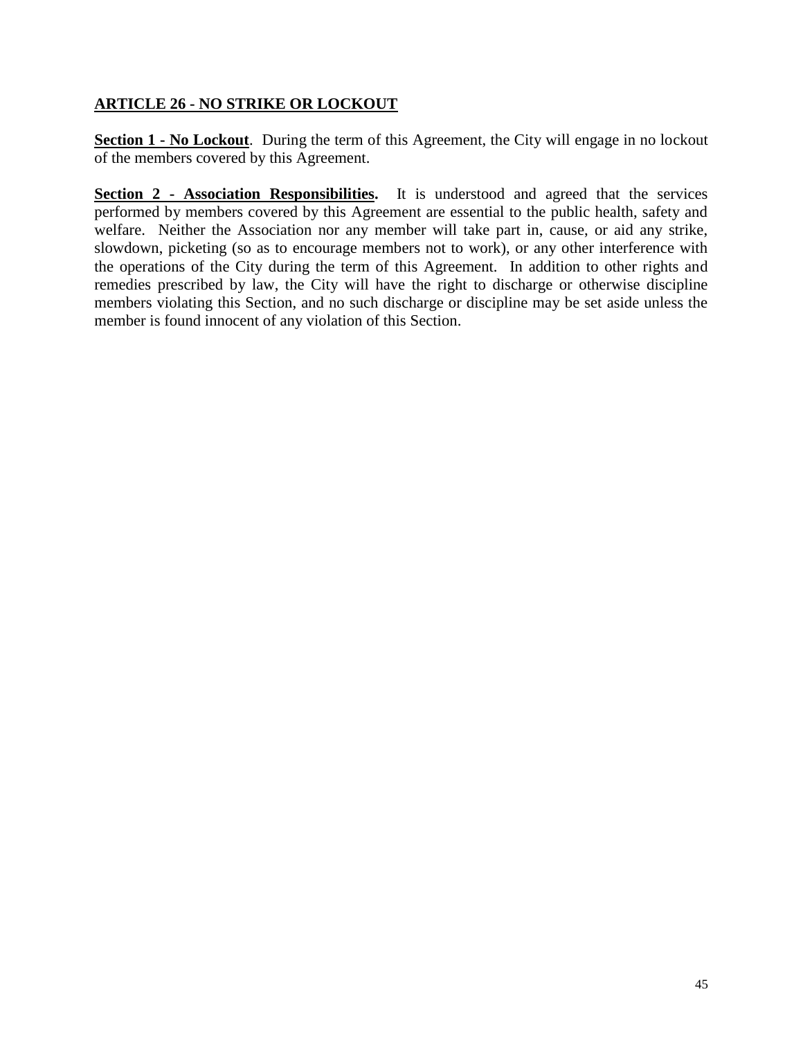## ARTICLE 26 - NO STRIKE OR LOCKOUT

**Section 1 - No Lockout**. During the term of this Agreement, the City will engage in no lockout of the members covered by this Agreement.

**Section 2 - Association Responsibilities.** It is understood and agreed that the services performed by members covered by this Agreement are essential to the public health, safety and welfare. Neither the Association nor any member will take part in, cause, or aid any strike, slowdown, picketing (so as to encourage members not to work), or any other interference with the operations of the City during the term of this Agreement. In addition to other rights and remedies prescribed by law, the City will have the right to discharge or otherwise discipline members violating this Section, and no such discharge or discipline may be set aside unless the member is found innocent of any violation of this Section.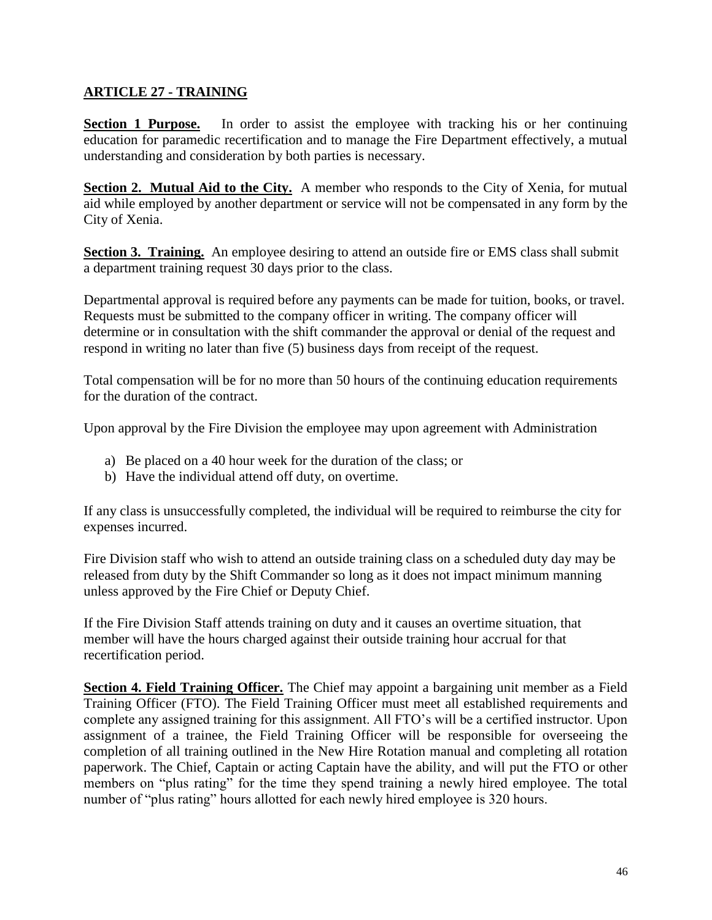## ARTICLE 27 - TRAINING

**Section 1 Purpose.** In order to assist the employee with tracking his or her continuing education for paramedic recertification and to manage the Fire Department effectively, a mutual understanding and consideration by both parties is necessary.

**Section 2. Mutual Aid to the City.** A member who responds to the City of Xenia, for mutual aid while employed by another department or service will not be compensated in any form by the City of Xenia.

**Section 3. Training.** An employee desiring to attend an outside fire or EMS class shall submit a department training request 30 days prior to the class.

Departmental approval is required before any payments can be made for tuition, books, or travel. Requests must be submitted to the company officer in writing. The company officer will determine or in consultation with the shift commander the approval or denial of the request and respond in writing no later than five (5) business days from receipt of the request.

Total compensation will be for no more than 50 hours of the continuing education requirements for the duration of the contract.

Upon approval by the Fire Division the employee may upon agreement with Administration

a) Be placed on a 40 hour week for the duration of the class; or
b) Have the individual attend off duty, on overtime.

If any class is unsuccessfully completed, the individual will be required to reimburse the city for expenses incurred.

Fire Division staff who wish to attend an outside training class on a scheduled duty day may be released from duty by the Shift Commander so long as it does not impact minimum manning unless approved by the Fire Chief or Deputy Chief.

If the Fire Division Staff attends training on duty and it causes an overtime situation, that member will have the hours charged against their outside training hour accrual for that recertification period.

**Section 4. Field Training Officer.** The Chief may appoint a bargaining unit member as a Field Training Officer (FTO). The Field Training Officer must meet all established requirements and complete any assigned training for this assignment. All FTO's will be a certified instructor. Upon assignment of a trainee, the Field Training Officer will be responsible for overseeing the completion of all training outlined in the New Hire Rotation manual and completing all rotation paperwork. The Chief, Captain or acting Captain have the ability, and will put the FTO or other members on "plus rating" for the time they spend training a newly hired employee. The total number of "plus rating" hours allotted for each newly hired employee is 320 hours.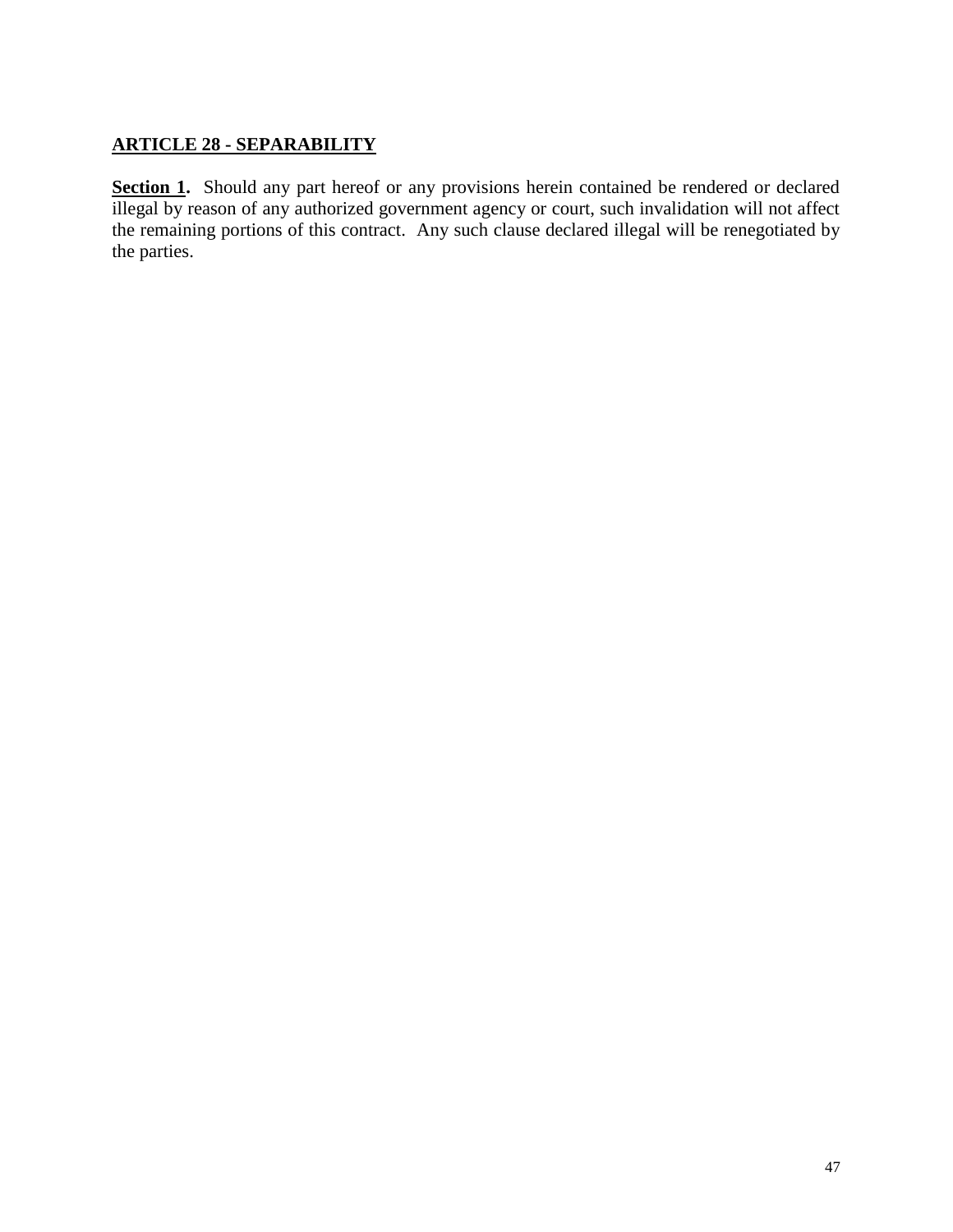## ARTICLE 28 - SEPARABILITY

**Section 1.** Should any part hereof or any provisions herein contained be rendered or declared illegal by reason of any authorized government agency or court, such invalidation will not affect the remaining portions of this contract. Any such clause declared illegal will be renegotiated by the parties.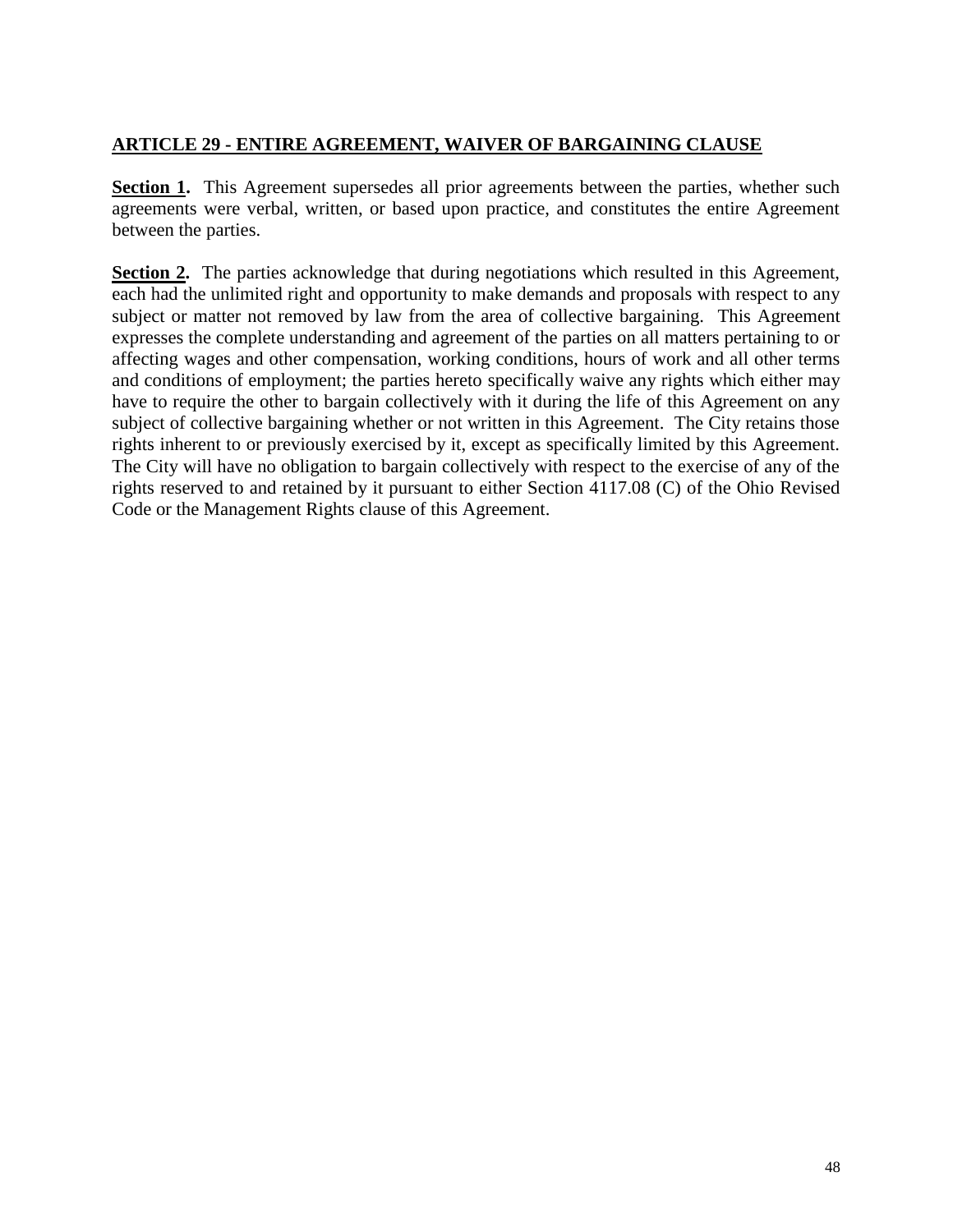## ARTICLE 29 - ENTIRE AGREEMENT, WAIVER OF BARGAINING CLAUSE

**Section 1.** This Agreement supersedes all prior agreements between the parties, whether such agreements were verbal, written, or based upon practice, and constitutes the entire Agreement between the parties.

**Section 2.** The parties acknowledge that during negotiations which resulted in this Agreement, each had the unlimited right and opportunity to make demands and proposals with respect to any subject or matter not removed by law from the area of collective bargaining. This Agreement expresses the complete understanding and agreement of the parties on all matters pertaining to or affecting wages and other compensation, working conditions, hours of work and all other terms and conditions of employment; the parties hereto specifically waive any rights which either may have to require the other to bargain collectively with it during the life of this Agreement on any subject of collective bargaining whether or not written in this Agreement. The City retains those rights inherent to or previously exercised by it, except as specifically limited by this Agreement. The City will have no obligation to bargain collectively with respect to the exercise of any of the rights reserved to and retained by it pursuant to either Section 4117.08 (C) of the Ohio Revised Code or the Management Rights clause of this Agreement.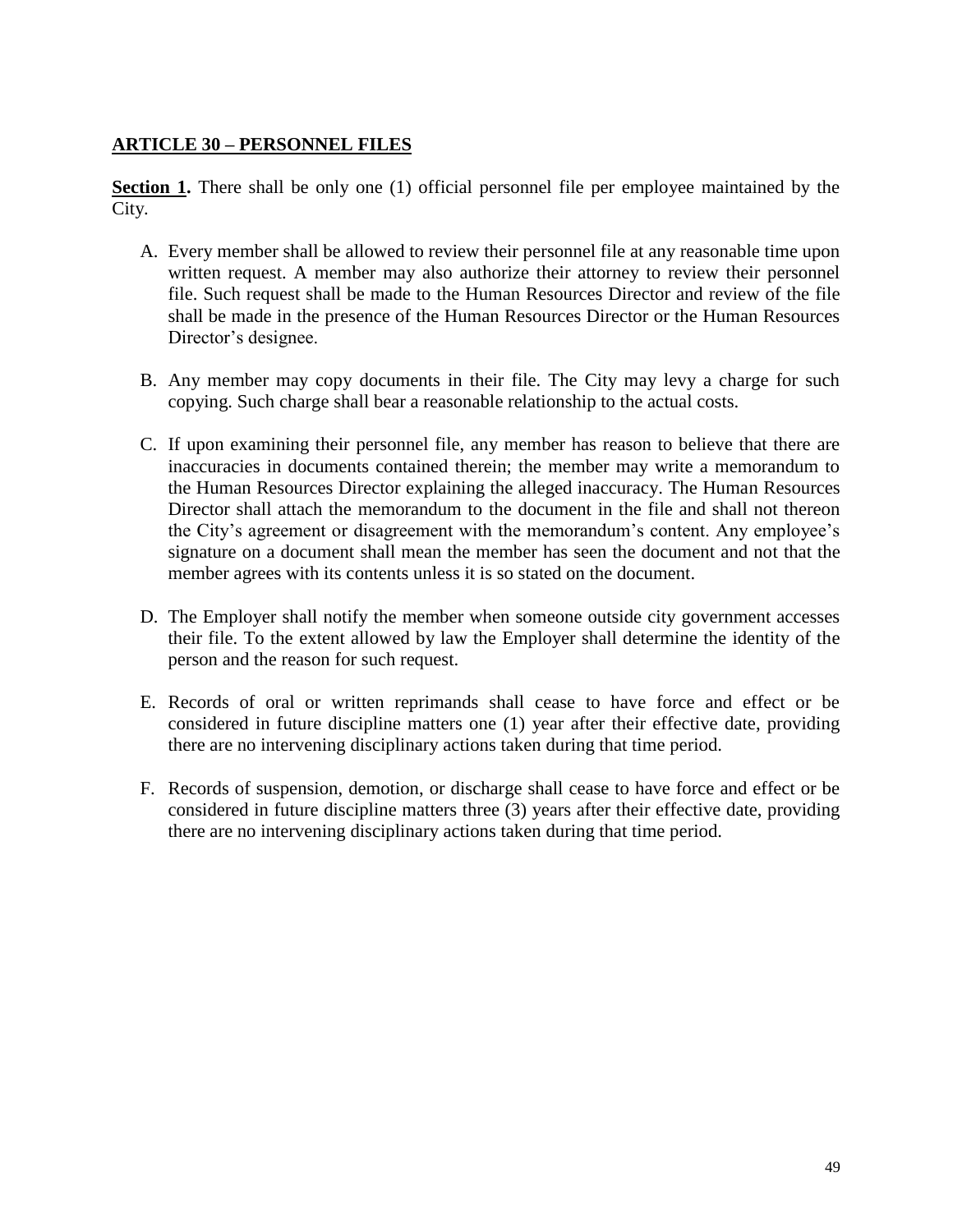## ARTICLE 30 – PERSONNEL FILES

**Section 1.** There shall be only one (1) official personnel file per employee maintained by the City.

A. Every member shall be allowed to review their personnel file at any reasonable time upon written request. A member may also authorize their attorney to review their personnel file. Such request shall be made to the Human Resources Director and review of the file shall be made in the presence of the Human Resources Director or the Human Resources Director's designee.

B. Any member may copy documents in their file. The City may levy a charge for such copying. Such charge shall bear a reasonable relationship to the actual costs.

C. If upon examining their personnel file, any member has reason to believe that there are inaccuracies in documents contained therein; the member may write a memorandum to the Human Resources Director explaining the alleged inaccuracy. The Human Resources Director shall attach the memorandum to the document in the file and shall not thereon the City's agreement or disagreement with the memorandum's content. Any employee's signature on a document shall mean the member has seen the document and not that the member agrees with its contents unless it is so stated on the document.

D. The Employer shall notify the member when someone outside city government accesses their file. To the extent allowed by law the Employer shall determine the identity of the person and the reason for such request.

E. Records of oral or written reprimands shall cease to have force and effect or be considered in future discipline matters one (1) year after their effective date, providing there are no intervening disciplinary actions taken during that time period.

F. Records of suspension, demotion, or discharge shall cease to have force and effect or be considered in future discipline matters three (3) years after their effective date, providing there are no intervening disciplinary actions taken during that time period.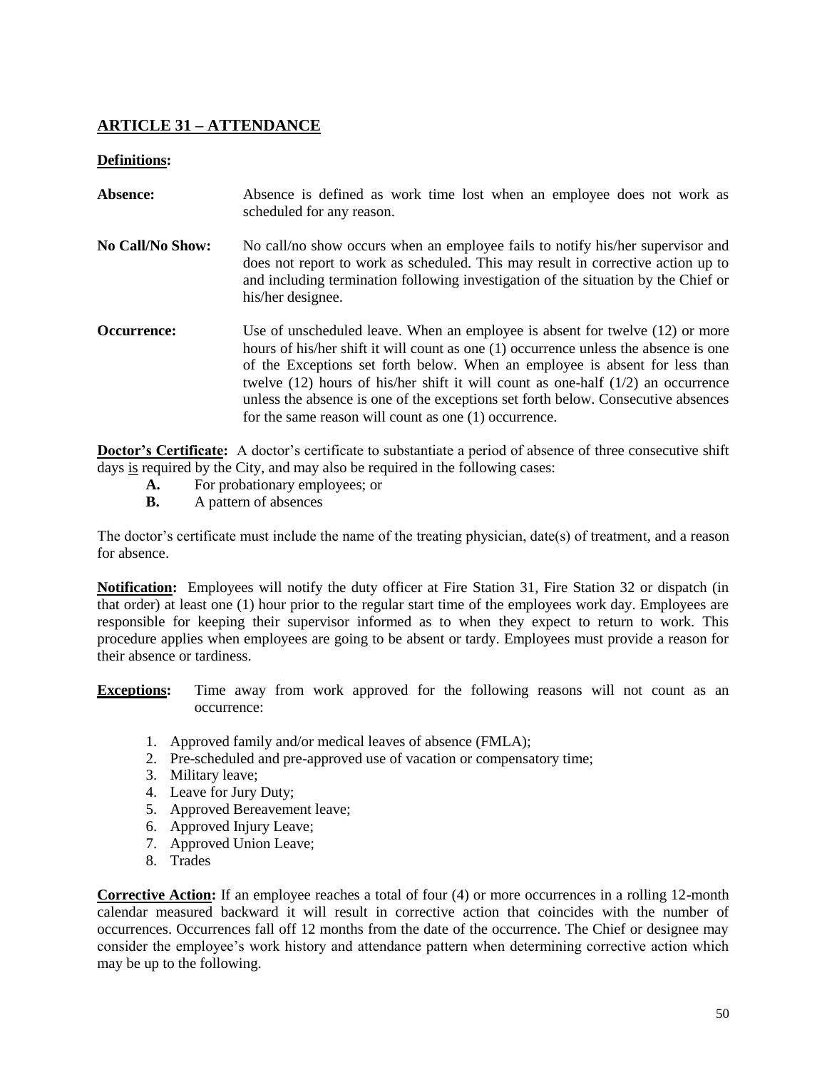## ARTICLE 31 – ATTENDANCE

**Definitions:**

**Absence:** Absence is defined as work time lost when an employee does not work as scheduled for any reason.

**No Call/No Show:** No call/no show occurs when an employee fails to notify his/her supervisor and does not report to work as scheduled. This may result in corrective action up to and including termination following investigation of the situation by the Chief or his/her designee.

**Occurrence:** Use of unscheduled leave. When an employee is absent for twelve (12) or more hours of his/her shift it will count as one (1) occurrence unless the absence is one of the Exceptions set forth below. When an employee is absent for less than twelve (12) hours of his/her shift it will count as one-half (1/2) an occurrence unless the absence is one of the exceptions set forth below. Consecutive absences for the same reason will count as one (1) occurrence.

**Doctor's Certificate:** A doctor's certificate to substantiate a period of absence of three consecutive shift days is required by the City, and may also be required in the following cases:

- **A.** For probationary employees; or
- **B.** A pattern of absences

The doctor's certificate must include the name of the treating physician, date(s) of treatment, and a reason for absence.

**Notification:** Employees will notify the duty officer at Fire Station 31, Fire Station 32 or dispatch (in that order) at least one (1) hour prior to the regular start time of the employees work day. Employees are responsible for keeping their supervisor informed as to when they expect to return to work. This procedure applies when employees are going to be absent or tardy. Employees must provide a reason for their absence or tardiness.

**Exceptions:** Time away from work approved for the following reasons will not count as an occurrence:

1. Approved family and/or medical leaves of absence (FMLA);
2. Pre-scheduled and pre-approved use of vacation or compensatory time;
3. Military leave;
4. Leave for Jury Duty;
5. Approved Bereavement leave;
6. Approved Injury Leave;
7. Approved Union Leave;
8. Trades

**Corrective Action:** If an employee reaches a total of four (4) or more occurrences in a rolling 12-month calendar measured backward it will result in corrective action that coincides with the number of occurrences. Occurrences fall off 12 months from the date of the occurrence. The Chief or designee may consider the employee's work history and attendance pattern when determining corrective action which may be up to the following.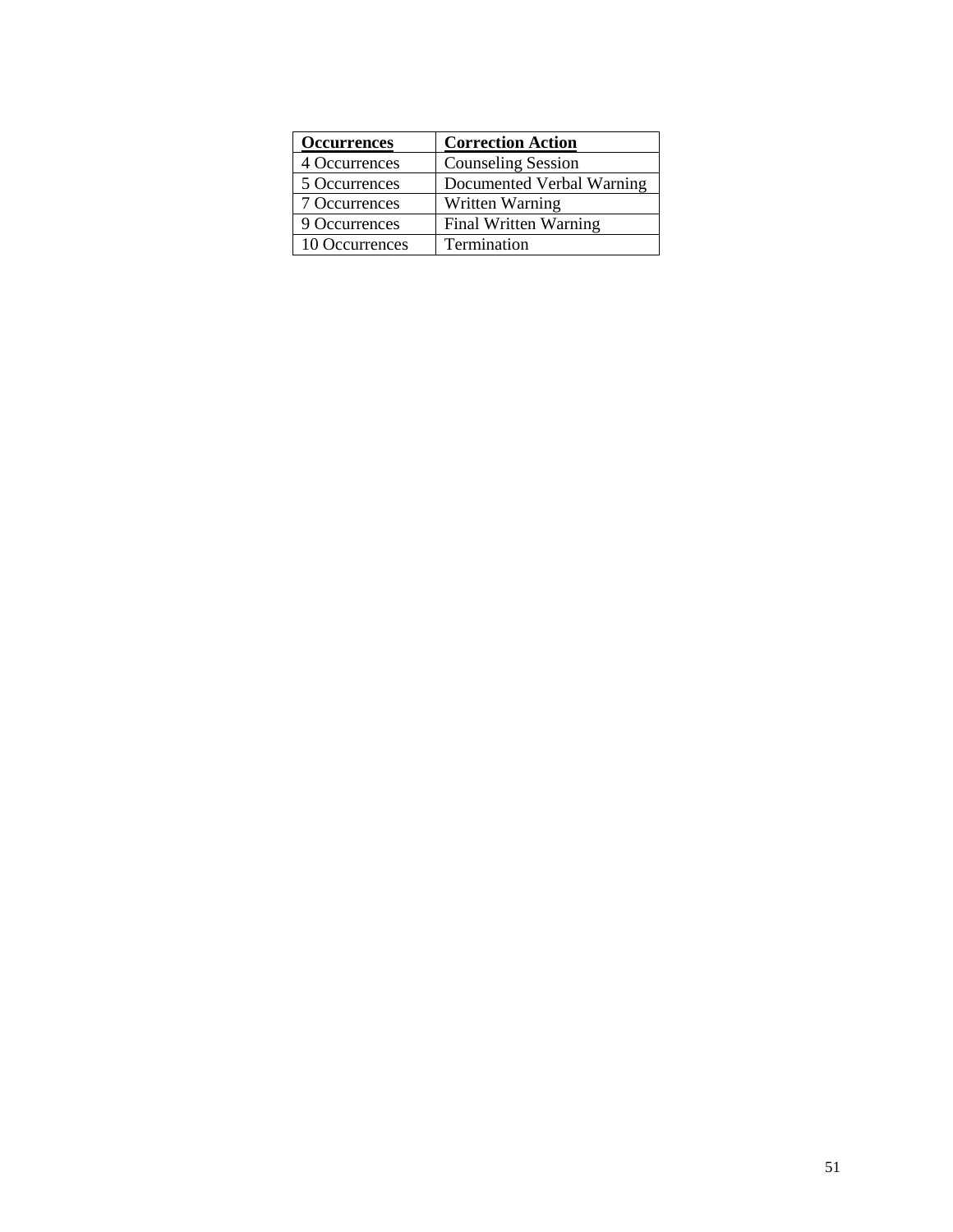| **Occurrences** | **Correction Action** |
|---|---|
| 4 Occurrences | Counseling Session |
| 5 Occurrences | Documented Verbal Warning |
| 7 Occurrences | Written Warning |
| 9 Occurrences | Final Written Warning |
| 10 Occurrences | Termination |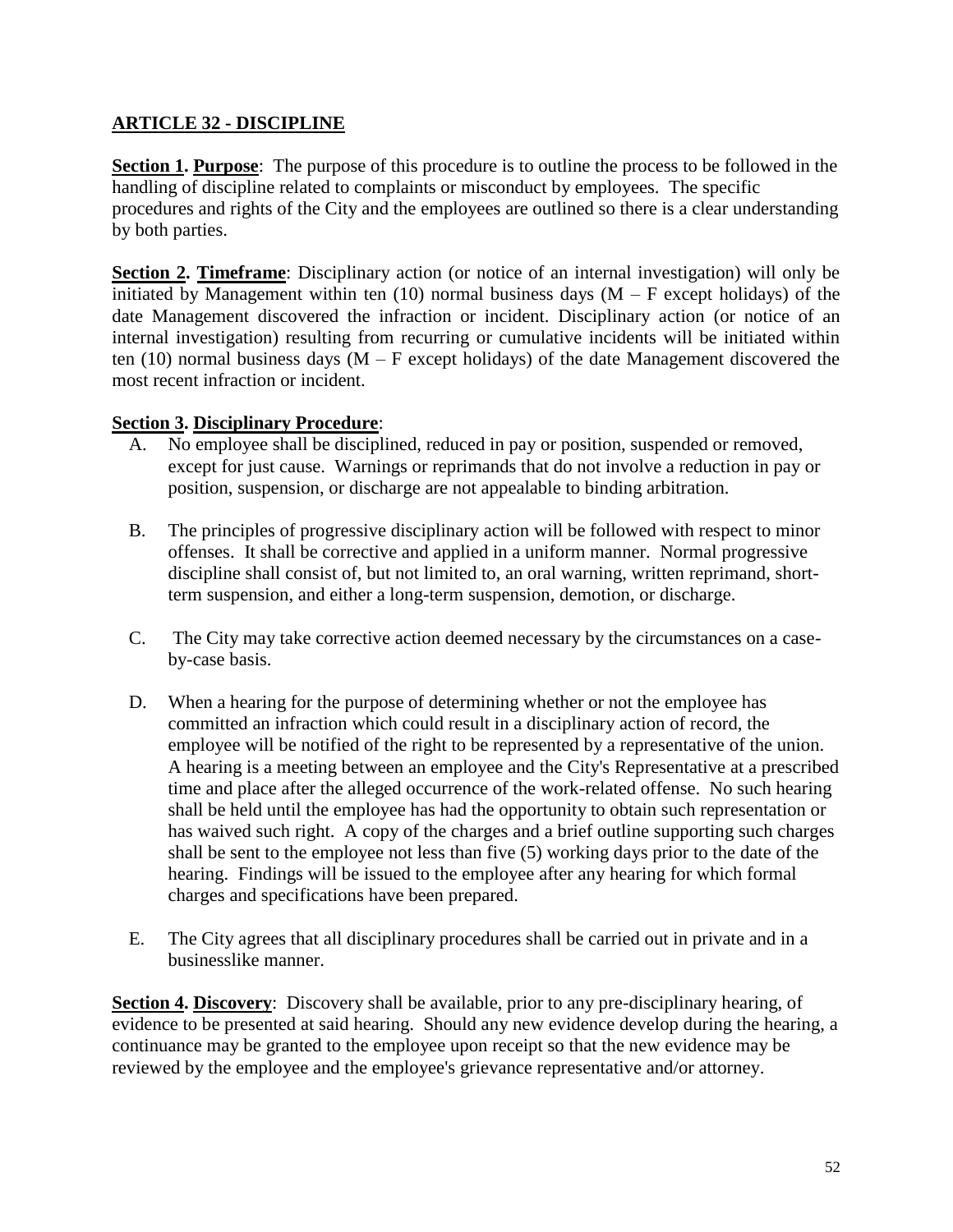## ARTICLE 32 - DISCIPLINE

**Section 1. Purpose**: The purpose of this procedure is to outline the process to be followed in the handling of discipline related to complaints or misconduct by employees. The specific procedures and rights of the City and the employees are outlined so there is a clear understanding by both parties.

**Section 2. Timeframe**: Disciplinary action (or notice of an internal investigation) will only be initiated by Management within ten (10) normal business days (M – F except holidays) of the date Management discovered the infraction or incident. Disciplinary action (or notice of an internal investigation) resulting from recurring or cumulative incidents will be initiated within ten (10) normal business days (M – F except holidays) of the date Management discovered the most recent infraction or incident.

**Section 3. Disciplinary Procedure**:

A. No employee shall be disciplined, reduced in pay or position, suspended or removed, except for just cause. Warnings or reprimands that do not involve a reduction in pay or position, suspension, or discharge are not appealable to binding arbitration.

B. The principles of progressive disciplinary action will be followed with respect to minor offenses. It shall be corrective and applied in a uniform manner. Normal progressive discipline shall consist of, but not limited to, an oral warning, written reprimand, short-term suspension, and either a long-term suspension, demotion, or discharge.

C. The City may take corrective action deemed necessary by the circumstances on a case-by-case basis.

D. When a hearing for the purpose of determining whether or not the employee has committed an infraction which could result in a disciplinary action of record, the employee will be notified of the right to be represented by a representative of the union. A hearing is a meeting between an employee and the City's Representative at a prescribed time and place after the alleged occurrence of the work-related offense. No such hearing shall be held until the employee has had the opportunity to obtain such representation or has waived such right. A copy of the charges and a brief outline supporting such charges shall be sent to the employee not less than five (5) working days prior to the date of the hearing. Findings will be issued to the employee after any hearing for which formal charges and specifications have been prepared.

E. The City agrees that all disciplinary procedures shall be carried out in private and in a businesslike manner.

**Section 4. Discovery**: Discovery shall be available, prior to any pre-disciplinary hearing, of evidence to be presented at said hearing. Should any new evidence develop during the hearing, a continuance may be granted to the employee upon receipt so that the new evidence may be reviewed by the employee and the employee's grievance representative and/or attorney.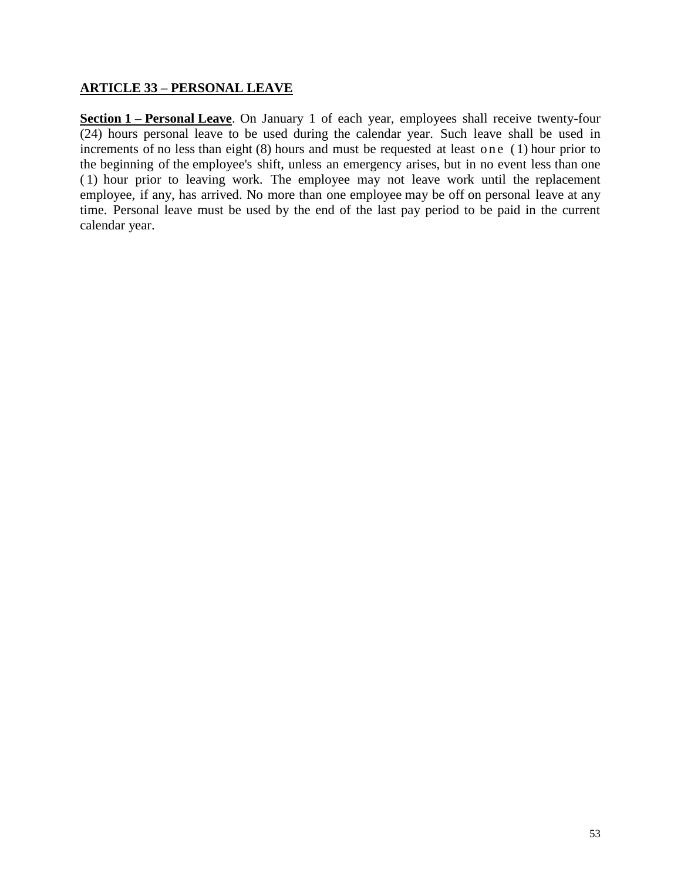## ARTICLE 33 – PERSONAL LEAVE

**Section 1 – Personal Leave**. On January 1 of each year, employees shall receive twenty-four (24) hours personal leave to be used during the calendar year. Such leave shall be used in increments of no less than eight (8) hours and must be requested at least one (1) hour prior to the beginning of the employee's shift, unless an emergency arises, but in no event less than one (1) hour prior to leaving work. The employee may not leave work until the replacement employee, if any, has arrived. No more than one employee may be off on personal leave at any time. Personal leave must be used by the end of the last pay period to be paid in the current calendar year.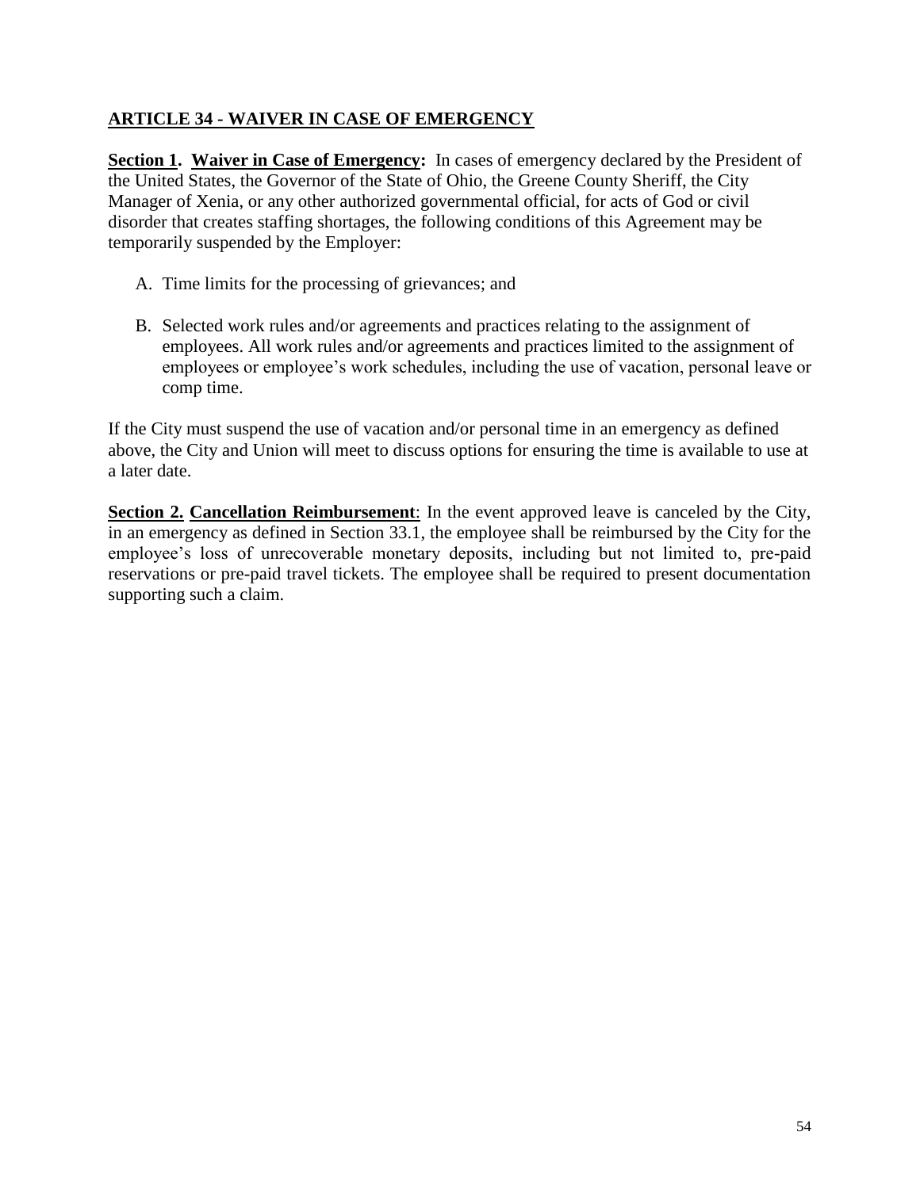## ARTICLE 34 - WAIVER IN CASE OF EMERGENCY

**Section 1. Waiver in Case of Emergency:** In cases of emergency declared by the President of the United States, the Governor of the State of Ohio, the Greene County Sheriff, the City Manager of Xenia, or any other authorized governmental official, for acts of God or civil disorder that creates staffing shortages, the following conditions of this Agreement may be temporarily suspended by the Employer:

A. Time limits for the processing of grievances; and

B. Selected work rules and/or agreements and practices relating to the assignment of employees. All work rules and/or agreements and practices limited to the assignment of employees or employee's work schedules, including the use of vacation, personal leave or comp time.

If the City must suspend the use of vacation and/or personal time in an emergency as defined above, the City and Union will meet to discuss options for ensuring the time is available to use at a later date.

**Section 2. Cancellation Reimbursement**: In the event approved leave is canceled by the City, in an emergency as defined in Section 33.1, the employee shall be reimbursed by the City for the employee's loss of unrecoverable monetary deposits, including but not limited to, pre-paid reservations or pre-paid travel tickets. The employee shall be required to present documentation supporting such a claim.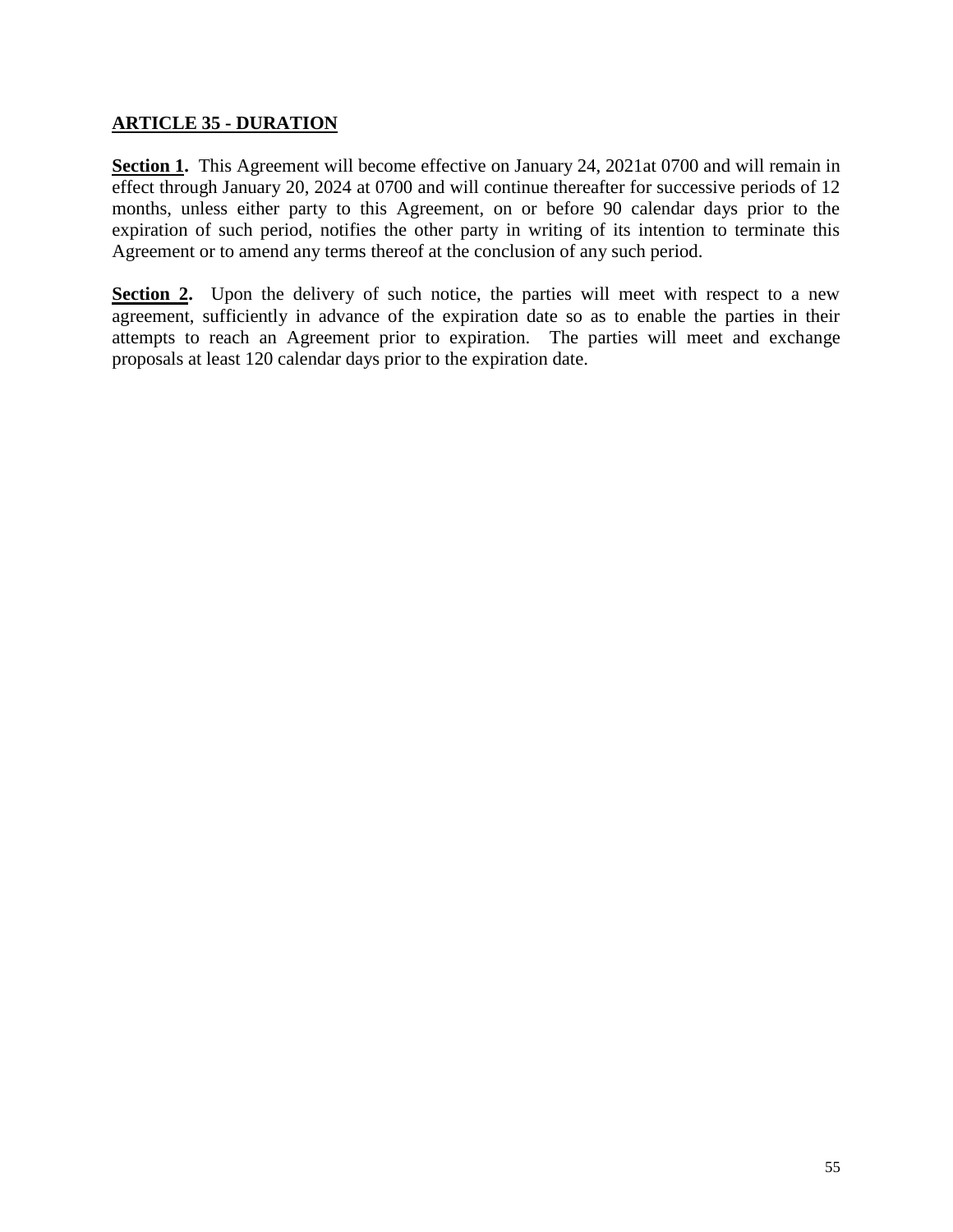## ARTICLE 35 - DURATION

**Section 1.** This Agreement will become effective on January 24, 2021at 0700 and will remain in effect through January 20, 2024 at 0700 and will continue thereafter for successive periods of 12 months, unless either party to this Agreement, on or before 90 calendar days prior to the expiration of such period, notifies the other party in writing of its intention to terminate this Agreement or to amend any terms thereof at the conclusion of any such period.

**Section 2.** Upon the delivery of such notice, the parties will meet with respect to a new agreement, sufficiently in advance of the expiration date so as to enable the parties in their attempts to reach an Agreement prior to expiration. The parties will meet and exchange proposals at least 120 calendar days prior to the expiration date.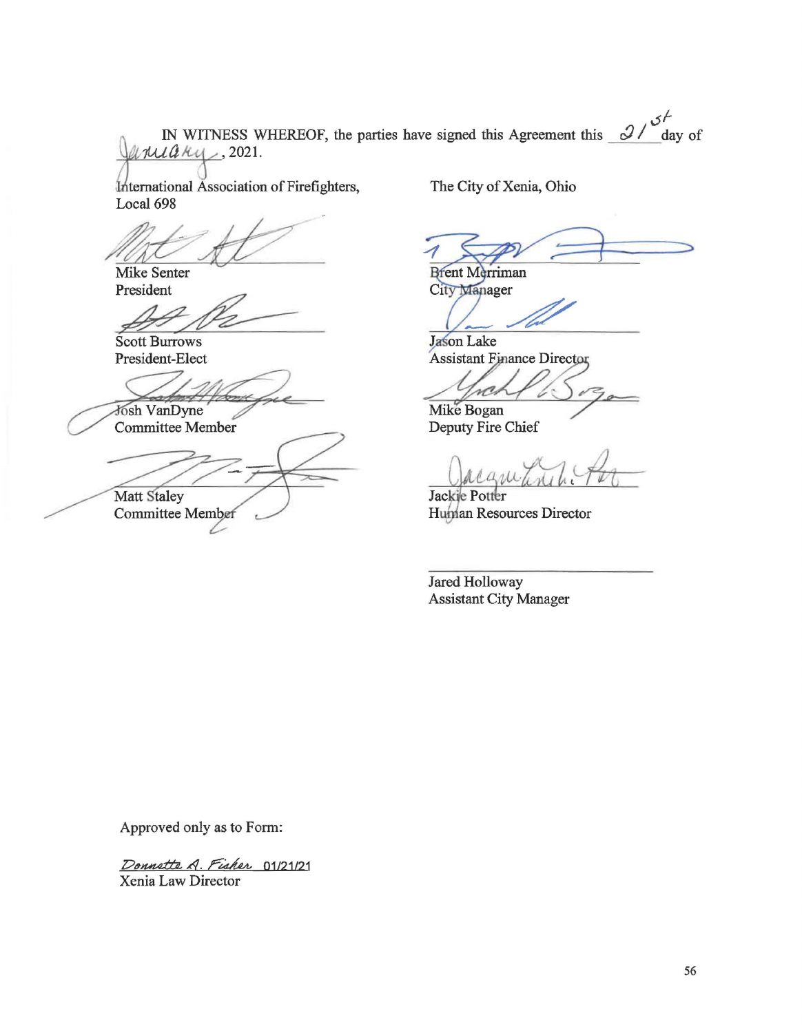IN WITNESS WHEREOF, the parties have signed this Agreement this 21st day of January, 2021.

International Association of Firefighters, Local 698

Mike Senter
President

Scott Burrows
President-Elect

Josh VanDyne
Committee Member

Matt Staley
Committee Member

The City of Xenia, Ohio

Brent Merriman
City Manager

Jason Lake
Assistant Finance Director

Mike Bogan
Deputy Fire Chief

Jackie Potter
Human Resources Director

Jared Holloway
Assistant City Manager

Approved only as to Form:

*Donnetta A. Fisher* 01/21/21
Xenia Law Director